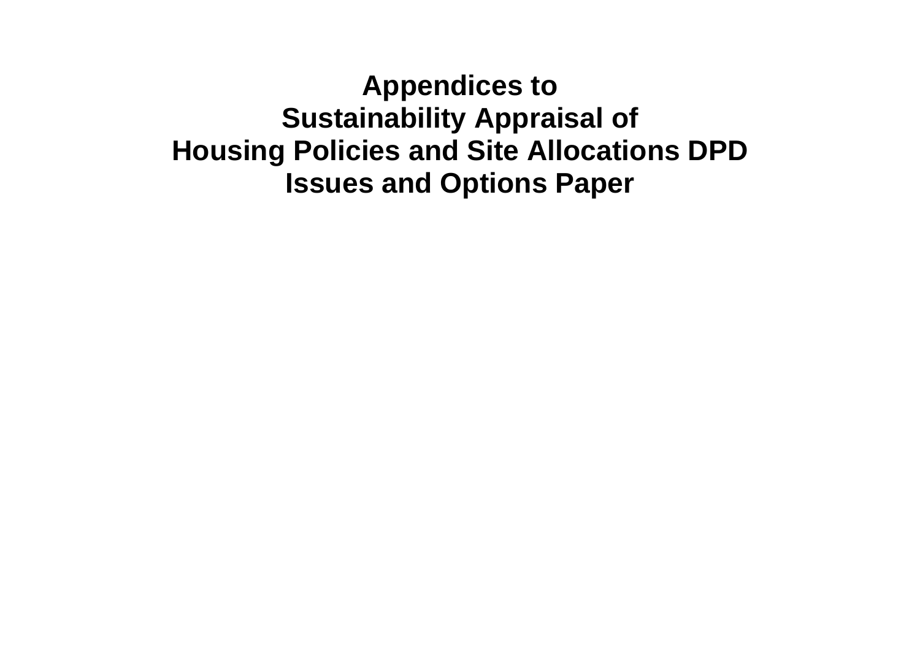# Appendices to
# Sustainability Appraisal of
# Housing Policies and Site Allocations DPD
# Issues and Options Paper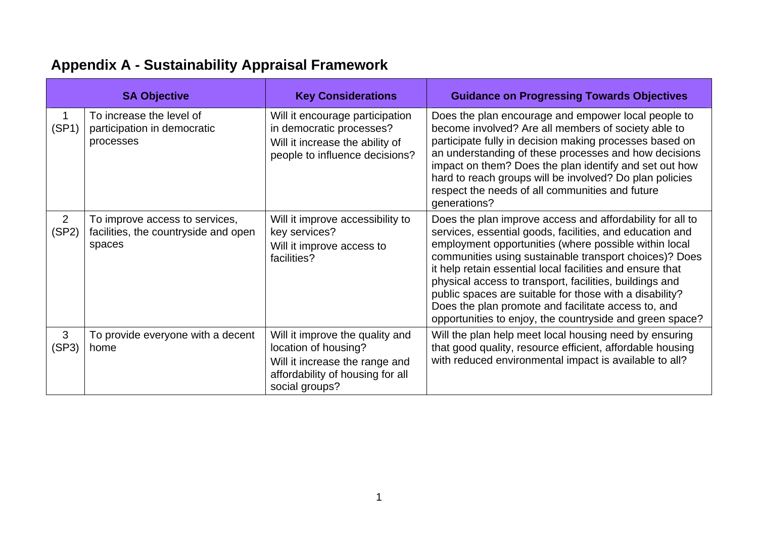## Appendix A - Sustainability Appraisal Framework

| SA Objective | | Key Considerations | Guidance on Progressing Towards Objectives |
|---|---|---|---|
| 1 (SP1) | To increase the level of participation in democratic processes | Will it encourage participation in democratic processes?<br>Will it increase the ability of people to influence decisions? | Does the plan encourage and empower local people to become involved? Are all members of society able to participate fully in decision making processes based on an understanding of these processes and how decisions impact on them? Does the plan identify and set out how hard to reach groups will be involved? Do plan policies respect the needs of all communities and future generations? |
| 2 (SP2) | To improve access to services, facilities, the countryside and open spaces | Will it improve accessibility to key services?<br>Will it improve access to facilities? | Does the plan improve access and affordability for all to services, essential goods, facilities, and education and employment opportunities (where possible within local communities using sustainable transport choices)? Does it help retain essential local facilities and ensure that physical access to transport, facilities, buildings and public spaces are suitable for those with a disability? Does the plan promote and facilitate access to, and opportunities to enjoy, the countryside and green space? |
| 3 (SP3) | To provide everyone with a decent home | Will it improve the quality and location of housing?<br>Will it increase the range and affordability of housing for all social groups? | Will the plan help meet local housing need by ensuring that good quality, resource efficient, affordable housing with reduced environmental impact is available to all? |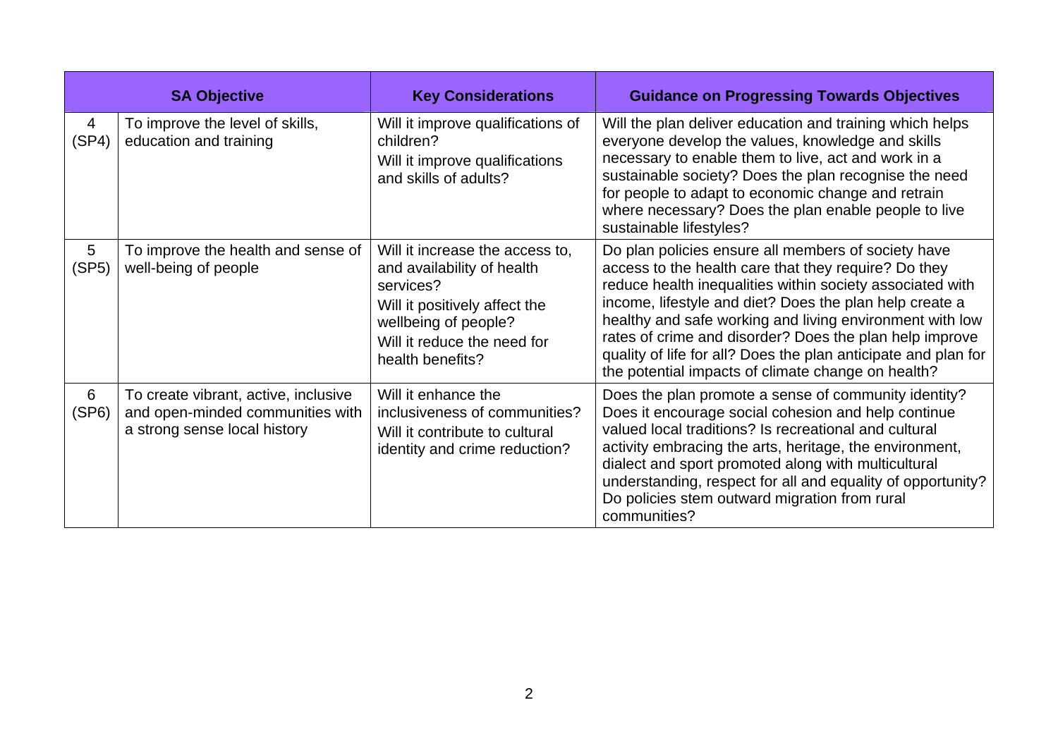| SA Objective | | Key Considerations | Guidance on Progressing Towards Objectives |
|---|---|---|---|
| 4 (SP4) | To improve the level of skills, education and training | Will it improve qualifications of children?<br>Will it improve qualifications and skills of adults? | Will the plan deliver education and training which helps everyone develop the values, knowledge and skills necessary to enable them to live, act and work in a sustainable society? Does the plan recognise the need for people to adapt to economic change and retrain where necessary? Does the plan enable people to live sustainable lifestyles? |
| 5 (SP5) | To improve the health and sense of well-being of people | Will it increase the access to, and availability of health services?<br>Will it positively affect the wellbeing of people?<br>Will it reduce the need for health benefits? | Do plan policies ensure all members of society have access to the health care that they require? Do they reduce health inequalities within society associated with income, lifestyle and diet? Does the plan help create a healthy and safe working and living environment with low rates of crime and disorder? Does the plan help improve quality of life for all? Does the plan anticipate and plan for the potential impacts of climate change on health? |
| 6 (SP6) | To create vibrant, active, inclusive and open-minded communities with a strong sense local history | Will it enhance the inclusiveness of communities?<br>Will it contribute to cultural identity and crime reduction? | Does the plan promote a sense of community identity? Does it encourage social cohesion and help continue valued local traditions? Is recreational and cultural activity embracing the arts, heritage, the environment, dialect and sport promoted along with multicultural understanding, respect for all and equality of opportunity? Do policies stem outward migration from rural communities? |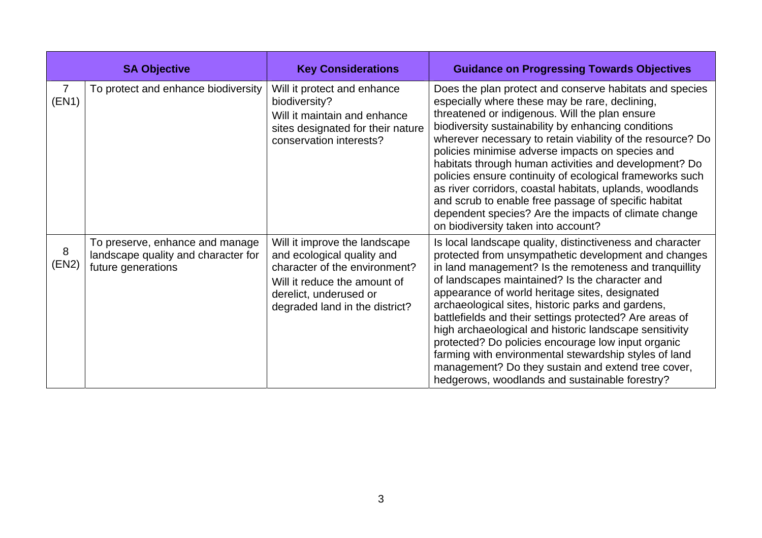| SA Objective | | Key Considerations | Guidance on Progressing Towards Objectives |
|---|---|---|---|
| 7 (EN1) | To protect and enhance biodiversity | Will it protect and enhance biodiversity?<br>Will it maintain and enhance sites designated for their nature conservation interests? | Does the plan protect and conserve habitats and species especially where these may be rare, declining, threatened or indigenous. Will the plan ensure biodiversity sustainability by enhancing conditions wherever necessary to retain viability of the resource? Do policies minimise adverse impacts on species and habitats through human activities and development? Do policies ensure continuity of ecological frameworks such as river corridors, coastal habitats, uplands, woodlands and scrub to enable free passage of specific habitat dependent species? Are the impacts of climate change on biodiversity taken into account? |
| 8 (EN2) | To preserve, enhance and manage landscape quality and character for future generations | Will it improve the landscape and ecological quality and character of the environment?<br>Will it reduce the amount of derelict, underused or degraded land in the district? | Is local landscape quality, distinctiveness and character protected from unsympathetic development and changes in land management? Is the remoteness and tranquillity of landscapes maintained? Is the character and appearance of world heritage sites, designated archaeological sites, historic parks and gardens, battlefields and their settings protected? Are areas of high archaeological and historic landscape sensitivity protected? Do policies encourage low input organic farming with environmental stewardship styles of land management? Do they sustain and extend tree cover, hedgerows, woodlands and sustainable forestry? |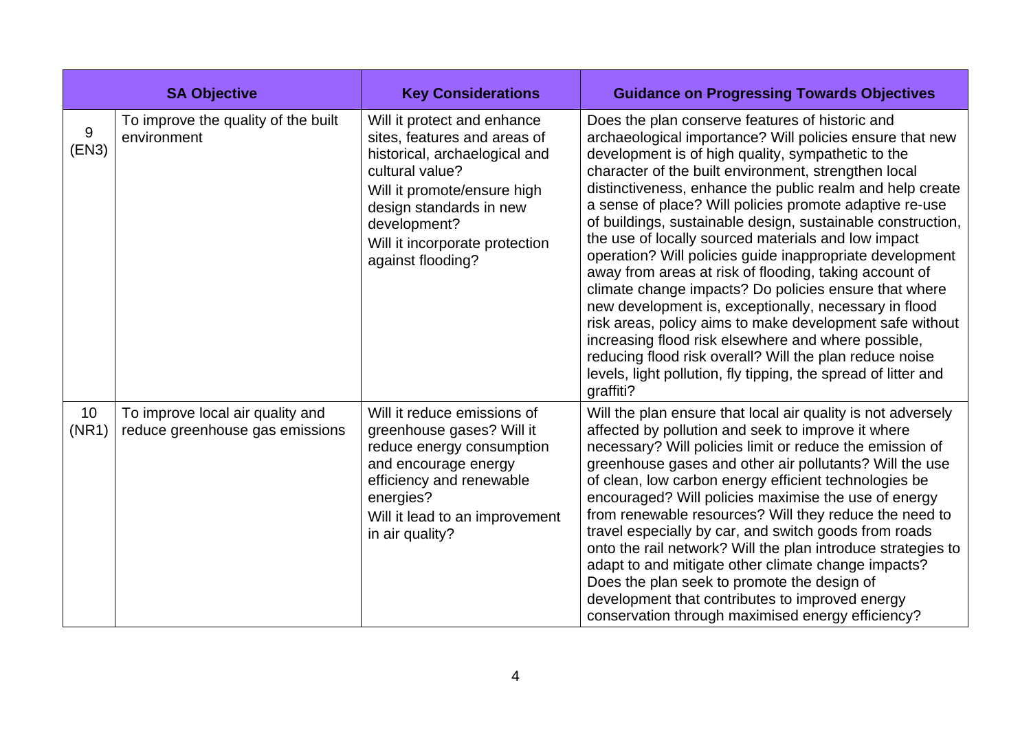| SA Objective | | Key Considerations | Guidance on Progressing Towards Objectives |
|---|---|---|---|
| 9 (EN3) | To improve the quality of the built environment | Will it protect and enhance sites, features and areas of historical, archaeological and cultural value?<br>Will it promote/ensure high design standards in new development?<br>Will it incorporate protection against flooding? | Does the plan conserve features of historic and archaeological importance? Will policies ensure that new development is of high quality, sympathetic to the character of the built environment, strengthen local distinctiveness, enhance the public realm and help create a sense of place? Will policies promote adaptive re-use of buildings, sustainable design, sustainable construction, the use of locally sourced materials and low impact operation? Will policies guide inappropriate development away from areas at risk of flooding, taking account of climate change impacts? Do policies ensure that where new development is, exceptionally, necessary in flood risk areas, policy aims to make development safe without increasing flood risk elsewhere and where possible, reducing flood risk overall? Will the plan reduce noise levels, light pollution, fly tipping, the spread of litter and graffiti? |
| 10 (NR1) | To improve local air quality and reduce greenhouse gas emissions | Will it reduce emissions of greenhouse gases? Will it reduce energy consumption and encourage energy efficiency and renewable energies?<br>Will it lead to an improvement in air quality? | Will the plan ensure that local air quality is not adversely affected by pollution and seek to improve it where necessary? Will policies limit or reduce the emission of greenhouse gases and other air pollutants? Will the use of clean, low carbon energy efficient technologies be encouraged? Will policies maximise the use of energy from renewable resources? Will they reduce the need to travel especially by car, and switch goods from roads onto the rail network? Will the plan introduce strategies to adapt to and mitigate other climate change impacts? Does the plan seek to promote the design of development that contributes to improved energy conservation through maximised energy efficiency? |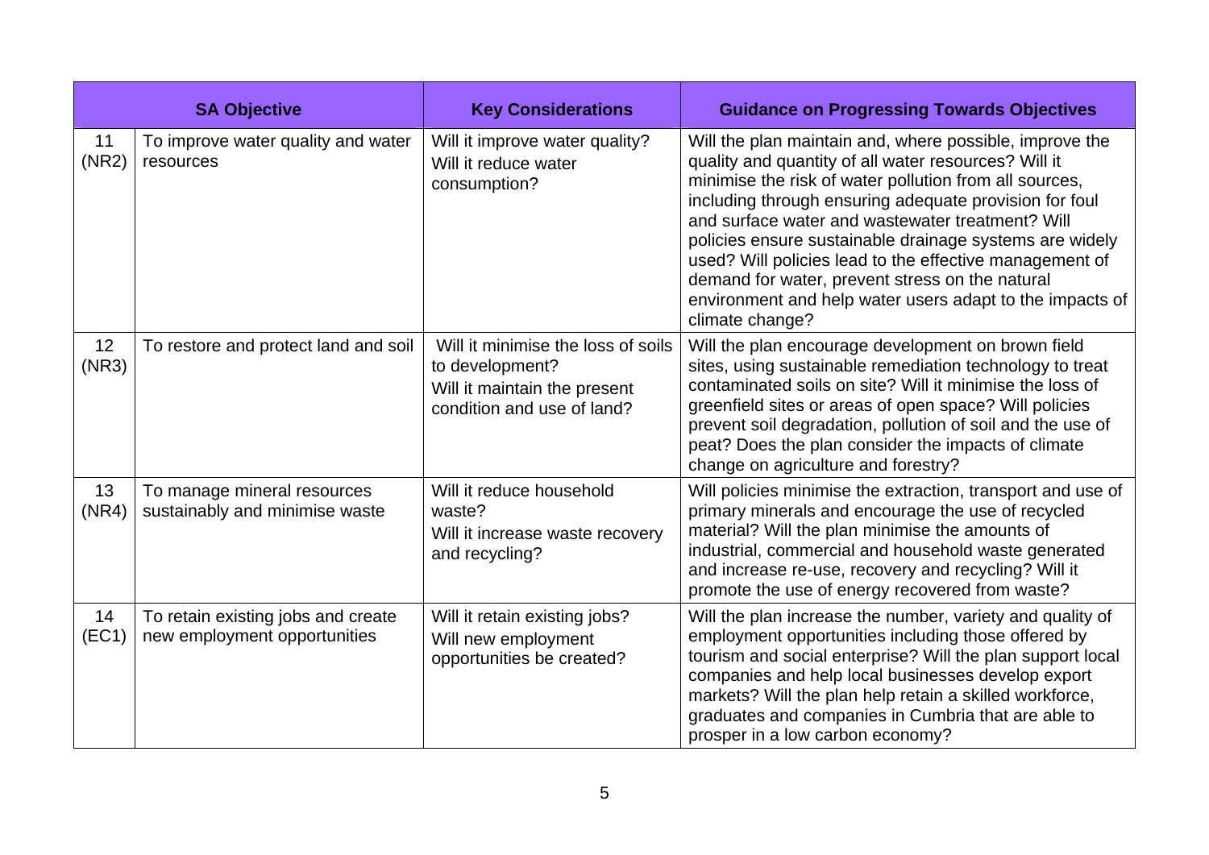| SA Objective | | Key Considerations | Guidance on Progressing Towards Objectives |
|---|---|---|---|
| 11 (NR2) | To improve water quality and water resources | Will it improve water quality? Will it reduce water consumption? | Will the plan maintain and, where possible, improve the quality and quantity of all water resources? Will it minimise the risk of water pollution from all sources, including through ensuring adequate provision for foul and surface water and wastewater treatment? Will policies ensure sustainable drainage systems are widely used? Will policies lead to the effective management of demand for water, prevent stress on the natural environment and help water users adapt to the impacts of climate change? |
| 12 (NR3) | To restore and protect land and soil | Will it minimise the loss of soils to development? Will it maintain the present condition and use of land? | Will the plan encourage development on brown field sites, using sustainable remediation technology to treat contaminated soils on site? Will it minimise the loss of greenfield sites or areas of open space? Will policies prevent soil degradation, pollution of soil and the use of peat? Does the plan consider the impacts of climate change on agriculture and forestry? |
| 13 (NR4) | To manage mineral resources sustainably and minimise waste | Will it reduce household waste? Will it increase waste recovery and recycling? | Will policies minimise the extraction, transport and use of primary minerals and encourage the use of recycled material? Will the plan minimise the amounts of industrial, commercial and household waste generated and increase re-use, recovery and recycling? Will it promote the use of energy recovered from waste? |
| 14 (EC1) | To retain existing jobs and create new employment opportunities | Will it retain existing jobs? Will new employment opportunities be created? | Will the plan increase the number, variety and quality of employment opportunities including those offered by tourism and social enterprise? Will the plan support local companies and help local businesses develop export markets? Will the plan help retain a skilled workforce, graduates and companies in Cumbria that are able to prosper in a low carbon economy? |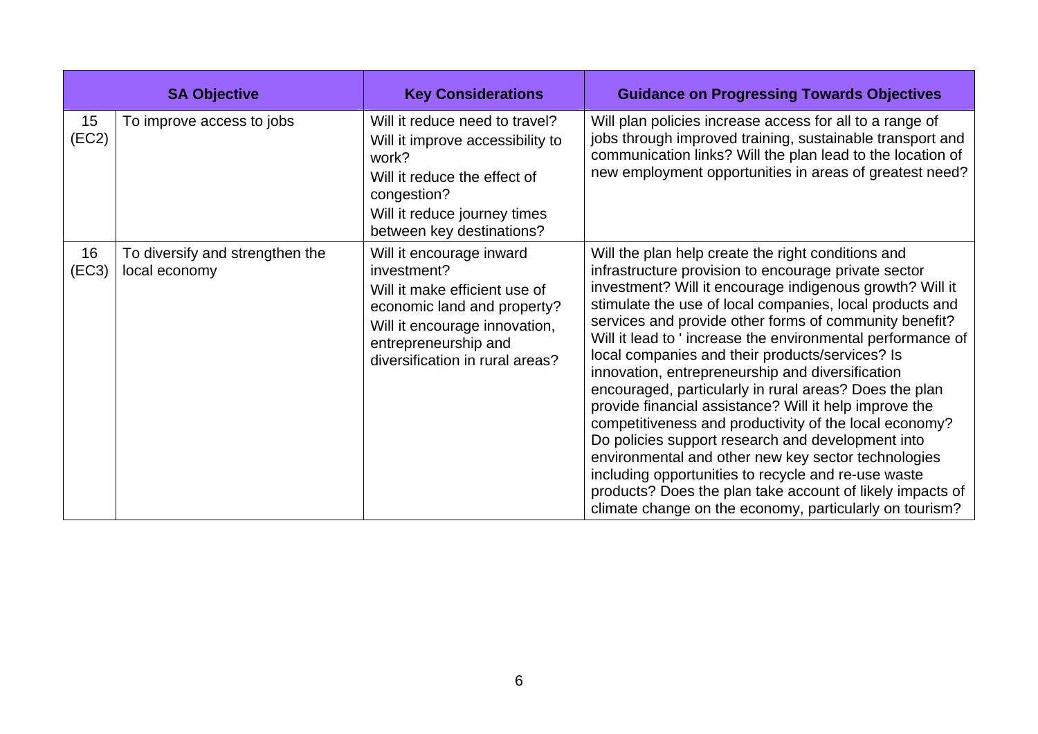| SA Objective | | Key Considerations | Guidance on Progressing Towards Objectives |
|---|---|---|---|
| 15 (EC2) | To improve access to jobs | Will it reduce need to travel?<br>Will it improve accessibility to work?<br>Will it reduce the effect of congestion?<br>Will it reduce journey times between key destinations? | Will plan policies increase access for all to a range of jobs through improved training, sustainable transport and communication links? Will the plan lead to the location of new employment opportunities in areas of greatest need? |
| 16 (EC3) | To diversify and strengthen the local economy | Will it encourage inward investment?<br>Will it make efficient use of economic land and property?<br>Will it encourage innovation, entrepreneurship and diversification in rural areas? | Will the plan help create the right conditions and infrastructure provision to encourage private sector investment? Will it encourage indigenous growth? Will it stimulate the use of local companies, local products and services and provide other forms of community benefit? Will it lead to ' increase the environmental performance of local companies and their products/services? Is innovation, entrepreneurship and diversification encouraged, particularly in rural areas? Does the plan provide financial assistance? Will it help improve the competitiveness and productivity of the local economy? Do policies support research and development into environmental and other new key sector technologies including opportunities to recycle and re-use waste products? Does the plan take account of likely impacts of climate change on the economy, particularly on tourism? |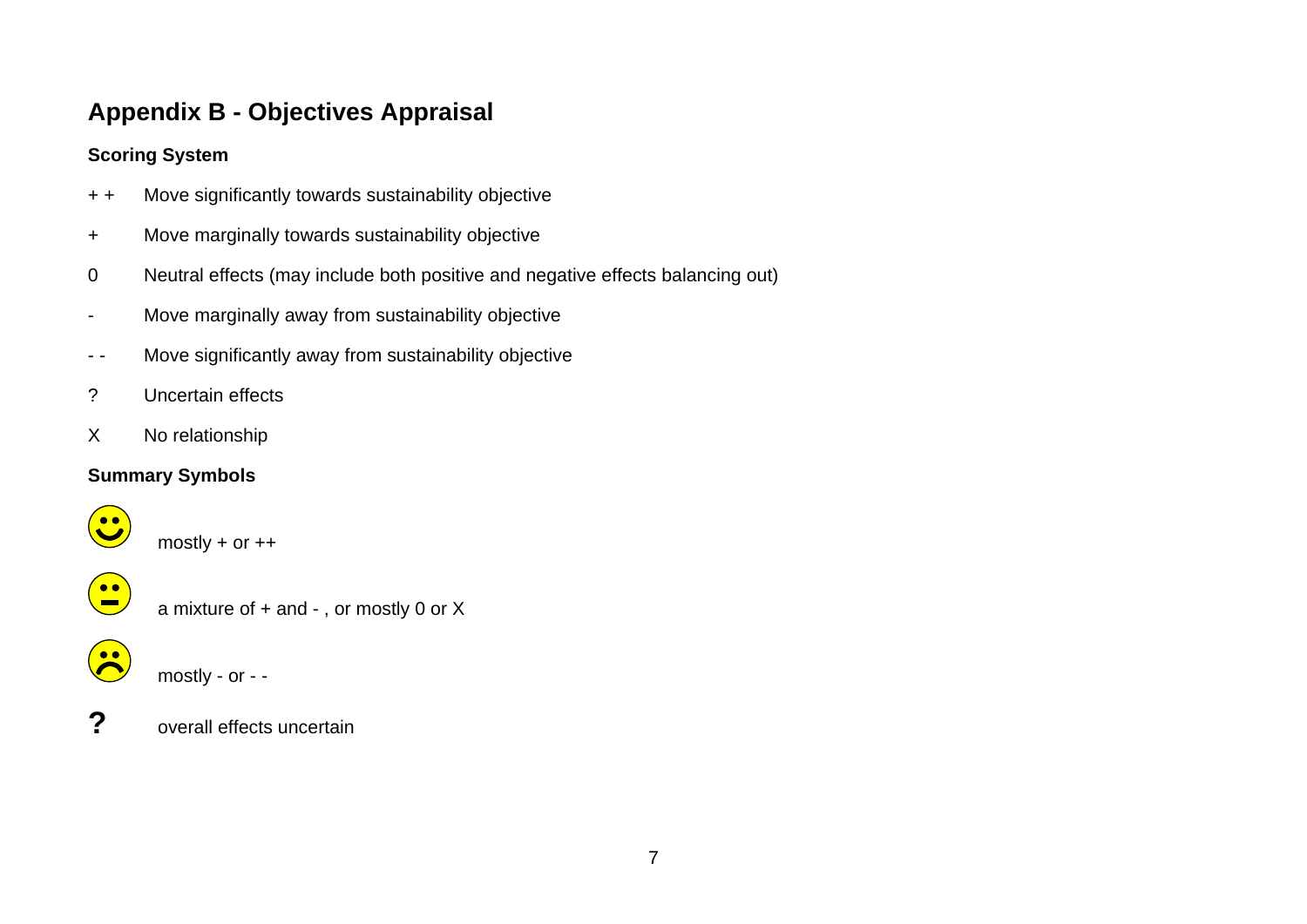# Appendix B - Objectives Appraisal

### Scoring System

| | |
|---|---|
| + + | Move significantly towards sustainability objective |
| + | Move marginally towards sustainability objective |
| 0 | Neutral effects (may include both positive and negative effects balancing out) |
| - | Move marginally away from sustainability objective |
| - - | Move significantly away from sustainability objective |
| ? | Uncertain effects |
| X | No relationship |

### Summary Symbols

| | |
|---|---|
| ☺ | mostly + or ++ |
| 😐 | a mixture of + and - , or mostly 0 or X |
| ☹ | mostly - or - - |
| **?** | overall effects uncertain |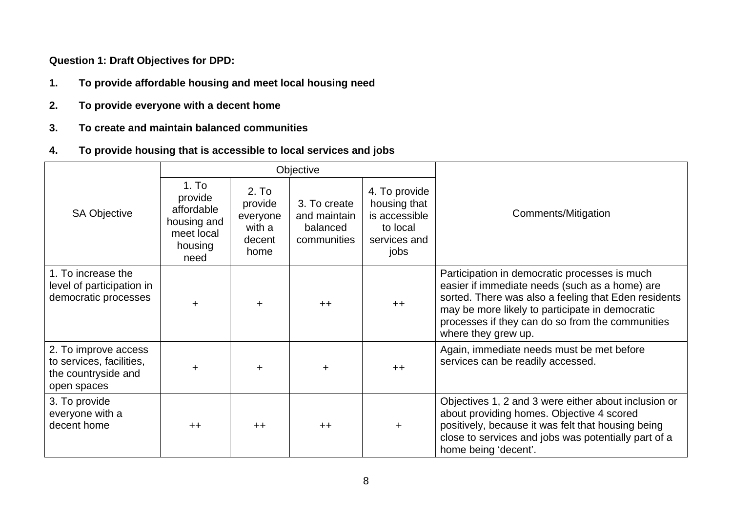**Question 1: Draft Objectives for DPD:**

1. **To provide affordable housing and meet local housing need**

2. **To provide everyone with a decent home**

3. **To create and maintain balanced communities**

4. **To provide housing that is accessible to local services and jobs**

| SA Objective | Objective | | | | Comments/Mitigation |
|---|---|---|---|---|---|
| | 1. To provide affordable housing and meet local housing need | 2. To provide everyone with a decent home | 3. To create and maintain balanced communities | 4. To provide housing that is accessible to local services and jobs | |
| 1. To increase the level of participation in democratic processes | + | + | ++ | ++ | Participation in democratic processes is much easier if immediate needs (such as a home) are sorted. There was also a feeling that Eden residents may be more likely to participate in democratic processes if they can do so from the communities where they grew up. |
| 2. To improve access to services, facilities, the countryside and open spaces | + | + | + | ++ | Again, immediate needs must be met before services can be readily accessed. |
| 3. To provide everyone with a decent home | ++ | ++ | ++ | + | Objectives 1, 2 and 3 were either about inclusion or about providing homes. Objective 4 scored positively, because it was felt that housing being close to services and jobs was potentially part of a home being 'decent'. |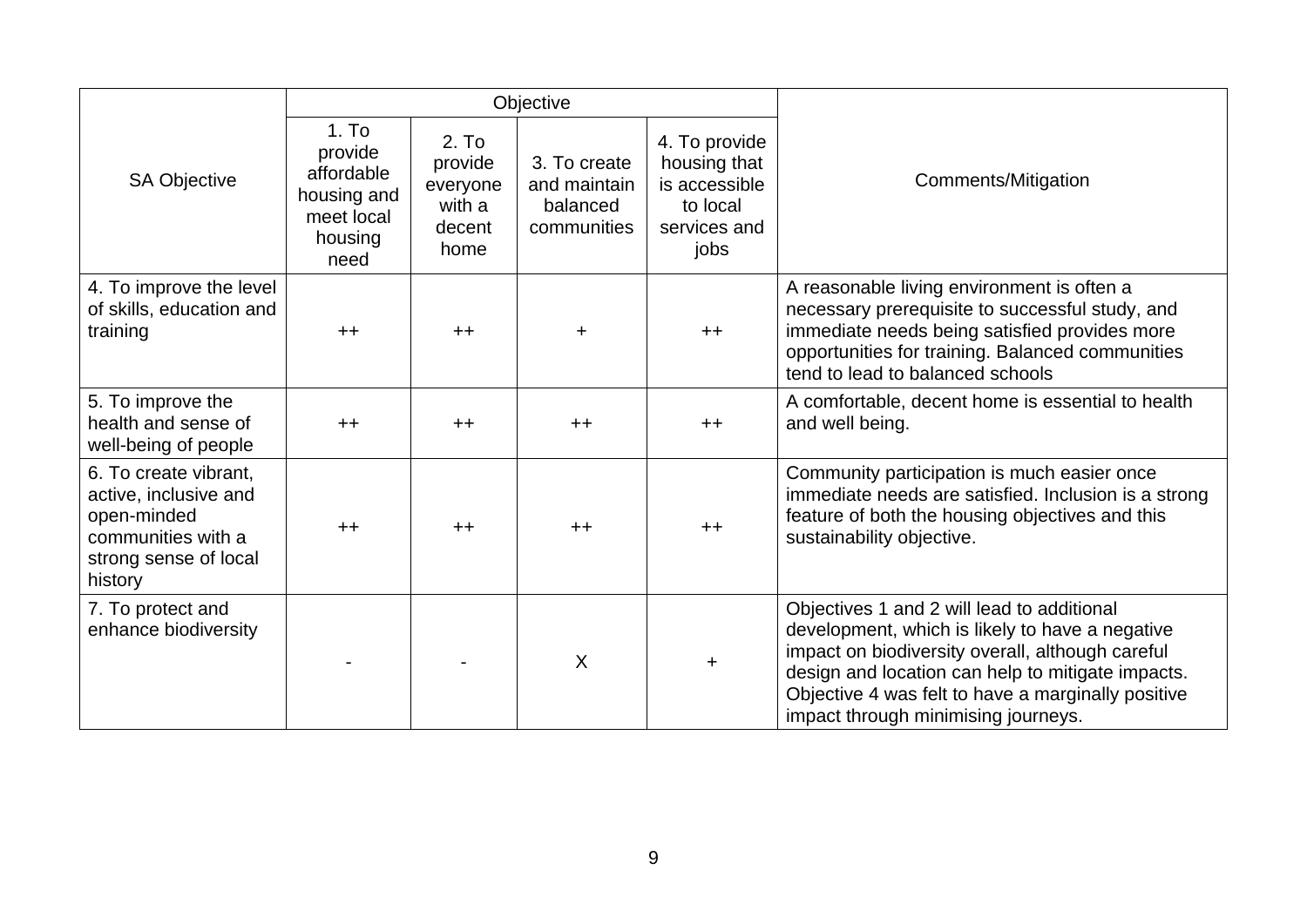| SA Objective | Objective | | | | Comments/Mitigation |
|---|---|---|---|---|---|
| | 1. To provide affordable housing and meet local housing need | 2. To provide everyone with a decent home | 3. To create and maintain balanced communities | 4. To provide housing that is accessible to local services and jobs | |
| 4. To improve the level of skills, education and training | ++ | ++ | + | ++ | A reasonable living environment is often a necessary prerequisite to successful study, and immediate needs being satisfied provides more opportunities for training. Balanced communities tend to lead to balanced schools |
| 5. To improve the health and sense of well-being of people | ++ | ++ | ++ | ++ | A comfortable, decent home is essential to health and well being. |
| 6. To create vibrant, active, inclusive and open-minded communities with a strong sense of local history | ++ | ++ | ++ | ++ | Community participation is much easier once immediate needs are satisfied. Inclusion is a strong feature of both the housing objectives and this sustainability objective. |
| 7. To protect and enhance biodiversity | - | - | X | + | Objectives 1 and 2 will lead to additional development, which is likely to have a negative impact on biodiversity overall, although careful design and location can help to mitigate impacts. Objective 4 was felt to have a marginally positive impact through minimising journeys. |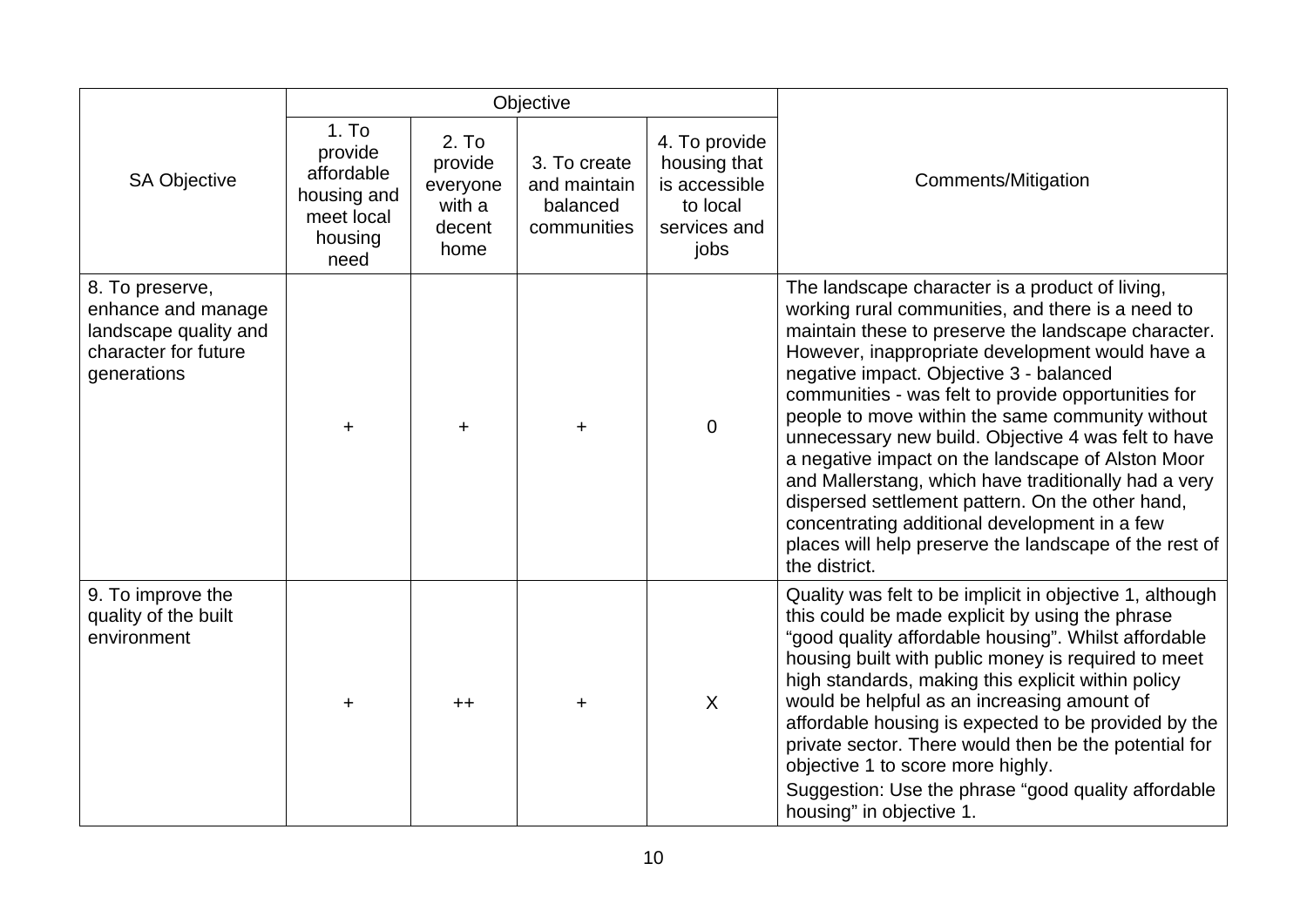| SA Objective | Objective | | | | Comments/Mitigation |
|---|---|---|---|---|---|
| | 1. To provide affordable housing and meet local housing need | 2. To provide everyone with a decent home | 3. To create and maintain balanced communities | 4. To provide housing that is accessible to local services and jobs | |
| 8. To preserve, enhance and manage landscape quality and character for future generations | + | + | + | 0 | The landscape character is a product of living, working rural communities, and there is a need to maintain these to preserve the landscape character. However, inappropriate development would have a negative impact. Objective 3 - balanced communities - was felt to provide opportunities for people to move within the same community without unnecessary new build. Objective 4 was felt to have a negative impact on the landscape of Alston Moor and Mallerstang, which have traditionally had a very dispersed settlement pattern. On the other hand, concentrating additional development in a few places will help preserve the landscape of the rest of the district. |
| 9. To improve the quality of the built environment | + | ++ | + | X | Quality was felt to be implicit in objective 1, although this could be made explicit by using the phrase "good quality affordable housing". Whilst affordable housing built with public money is required to meet high standards, making this explicit within policy would be helpful as an increasing amount of affordable housing is expected to be provided by the private sector. There would then be the potential for objective 1 to score more highly.<br>Suggestion: Use the phrase "good quality affordable housing" in objective 1. |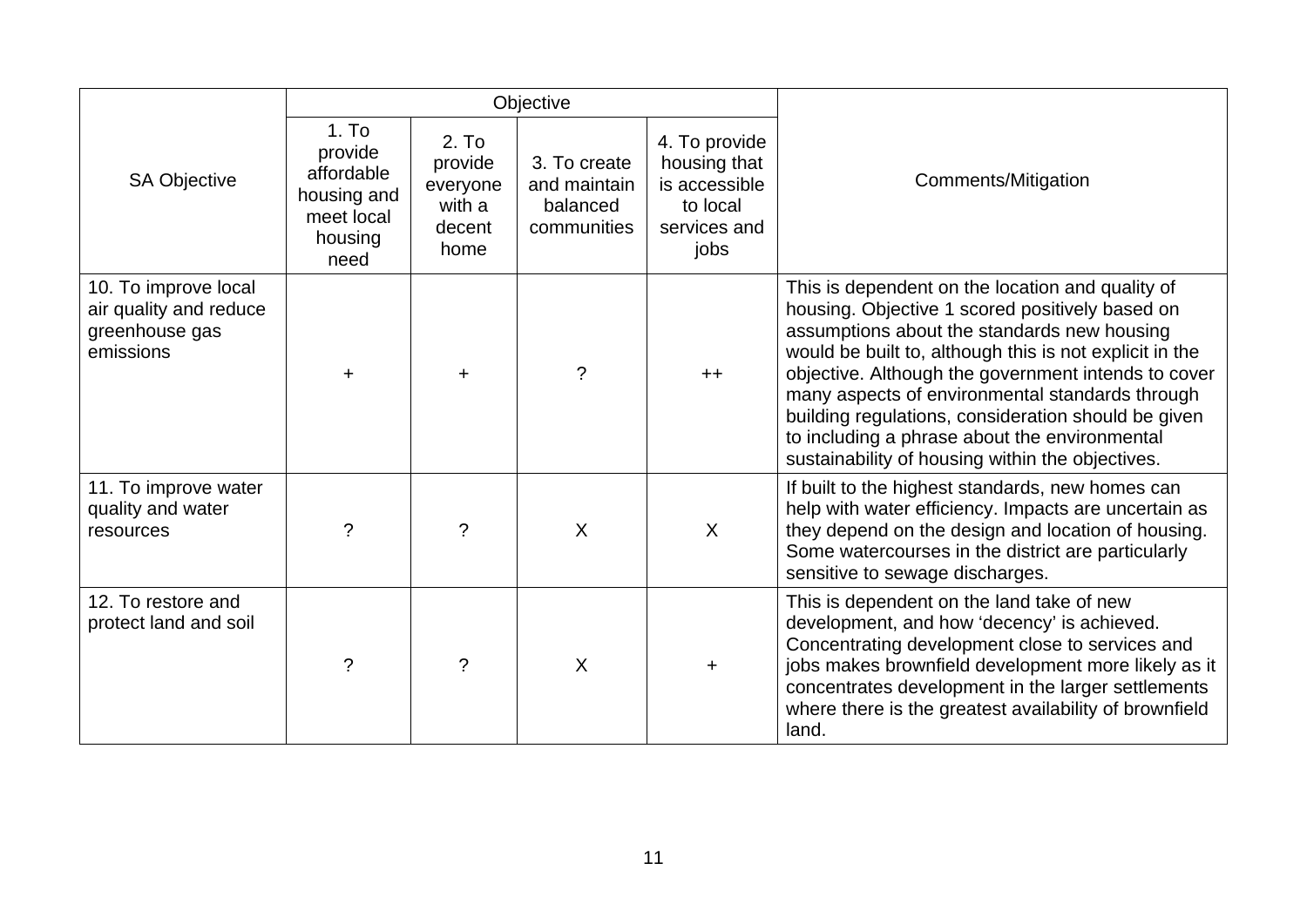| SA Objective | Objective | | | | Comments/Mitigation |
|---|---|---|---|---|---|
| | 1. To provide affordable housing and meet local housing need | 2. To provide everyone with a decent home | 3. To create and maintain balanced communities | 4. To provide housing that is accessible to local services and jobs | |
| 10. To improve local air quality and reduce greenhouse gas emissions | + | + | ? | ++ | This is dependent on the location and quality of housing. Objective 1 scored positively based on assumptions about the standards new housing would be built to, although this is not explicit in the objective. Although the government intends to cover many aspects of environmental standards through building regulations, consideration should be given to including a phrase about the environmental sustainability of housing within the objectives. |
| 11. To improve water quality and water resources | ? | ? | X | X | If built to the highest standards, new homes can help with water efficiency. Impacts are uncertain as they depend on the design and location of housing. Some watercourses in the district are particularly sensitive to sewage discharges. |
| 12. To restore and protect land and soil | ? | ? | X | + | This is dependent on the land take of new development, and how 'decency' is achieved. Concentrating development close to services and jobs makes brownfield development more likely as it concentrates development in the larger settlements where there is the greatest availability of brownfield land. |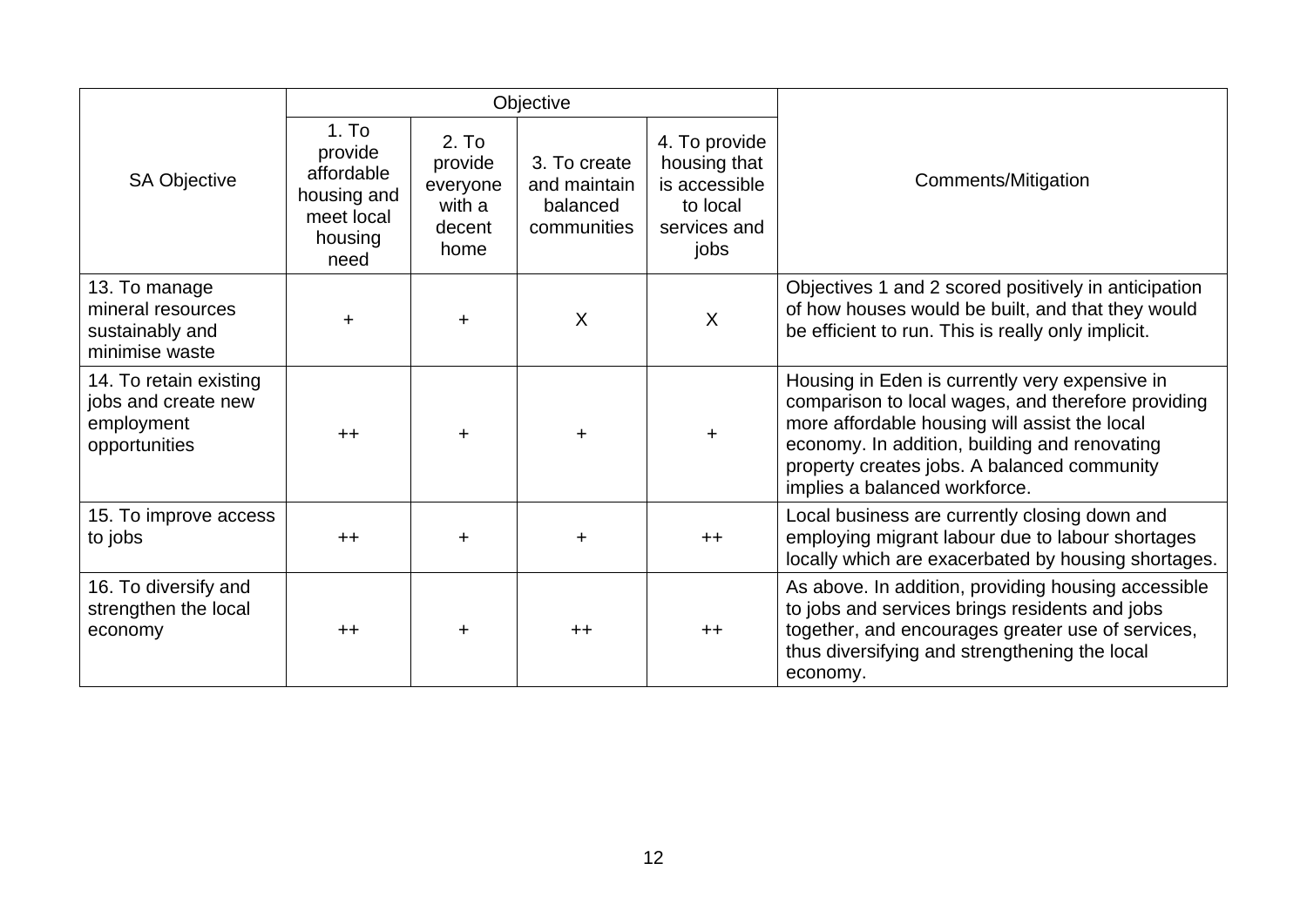| SA Objective | Objective | | | | Comments/Mitigation |
|---|---|---|---|---|---|
| | 1. To provide affordable housing and meet local housing need | 2. To provide everyone with a decent home | 3. To create and maintain balanced communities | 4. To provide housing that is accessible to local services and jobs | |
| 13. To manage mineral resources sustainably and minimise waste | + | + | X | X | Objectives 1 and 2 scored positively in anticipation of how houses would be built, and that they would be efficient to run. This is really only implicit. |
| 14. To retain existing jobs and create new employment opportunities | ++ | + | + | + | Housing in Eden is currently very expensive in comparison to local wages, and therefore providing more affordable housing will assist the local economy. In addition, building and renovating property creates jobs. A balanced community implies a balanced workforce. |
| 15. To improve access to jobs | ++ | + | + | ++ | Local business are currently closing down and employing migrant labour due to labour shortages locally which are exacerbated by housing shortages. |
| 16. To diversify and strengthen the local economy | ++ | + | ++ | ++ | As above. In addition, providing housing accessible to jobs and services brings residents and jobs together, and encourages greater use of services, thus diversifying and strengthening the local economy. |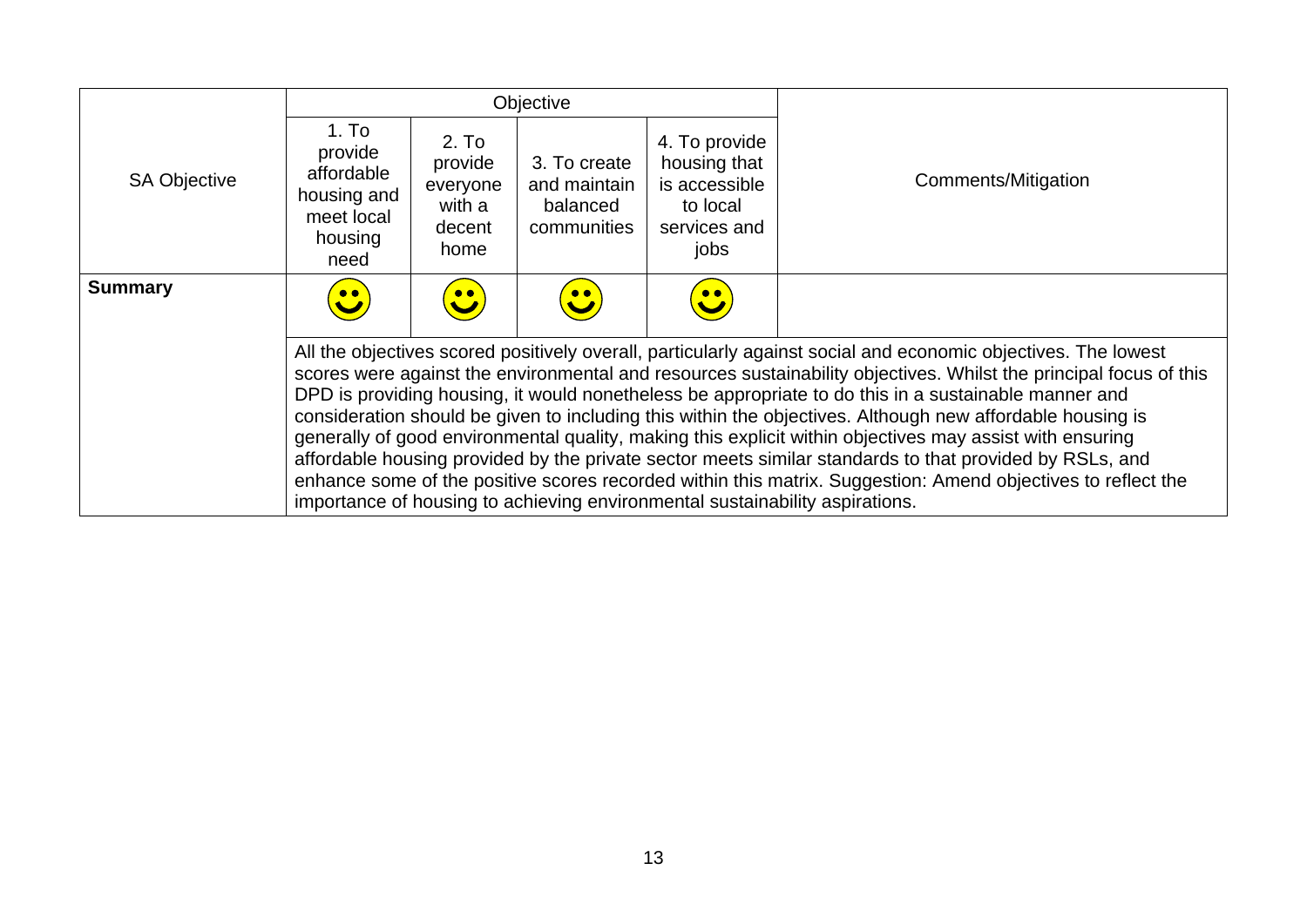| SA Objective | Objective | | | | Comments/Mitigation |
|---|---|---|---|---|---|
| | 1. To provide affordable housing and meet local housing need | 2. To provide everyone with a decent home | 3. To create and maintain balanced communities | 4. To provide housing that is accessible to local services and jobs | |
| **Summary** | ☺ | ☺ | ☺ | ☺ | |
| | All the objectives scored positively overall, particularly against social and economic objectives. The lowest scores were against the environmental and resources sustainability objectives. Whilst the principal focus of this DPD is providing housing, it would nonetheless be appropriate to do this in a sustainable manner and consideration should be given to including this within the objectives. Although new affordable housing is generally of good environmental quality, making this explicit within objectives may assist with ensuring affordable housing provided by the private sector meets similar standards to that provided by RSLs, and enhance some of the positive scores recorded within this matrix. Suggestion: Amend objectives to reflect the importance of housing to achieving environmental sustainability aspirations. | | | | |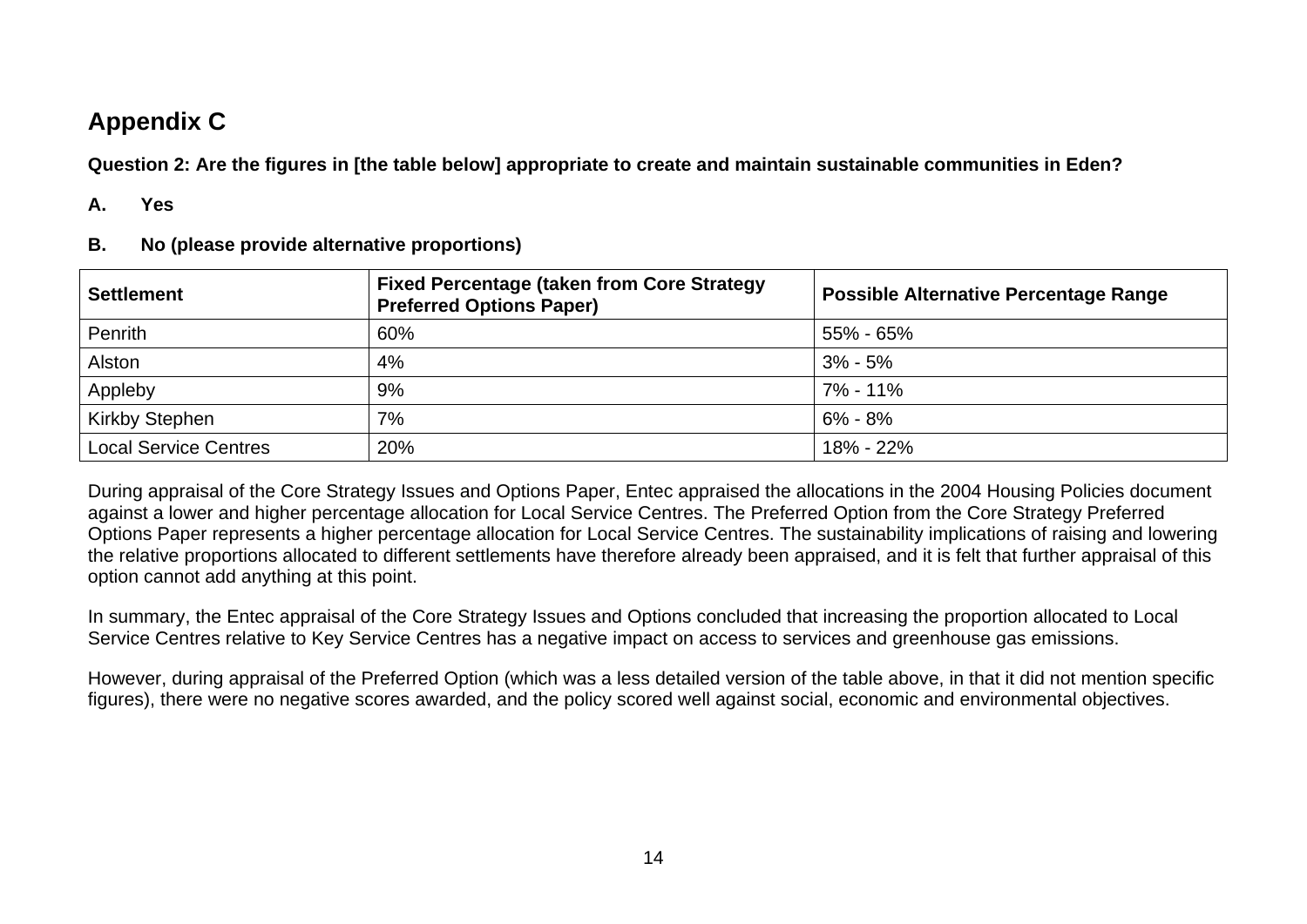## Appendix C

**Question 2: Are the figures in [the table below] appropriate to create and maintain sustainable communities in Eden?**

**A. Yes**

**B. No (please provide alternative proportions)**

| Settlement | Fixed Percentage (taken from Core Strategy Preferred Options Paper) | Possible Alternative Percentage Range |
|---|---|---|
| Penrith | 60% | 55% - 65% |
| Alston | 4% | 3% - 5% |
| Appleby | 9% | 7% - 11% |
| Kirkby Stephen | 7% | 6% - 8% |
| Local Service Centres | 20% | 18% - 22% |

During appraisal of the Core Strategy Issues and Options Paper, Entec appraised the allocations in the 2004 Housing Policies document against a lower and higher percentage allocation for Local Service Centres. The Preferred Option from the Core Strategy Preferred Options Paper represents a higher percentage allocation for Local Service Centres. The sustainability implications of raising and lowering the relative proportions allocated to different settlements have therefore already been appraised, and it is felt that further appraisal of this option cannot add anything at this point.

In summary, the Entec appraisal of the Core Strategy Issues and Options concluded that increasing the proportion allocated to Local Service Centres relative to Key Service Centres has a negative impact on access to services and greenhouse gas emissions.

However, during appraisal of the Preferred Option (which was a less detailed version of the table above, in that it did not mention specific figures), there were no negative scores awarded, and the policy scored well against social, economic and environmental objectives.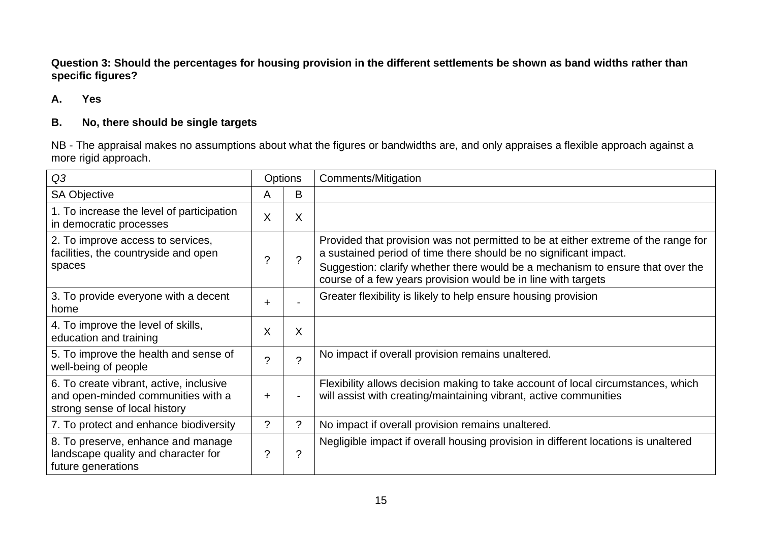**Question 3: Should the percentages for housing provision in the different settlements be shown as band widths rather than specific figures?**

**A. Yes**

**B. No, there should be single targets**

NB - The appraisal makes no assumptions about what the figures or bandwidths are, and only appraises a flexible approach against a more rigid approach.

| *Q3* | Options | | Comments/Mitigation |
|---|---|---|---|
| SA Objective | A | B | |
| 1. To increase the level of participation in democratic processes | X | X | |
| 2. To improve access to services, facilities, the countryside and open spaces | ? | ? | Provided that provision was not permitted to be at either extreme of the range for a sustained period of time there should be no significant impact.<br>Suggestion: clarify whether there would be a mechanism to ensure that over the course of a few years provision would be in line with targets |
| 3. To provide everyone with a decent home | + | - | Greater flexibility is likely to help ensure housing provision |
| 4. To improve the level of skills, education and training | X | X | |
| 5. To improve the health and sense of well-being of people | ? | ? | No impact if overall provision remains unaltered. |
| 6. To create vibrant, active, inclusive and open-minded communities with a strong sense of local history | + | - | Flexibility allows decision making to take account of local circumstances, which will assist with creating/maintaining vibrant, active communities |
| 7. To protect and enhance biodiversity | ? | ? | No impact if overall provision remains unaltered. |
| 8. To preserve, enhance and manage landscape quality and character for future generations | ? | ? | Negligible impact if overall housing provision in different locations is unaltered |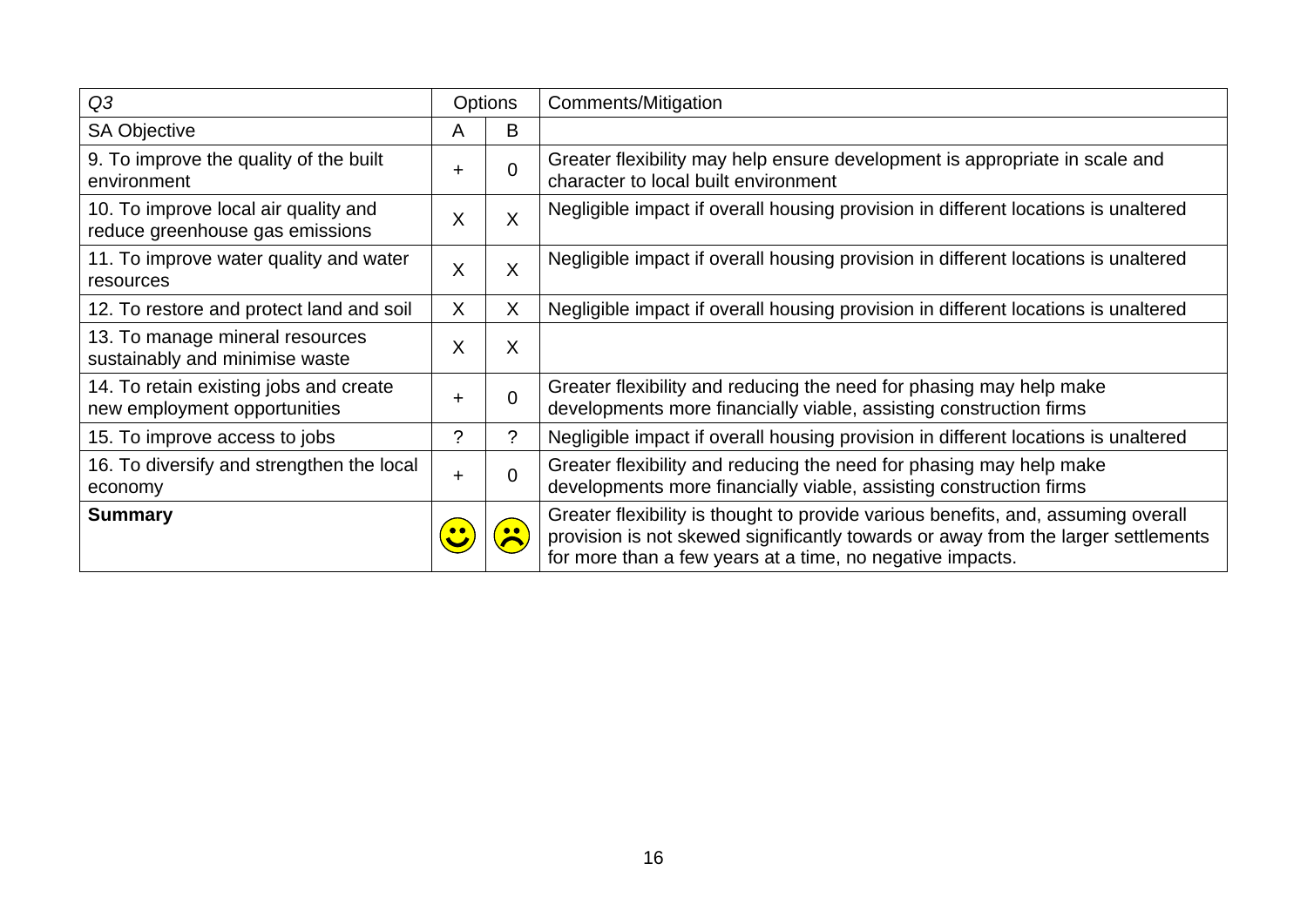| *Q3* | Options | | Comments/Mitigation |
|---|---|---|---|
| SA Objective | A | B | |
| 9. To improve the quality of the built environment | + | 0 | Greater flexibility may help ensure development is appropriate in scale and character to local built environment |
| 10. To improve local air quality and reduce greenhouse gas emissions | X | X | Negligible impact if overall housing provision in different locations is unaltered |
| 11. To improve water quality and water resources | X | X | Negligible impact if overall housing provision in different locations is unaltered |
| 12. To restore and protect land and soil | X | X | Negligible impact if overall housing provision in different locations is unaltered |
| 13. To manage mineral resources sustainably and minimise waste | X | X | |
| 14. To retain existing jobs and create new employment opportunities | + | 0 | Greater flexibility and reducing the need for phasing may help make developments more financially viable, assisting construction firms |
| 15. To improve access to jobs | ? | ? | Negligible impact if overall housing provision in different locations is unaltered |
| 16. To diversify and strengthen the local economy | + | 0 | Greater flexibility and reducing the need for phasing may help make developments more financially viable, assisting construction firms |
| **Summary** | ☺ | ☹ | Greater flexibility is thought to provide various benefits, and, assuming overall provision is not skewed significantly towards or away from the larger settlements for more than a few years at a time, no negative impacts. |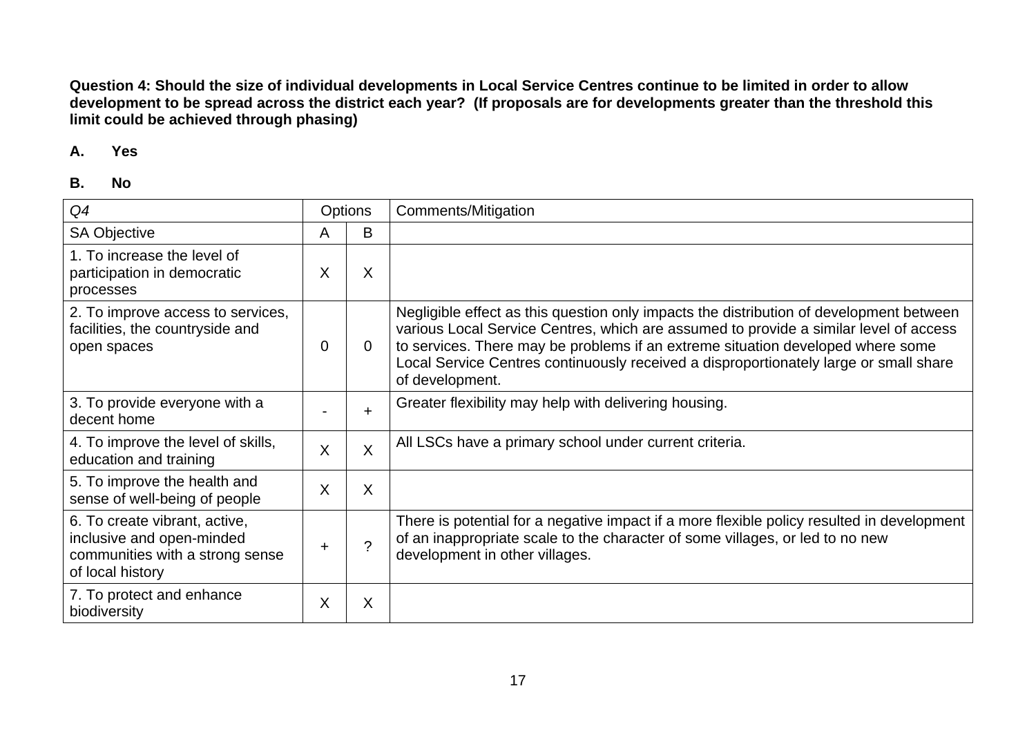**Question 4: Should the size of individual developments in Local Service Centres continue to be limited in order to allow development to be spread across the district each year? (If proposals are for developments greater than the threshold this limit could be achieved through phasing)**

**A. Yes**

**B. No**

| *Q4* | Options | | Comments/Mitigation |
|---|---|---|---|
| SA Objective | A | B | |
| 1. To increase the level of participation in democratic processes | X | X | |
| 2. To improve access to services, facilities, the countryside and open spaces | 0 | 0 | Negligible effect as this question only impacts the distribution of development between various Local Service Centres, which are assumed to provide a similar level of access to services. There may be problems if an extreme situation developed where some Local Service Centres continuously received a disproportionately large or small share of development. |
| 3. To provide everyone with a decent home | - | + | Greater flexibility may help with delivering housing. |
| 4. To improve the level of skills, education and training | X | X | All LSCs have a primary school under current criteria. |
| 5. To improve the health and sense of well-being of people | X | X | |
| 6. To create vibrant, active, inclusive and open-minded communities with a strong sense of local history | + | ? | There is potential for a negative impact if a more flexible policy resulted in development of an inappropriate scale to the character of some villages, or led to no new development in other villages. |
| 7. To protect and enhance biodiversity | X | X | |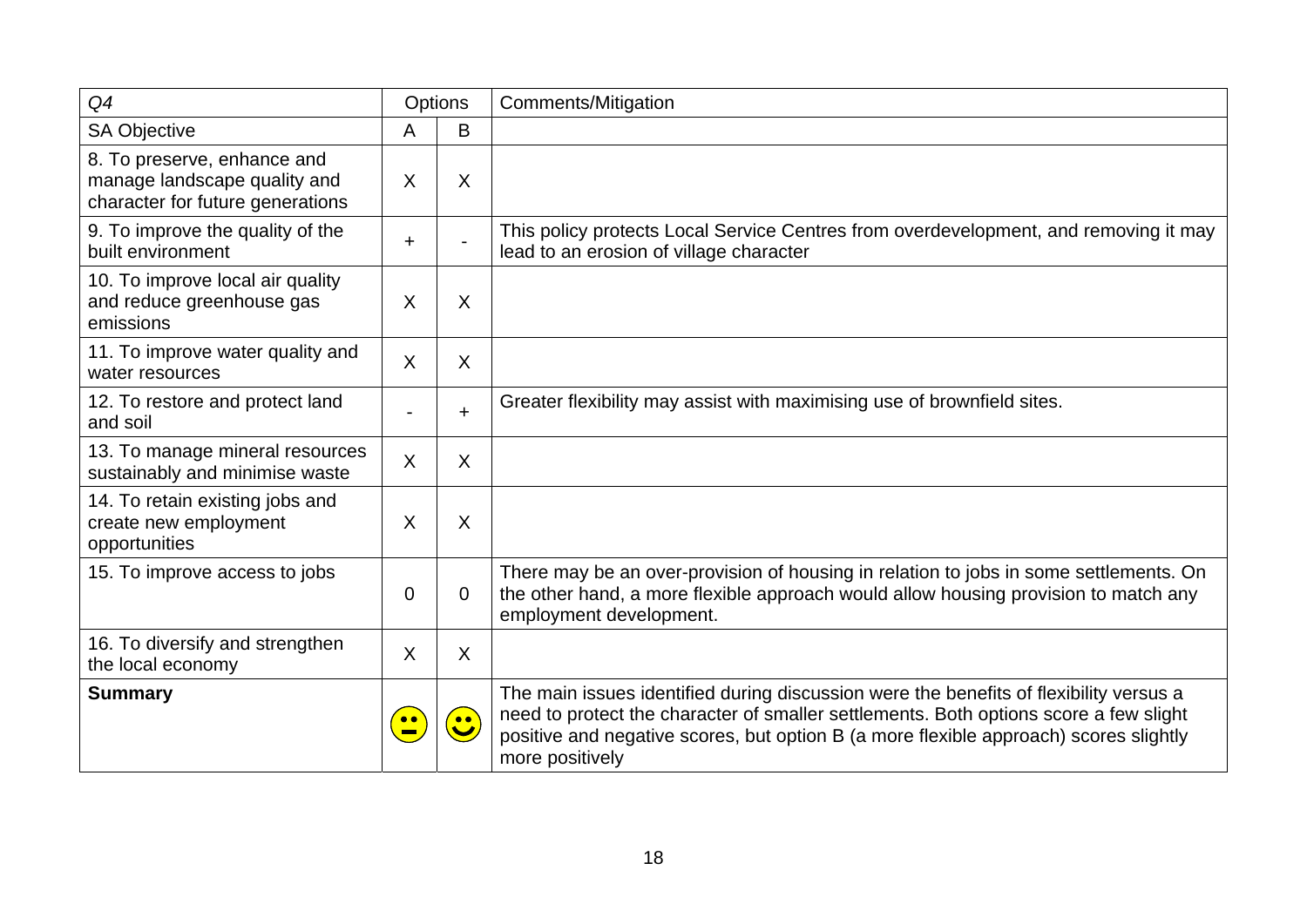| *Q4* | Options | | Comments/Mitigation |
|---|---|---|---|
| SA Objective | A | B | |
| 8. To preserve, enhance and manage landscape quality and character for future generations | X | X | |
| 9. To improve the quality of the built environment | + | - | This policy protects Local Service Centres from overdevelopment, and removing it may lead to an erosion of village character |
| 10. To improve local air quality and reduce greenhouse gas emissions | X | X | |
| 11. To improve water quality and water resources | X | X | |
| 12. To restore and protect land and soil | - | + | Greater flexibility may assist with maximising use of brownfield sites. |
| 13. To manage mineral resources sustainably and minimise waste | X | X | |
| 14. To retain existing jobs and create new employment opportunities | X | X | |
| 15. To improve access to jobs | 0 | 0 | There may be an over-provision of housing in relation to jobs in some settlements. On the other hand, a more flexible approach would allow housing provision to match any employment development. |
| 16. To diversify and strengthen the local economy | X | X | |
| **Summary** | 😐 | 🙂 | The main issues identified during discussion were the benefits of flexibility versus a need to protect the character of smaller settlements. Both options score a few slight positive and negative scores, but option B (a more flexible approach) scores slightly more positively |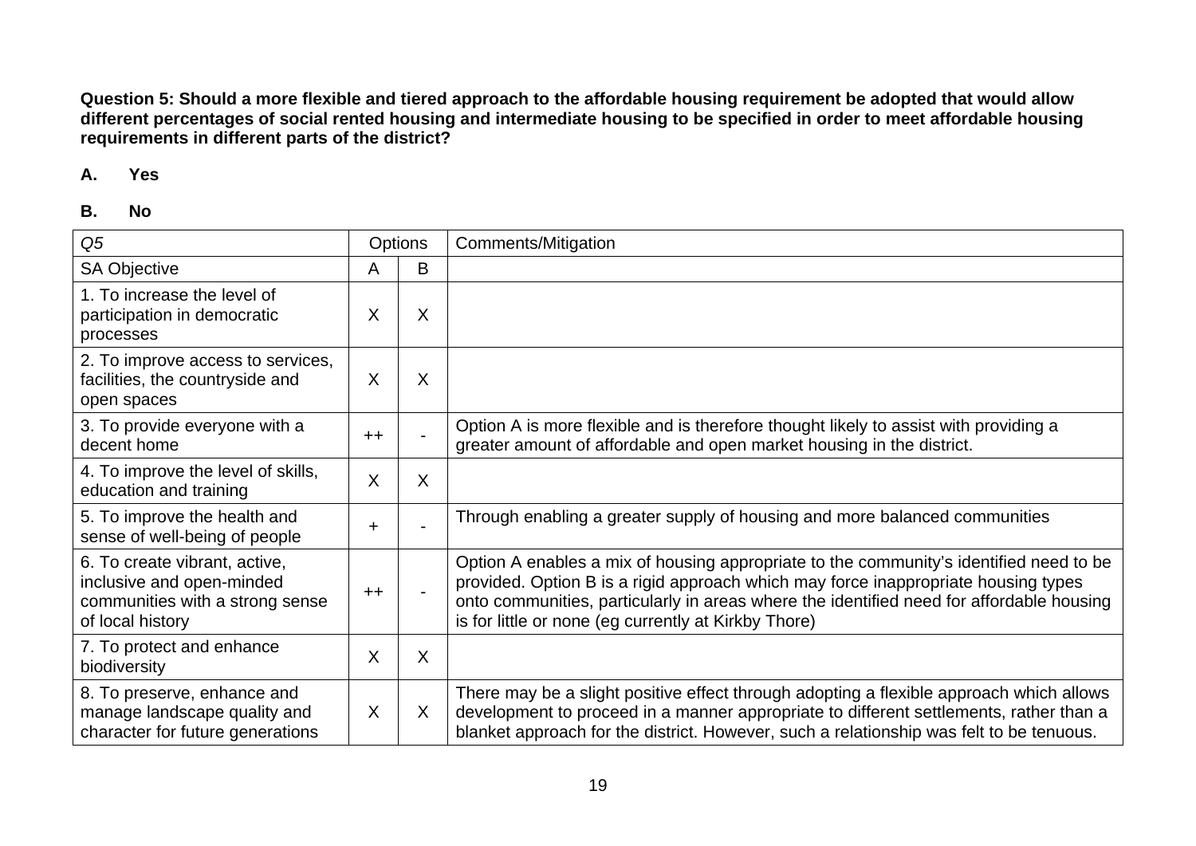**Question 5: Should a more flexible and tiered approach to the affordable housing requirement be adopted that would allow different percentages of social rented housing and intermediate housing to be specified in order to meet affordable housing requirements in different parts of the district?**

**A. Yes**

**B. No**

| *Q5* | Options | | Comments/Mitigation |
|---|---|---|---|
| SA Objective | A | B | |
| 1. To increase the level of participation in democratic processes | X | X | |
| 2. To improve access to services, facilities, the countryside and open spaces | X | X | |
| 3. To provide everyone with a decent home | ++ | - | Option A is more flexible and is therefore thought likely to assist with providing a greater amount of affordable and open market housing in the district. |
| 4. To improve the level of skills, education and training | X | X | |
| 5. To improve the health and sense of well-being of people | + | - | Through enabling a greater supply of housing and more balanced communities |
| 6. To create vibrant, active, inclusive and open-minded communities with a strong sense of local history | ++ | - | Option A enables a mix of housing appropriate to the community's identified need to be provided. Option B is a rigid approach which may force inappropriate housing types onto communities, particularly in areas where the identified need for affordable housing is for little or none (eg currently at Kirkby Thore) |
| 7. To protect and enhance biodiversity | X | X | |
| 8. To preserve, enhance and manage landscape quality and character for future generations | X | X | There may be a slight positive effect through adopting a flexible approach which allows development to proceed in a manner appropriate to different settlements, rather than a blanket approach for the district. However, such a relationship was felt to be tenuous. |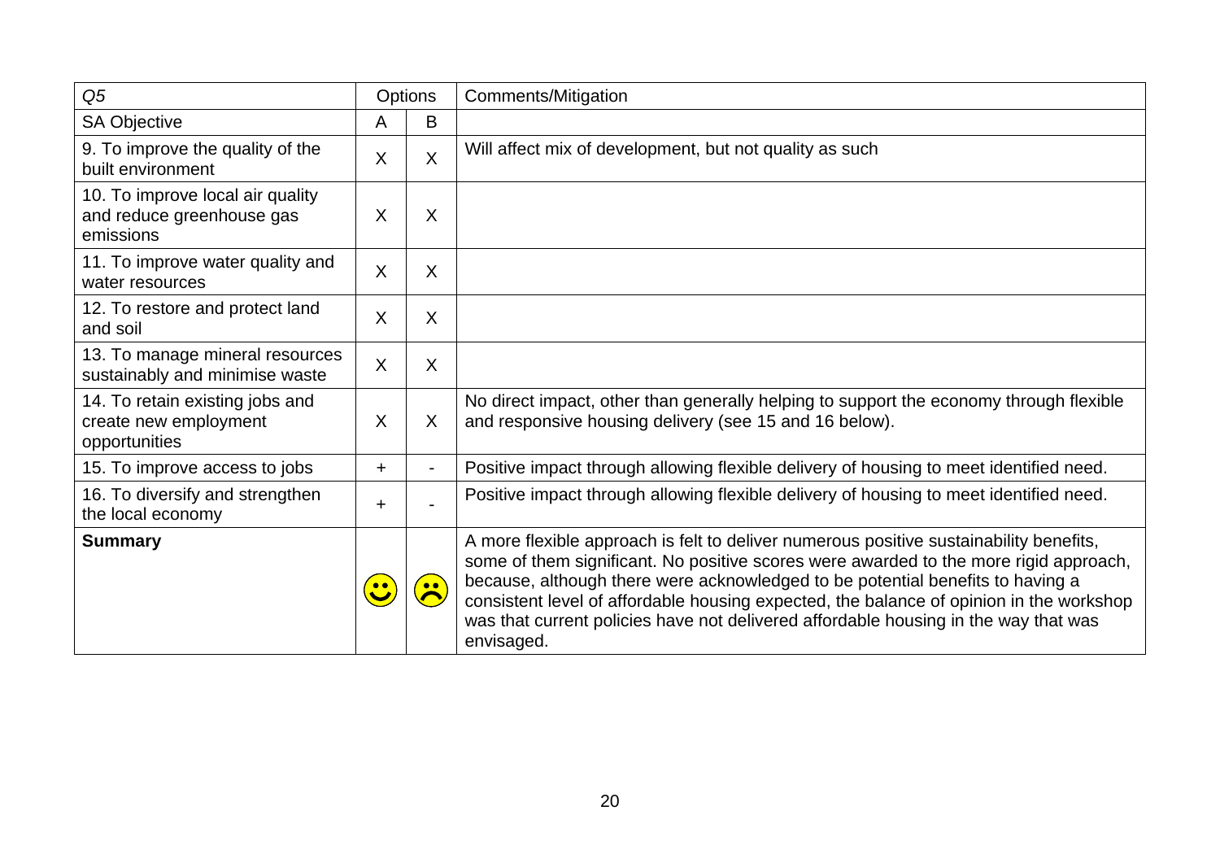| *Q5* | Options | | Comments/Mitigation |
|---|---|---|---|
| SA Objective | A | B | |
| 9. To improve the quality of the built environment | X | X | Will affect mix of development, but not quality as such |
| 10. To improve local air quality and reduce greenhouse gas emissions | X | X | |
| 11. To improve water quality and water resources | X | X | |
| 12. To restore and protect land and soil | X | X | |
| 13. To manage mineral resources sustainably and minimise waste | X | X | |
| 14. To retain existing jobs and create new employment opportunities | X | X | No direct impact, other than generally helping to support the economy through flexible and responsive housing delivery (see 15 and 16 below). |
| 15. To improve access to jobs | + | - | Positive impact through allowing flexible delivery of housing to meet identified need. |
| 16. To diversify and strengthen the local economy | + | - | Positive impact through allowing flexible delivery of housing to meet identified need. |
| **Summary** | ☺ | ☹ | A more flexible approach is felt to deliver numerous positive sustainability benefits, some of them significant. No positive scores were awarded to the more rigid approach, because, although there were acknowledged to be potential benefits to having a consistent level of affordable housing expected, the balance of opinion in the workshop was that current policies have not delivered affordable housing in the way that was envisaged. |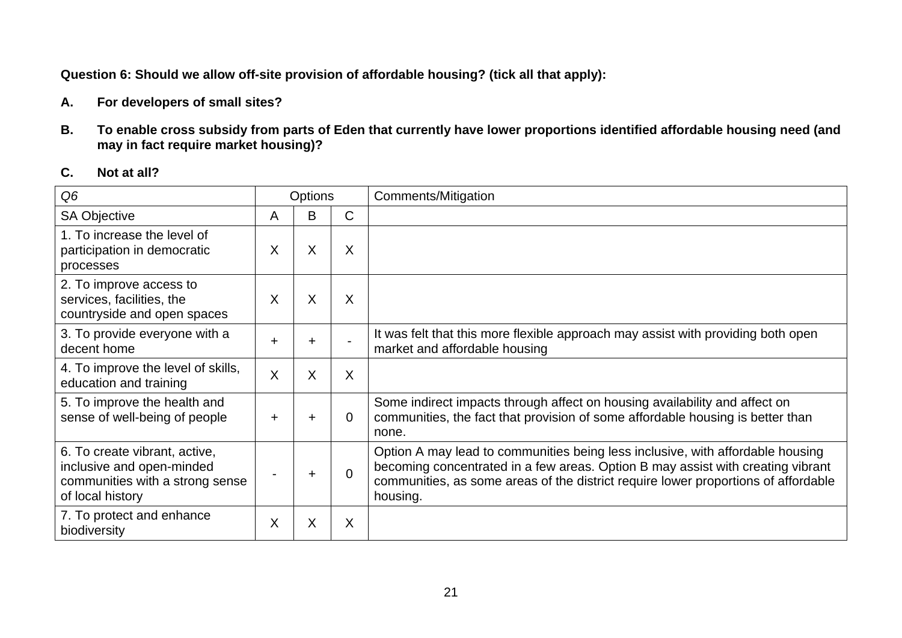**Question 6: Should we allow off-site provision of affordable housing? (tick all that apply):**

**A. For developers of small sites?**

**B. To enable cross subsidy from parts of Eden that currently have lower proportions identified affordable housing need (and may in fact require market housing)?**

**C. Not at all?**

| *Q6* | Options | | | Comments/Mitigation |
|---|---|---|---|---|
| SA Objective | A | B | C | |
| 1. To increase the level of participation in democratic processes | X | X | X | |
| 2. To improve access to services, facilities, the countryside and open spaces | X | X | X | |
| 3. To provide everyone with a decent home | + | + | - | It was felt that this more flexible approach may assist with providing both open market and affordable housing |
| 4. To improve the level of skills, education and training | X | X | X | |
| 5. To improve the health and sense of well-being of people | + | + | 0 | Some indirect impacts through affect on housing availability and affect on communities, the fact that provision of some affordable housing is better than none. |
| 6. To create vibrant, active, inclusive and open-minded communities with a strong sense of local history | - | + | 0 | Option A may lead to communities being less inclusive, with affordable housing becoming concentrated in a few areas. Option B may assist with creating vibrant communities, as some areas of the district require lower proportions of affordable housing. |
| 7. To protect and enhance biodiversity | X | X | X | |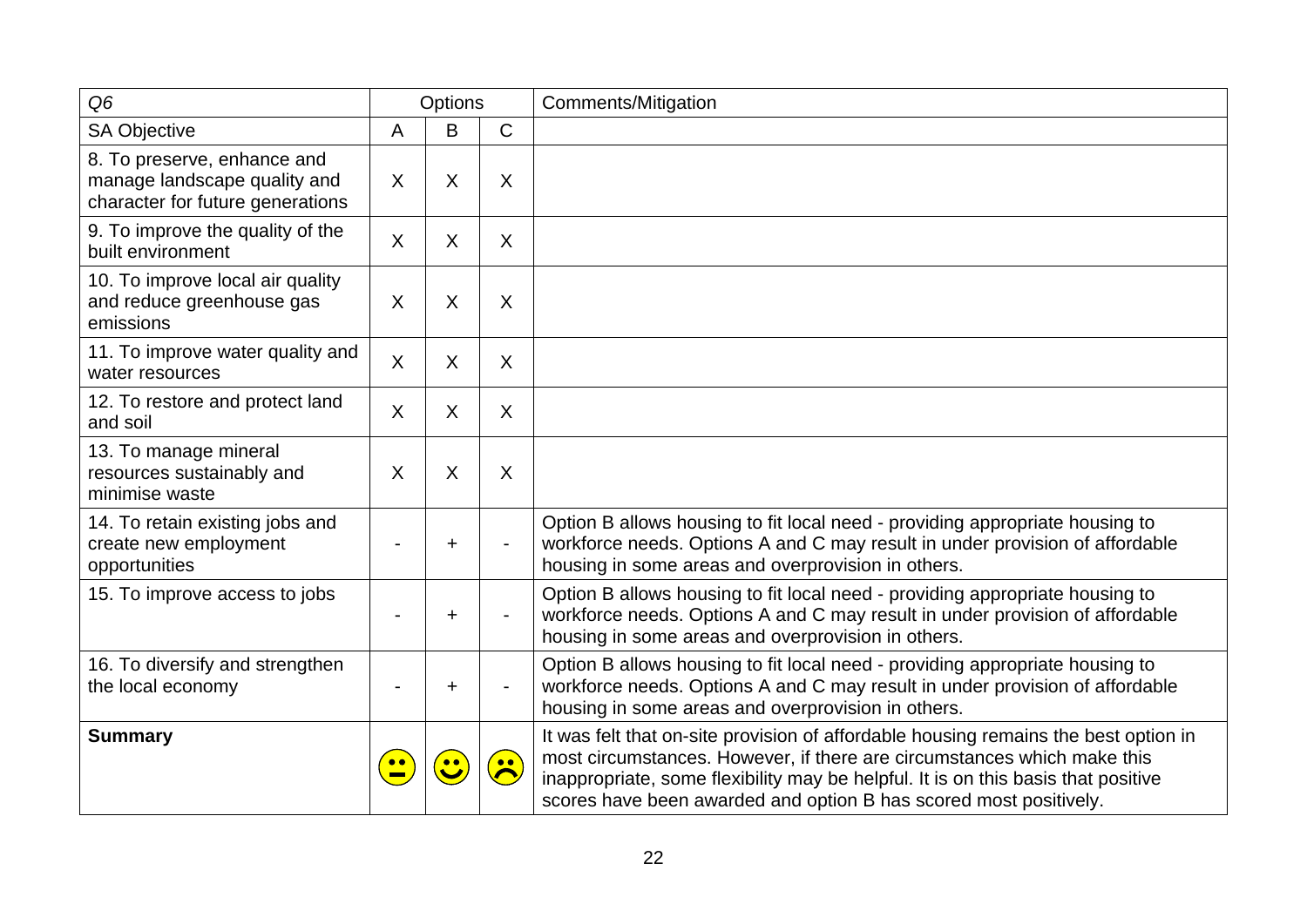| *Q6* | Options | | | Comments/Mitigation |
|---|---|---|---|---|
| SA Objective | A | B | C | |
| 8. To preserve, enhance and manage landscape quality and character for future generations | X | X | X | |
| 9. To improve the quality of the built environment | X | X | X | |
| 10. To improve local air quality and reduce greenhouse gas emissions | X | X | X | |
| 11. To improve water quality and water resources | X | X | X | |
| 12. To restore and protect land and soil | X | X | X | |
| 13. To manage mineral resources sustainably and minimise waste | X | X | X | |
| 14. To retain existing jobs and create new employment opportunities | - | + | - | Option B allows housing to fit local need - providing appropriate housing to workforce needs. Options A and C may result in under provision of affordable housing in some areas and overprovision in others. |
| 15. To improve access to jobs | - | + | - | Option B allows housing to fit local need - providing appropriate housing to workforce needs. Options A and C may result in under provision of affordable housing in some areas and overprovision in others. |
| 16. To diversify and strengthen the local economy | - | + | - | Option B allows housing to fit local need - providing appropriate housing to workforce needs. Options A and C may result in under provision of affordable housing in some areas and overprovision in others. |
| **Summary** | 😐 | 🙂 | ☹️ | It was felt that on-site provision of affordable housing remains the best option in most circumstances. However, if there are circumstances which make this inappropriate, some flexibility may be helpful. It is on this basis that positive scores have been awarded and option B has scored most positively. |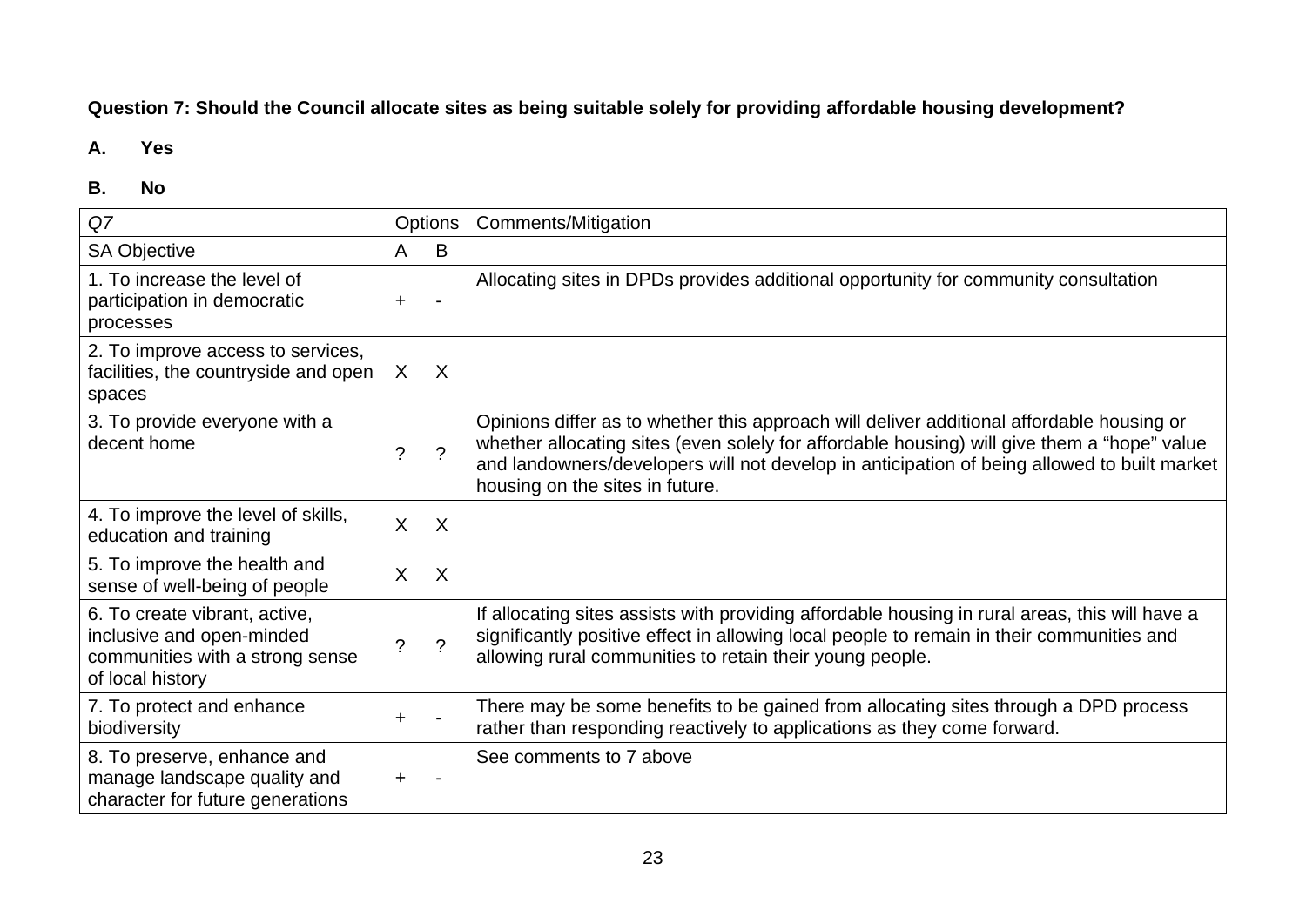**Question 7: Should the Council allocate sites as being suitable solely for providing affordable housing development?**

**A. Yes**

**B. No**

| *Q7* | Options | | Comments/Mitigation |
|---|---|---|---|
| SA Objective | A | B | |
| 1. To increase the level of participation in democratic processes | + | - | Allocating sites in DPDs provides additional opportunity for community consultation |
| 2. To improve access to services, facilities, the countryside and open spaces | X | X | |
| 3. To provide everyone with a decent home | ? | ? | Opinions differ as to whether this approach will deliver additional affordable housing or whether allocating sites (even solely for affordable housing) will give them a "hope" value and landowners/developers will not develop in anticipation of being allowed to built market housing on the sites in future. |
| 4. To improve the level of skills, education and training | X | X | |
| 5. To improve the health and sense of well-being of people | X | X | |
| 6. To create vibrant, active, inclusive and open-minded communities with a strong sense of local history | ? | ? | If allocating sites assists with providing affordable housing in rural areas, this will have a significantly positive effect in allowing local people to remain in their communities and allowing rural communities to retain their young people. |
| 7. To protect and enhance biodiversity | + | - | There may be some benefits to be gained from allocating sites through a DPD process rather than responding reactively to applications as they come forward. |
| 8. To preserve, enhance and manage landscape quality and character for future generations | + | - | See comments to 7 above |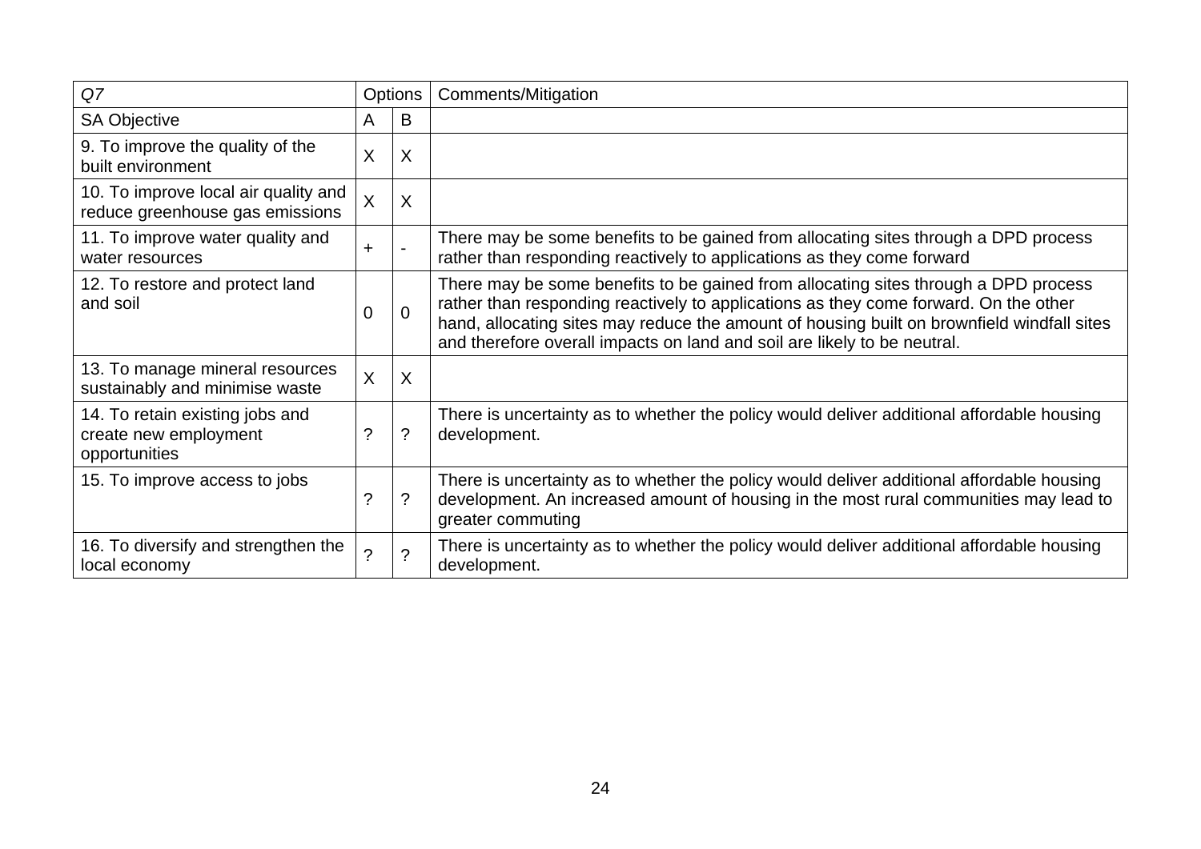| *Q7* | Options | | Comments/Mitigation |
|---|---|---|---|
| SA Objective | A | B | |
| 9. To improve the quality of the built environment | X | X | |
| 10. To improve local air quality and reduce greenhouse gas emissions | X | X | |
| 11. To improve water quality and water resources | + | - | There may be some benefits to be gained from allocating sites through a DPD process rather than responding reactively to applications as they come forward |
| 12. To restore and protect land and soil | 0 | 0 | There may be some benefits to be gained from allocating sites through a DPD process rather than responding reactively to applications as they come forward. On the other hand, allocating sites may reduce the amount of housing built on brownfield windfall sites and therefore overall impacts on land and soil are likely to be neutral. |
| 13. To manage mineral resources sustainably and minimise waste | X | X | |
| 14. To retain existing jobs and create new employment opportunities | ? | ? | There is uncertainty as to whether the policy would deliver additional affordable housing development. |
| 15. To improve access to jobs | ? | ? | There is uncertainty as to whether the policy would deliver additional affordable housing development. An increased amount of housing in the most rural communities may lead to greater commuting |
| 16. To diversify and strengthen the local economy | ? | ? | There is uncertainty as to whether the policy would deliver additional affordable housing development. |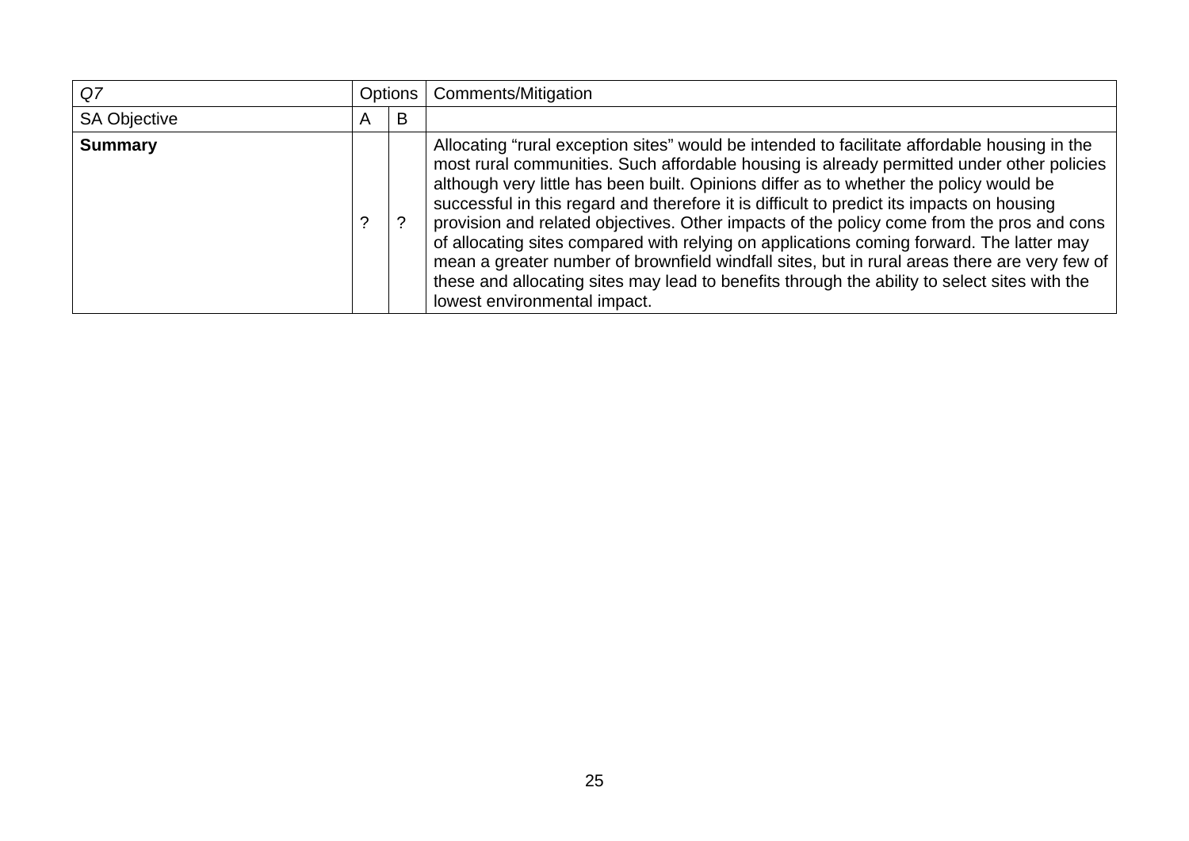| *Q7* | Options | | Comments/Mitigation |
|---|---|---|---|
| SA Objective | A | B | |
| **Summary** | ? | ? | Allocating “rural exception sites” would be intended to facilitate affordable housing in the most rural communities. Such affordable housing is already permitted under other policies although very little has been built. Opinions differ as to whether the policy would be successful in this regard and therefore it is difficult to predict its impacts on housing provision and related objectives. Other impacts of the policy come from the pros and cons of allocating sites compared with relying on applications coming forward. The latter may mean a greater number of brownfield windfall sites, but in rural areas there are very few of these and allocating sites may lead to benefits through the ability to select sites with the lowest environmental impact. |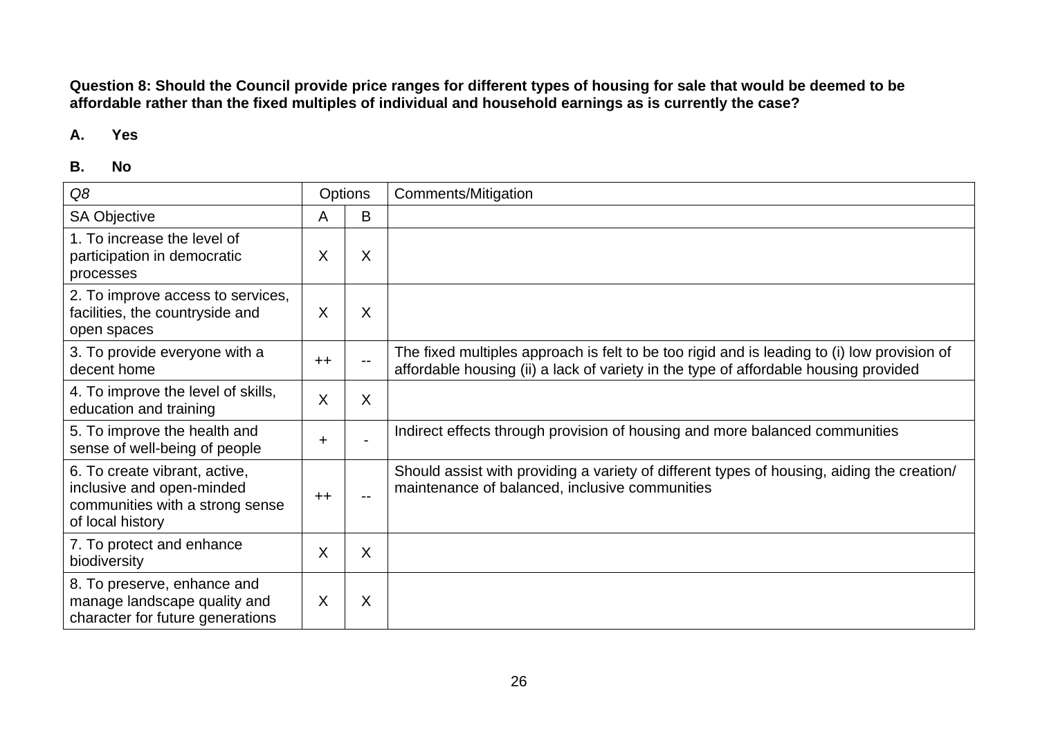**Question 8: Should the Council provide price ranges for different types of housing for sale that would be deemed to be affordable rather than the fixed multiples of individual and household earnings as is currently the case?**

**A. Yes**

**B. No**

| *Q8* | Options | | Comments/Mitigation |
|---|---|---|---|
| SA Objective | A | B | |
| 1. To increase the level of participation in democratic processes | X | X | |
| 2. To improve access to services, facilities, the countryside and open spaces | X | X | |
| 3. To provide everyone with a decent home | ++ | -- | The fixed multiples approach is felt to be too rigid and is leading to (i) low provision of affordable housing (ii) a lack of variety in the type of affordable housing provided |
| 4. To improve the level of skills, education and training | X | X | |
| 5. To improve the health and sense of well-being of people | + | - | Indirect effects through provision of housing and more balanced communities |
| 6. To create vibrant, active, inclusive and open-minded communities with a strong sense of local history | ++ | -- | Should assist with providing a variety of different types of housing, aiding the creation/ maintenance of balanced, inclusive communities |
| 7. To protect and enhance biodiversity | X | X | |
| 8. To preserve, enhance and manage landscape quality and character for future generations | X | X | |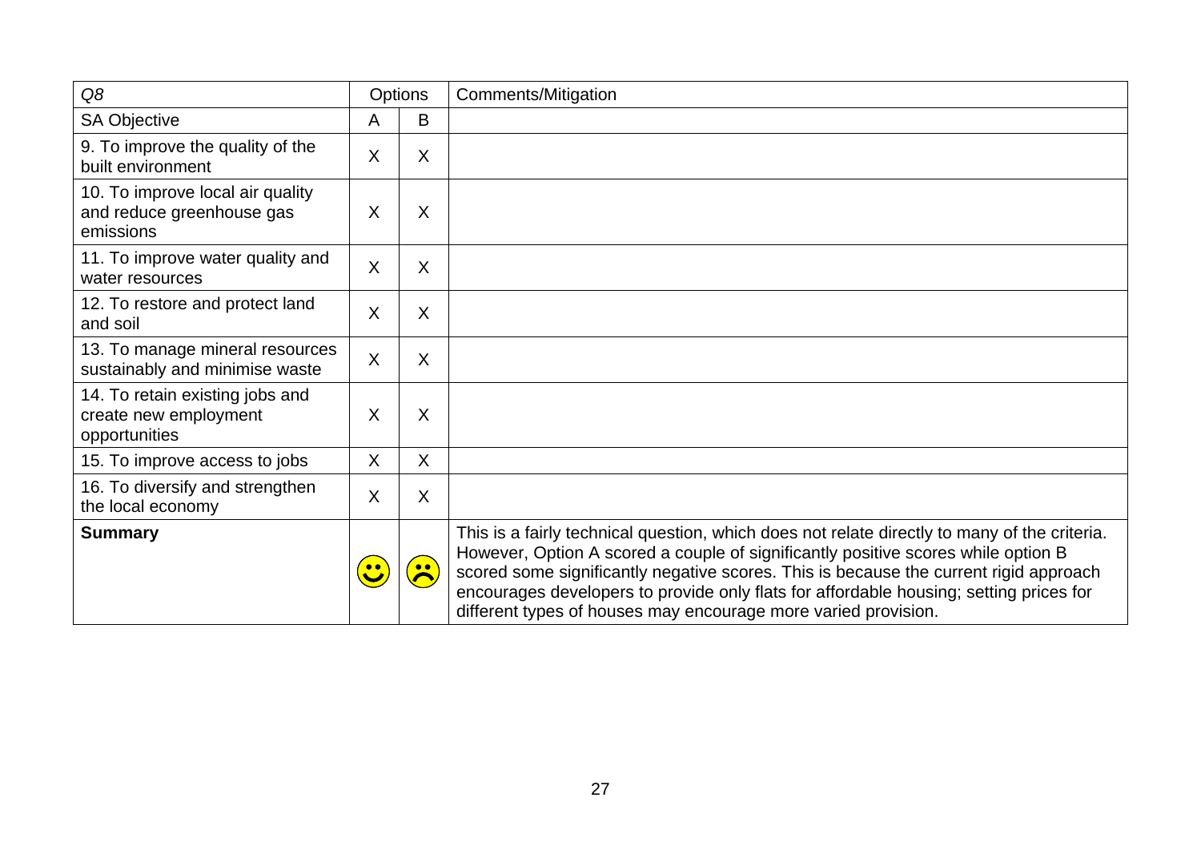| *Q8* | Options | | Comments/Mitigation |
|---|---|---|---|
| SA Objective | A | B | |
| 9. To improve the quality of the built environment | X | X | |
| 10. To improve local air quality and reduce greenhouse gas emissions | X | X | |
| 11. To improve water quality and water resources | X | X | |
| 12. To restore and protect land and soil | X | X | |
| 13. To manage mineral resources sustainably and minimise waste | X | X | |
| 14. To retain existing jobs and create new employment opportunities | X | X | |
| 15. To improve access to jobs | X | X | |
| 16. To diversify and strengthen the local economy | X | X | |
| **Summary** | ☺ | ☹ | This is a fairly technical question, which does not relate directly to many of the criteria. However, Option A scored a couple of significantly positive scores while option B scored some significantly negative scores. This is because the current rigid approach encourages developers to provide only flats for affordable housing; setting prices for different types of houses may encourage more varied provision. |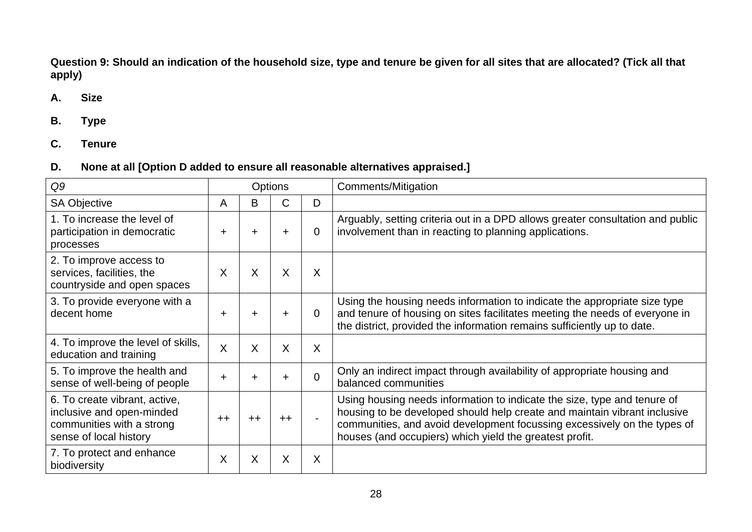**Question 9: Should an indication of the household size, type and tenure be given for all sites that are allocated? (Tick all that apply)**

**A. Size**

**B. Type**

**C. Tenure**

**D. None at all [Option D added to ensure all reasonable alternatives appraised.]**

| *Q9* | Options | | | | Comments/Mitigation |
|---|---|---|---|---|---|
| SA Objective | A | B | C | D | |
| 1. To increase the level of participation in democratic processes | + | + | + | 0 | Arguably, setting criteria out in a DPD allows greater consultation and public involvement than in reacting to planning applications. |
| 2. To improve access to services, facilities, the countryside and open spaces | X | X | X | X | |
| 3. To provide everyone with a decent home | + | + | + | 0 | Using the housing needs information to indicate the appropriate size type and tenure of housing on sites facilitates meeting the needs of everyone in the district, provided the information remains sufficiently up to date. |
| 4. To improve the level of skills, education and training | X | X | X | X | |
| 5. To improve the health and sense of well-being of people | + | + | + | 0 | Only an indirect impact through availability of appropriate housing and balanced communities |
| 6. To create vibrant, active, inclusive and open-minded communities with a strong sense of local history | ++ | ++ | ++ | - | Using housing needs information to indicate the size, type and tenure of housing to be developed should help create and maintain vibrant inclusive communities, and avoid development focussing excessively on the types of houses (and occupiers) which yield the greatest profit. |
| 7. To protect and enhance biodiversity | X | X | X | X | |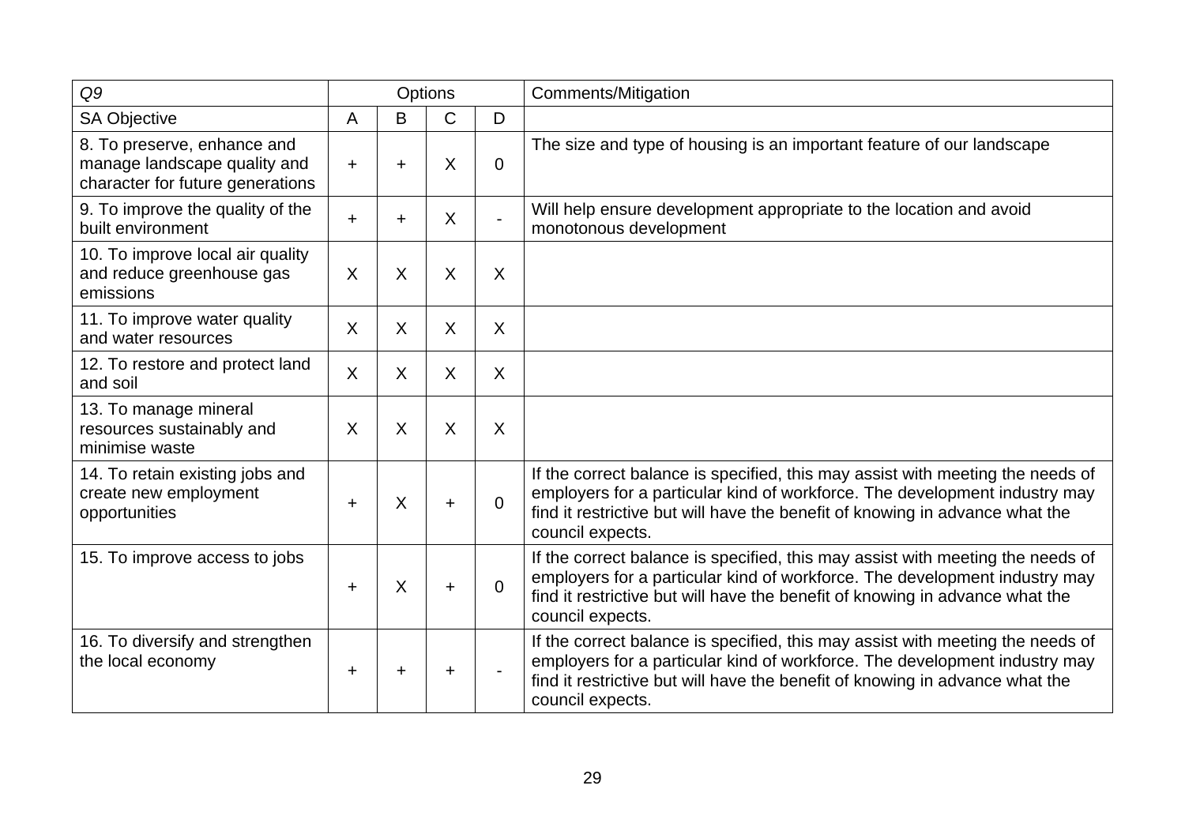| *Q9* | Options | | | | Comments/Mitigation |
|---|---|---|---|---|---|
| SA Objective | A | B | C | D | |
| 8. To preserve, enhance and manage landscape quality and character for future generations | + | + | X | 0 | The size and type of housing is an important feature of our landscape |
| 9. To improve the quality of the built environment | + | + | X | - | Will help ensure development appropriate to the location and avoid monotonous development |
| 10. To improve local air quality and reduce greenhouse gas emissions | X | X | X | X | |
| 11. To improve water quality and water resources | X | X | X | X | |
| 12. To restore and protect land and soil | X | X | X | X | |
| 13. To manage mineral resources sustainably and minimise waste | X | X | X | X | |
| 14. To retain existing jobs and create new employment opportunities | + | X | + | 0 | If the correct balance is specified, this may assist with meeting the needs of employers for a particular kind of workforce. The development industry may find it restrictive but will have the benefit of knowing in advance what the council expects. |
| 15. To improve access to jobs | + | X | + | 0 | If the correct balance is specified, this may assist with meeting the needs of employers for a particular kind of workforce. The development industry may find it restrictive but will have the benefit of knowing in advance what the council expects. |
| 16. To diversify and strengthen the local economy | + | + | + | - | If the correct balance is specified, this may assist with meeting the needs of employers for a particular kind of workforce. The development industry may find it restrictive but will have the benefit of knowing in advance what the council expects. |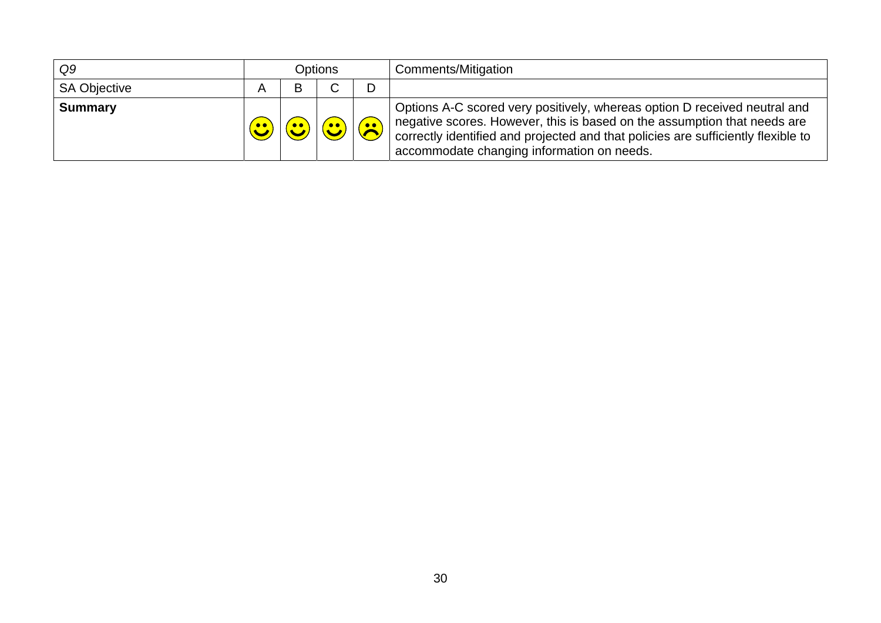| *Q9* | Options | | | | Comments/Mitigation |
|---|---|---|---|---|---|
| SA Objective | A | B | C | D | |
| **Summary** | ☺ | ☺ | ☺ | ☹ | Options A-C scored very positively, whereas option D received neutral and negative scores. However, this is based on the assumption that needs are correctly identified and projected and that policies are sufficiently flexible to accommodate changing information on needs. |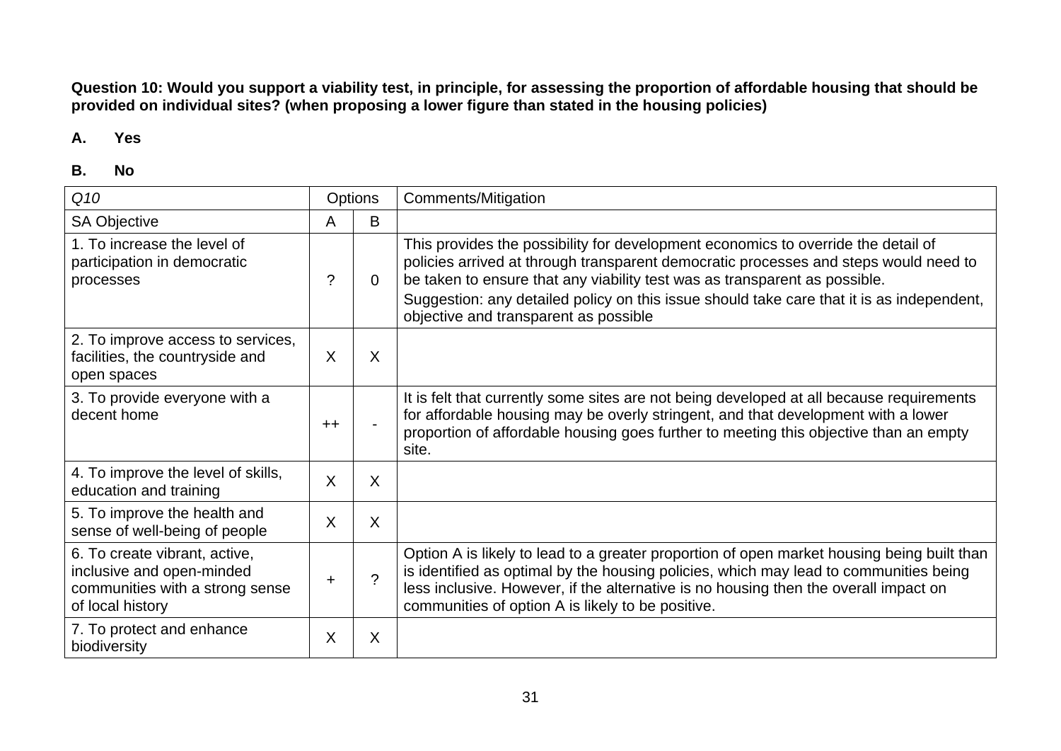**Question 10: Would you support a viability test, in principle, for assessing the proportion of affordable housing that should be provided on individual sites? (when proposing a lower figure than stated in the housing policies)**

**A. Yes**

**B. No**

| *Q10* | Options | | Comments/Mitigation |
|---|---|---|---|
| SA Objective | A | B | |
| 1. To increase the level of participation in democratic processes | ? | 0 | This provides the possibility for development economics to override the detail of policies arrived at through transparent democratic processes and steps would need to be taken to ensure that any viability test was as transparent as possible. Suggestion: any detailed policy on this issue should take care that it is as independent, objective and transparent as possible |
| 2. To improve access to services, facilities, the countryside and open spaces | X | X | |
| 3. To provide everyone with a decent home | ++ | - | It is felt that currently some sites are not being developed at all because requirements for affordable housing may be overly stringent, and that development with a lower proportion of affordable housing goes further to meeting this objective than an empty site. |
| 4. To improve the level of skills, education and training | X | X | |
| 5. To improve the health and sense of well-being of people | X | X | |
| 6. To create vibrant, active, inclusive and open-minded communities with a strong sense of local history | + | ? | Option A is likely to lead to a greater proportion of open market housing being built than is identified as optimal by the housing policies, which may lead to communities being less inclusive. However, if the alternative is no housing then the overall impact on communities of option A is likely to be positive. |
| 7. To protect and enhance biodiversity | X | X | |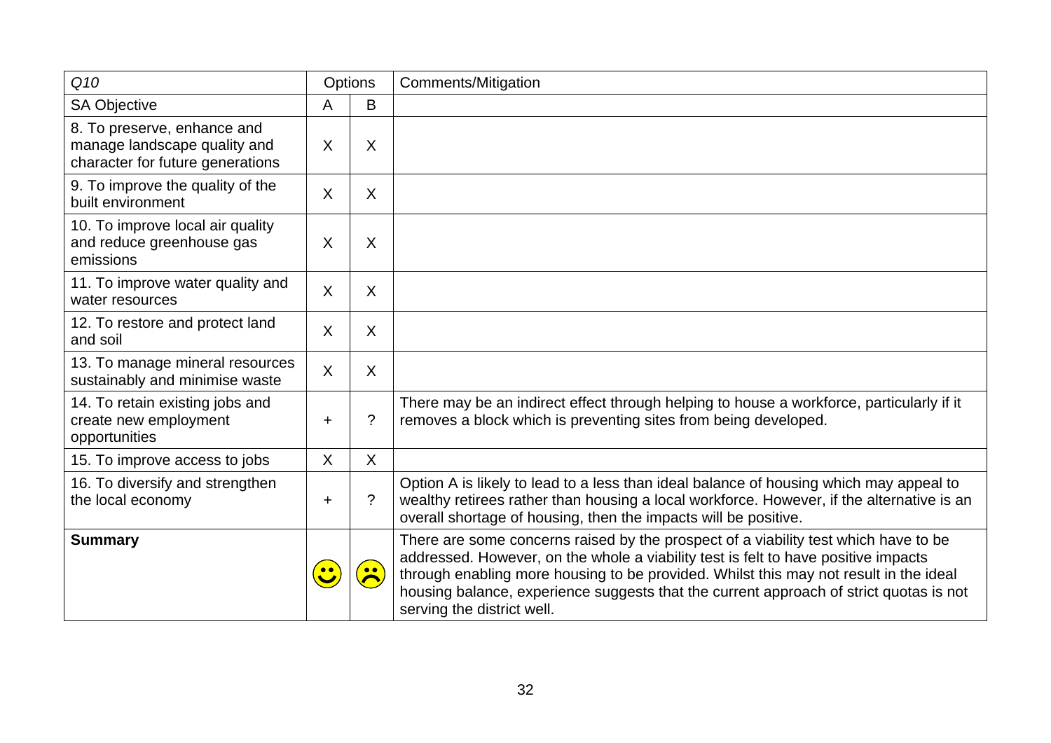| *Q10* | Options | | Comments/Mitigation |
|---|---|---|---|
| SA Objective | A | B | |
| 8. To preserve, enhance and manage landscape quality and character for future generations | X | X | |
| 9. To improve the quality of the built environment | X | X | |
| 10. To improve local air quality and reduce greenhouse gas emissions | X | X | |
| 11. To improve water quality and water resources | X | X | |
| 12. To restore and protect land and soil | X | X | |
| 13. To manage mineral resources sustainably and minimise waste | X | X | |
| 14. To retain existing jobs and create new employment opportunities | + | ? | There may be an indirect effect through helping to house a workforce, particularly if it removes a block which is preventing sites from being developed. |
| 15. To improve access to jobs | X | X | |
| 16. To diversify and strengthen the local economy | + | ? | Option A is likely to lead to a less than ideal balance of housing which may appeal to wealthy retirees rather than housing a local workforce. However, if the alternative is an overall shortage of housing, then the impacts will be positive. |
| **Summary** | ☺ | ☹ | There are some concerns raised by the prospect of a viability test which have to be addressed. However, on the whole a viability test is felt to have positive impacts through enabling more housing to be provided. Whilst this may not result in the ideal housing balance, experience suggests that the current approach of strict quotas is not serving the district well. |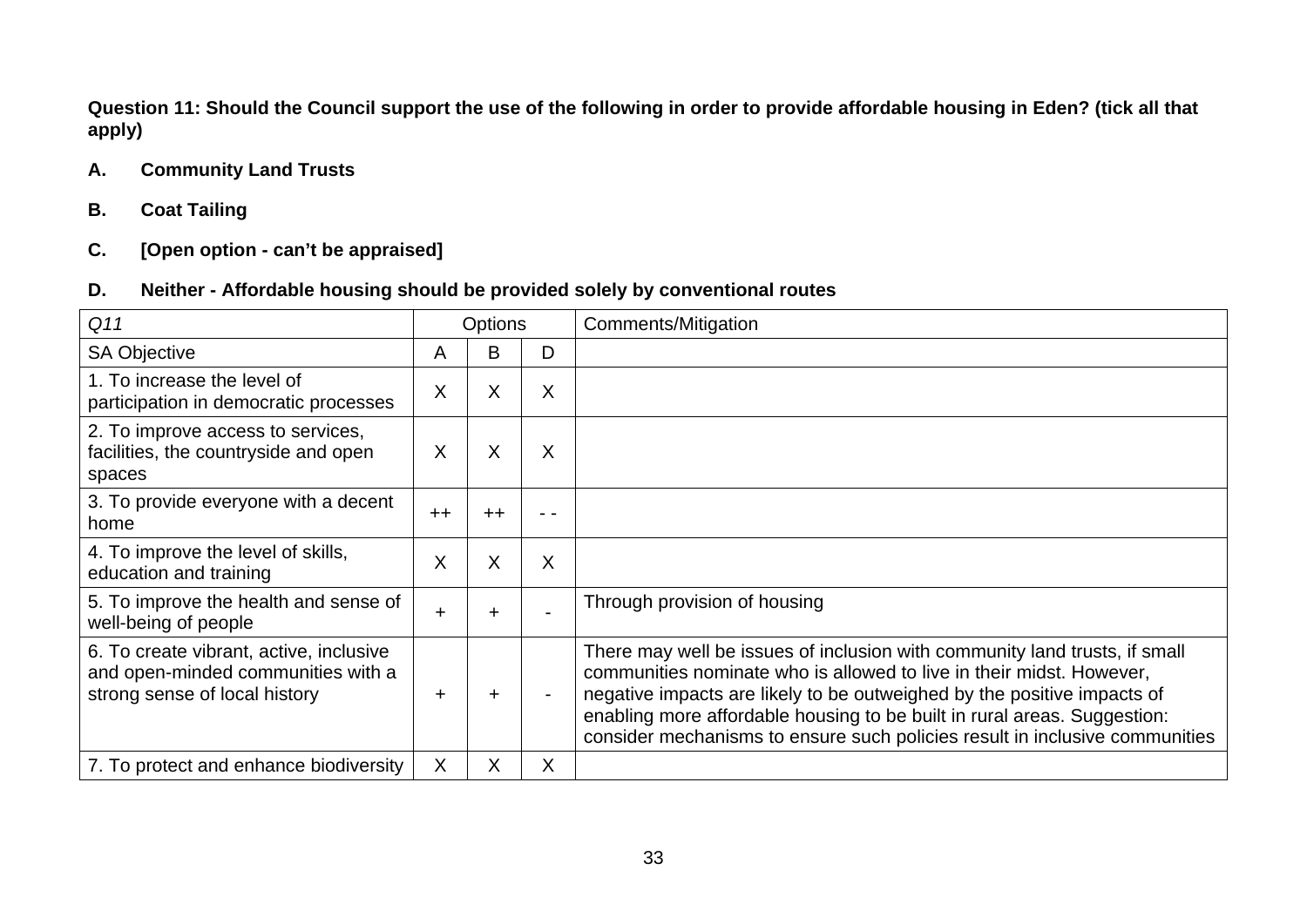**Question 11: Should the Council support the use of the following in order to provide affordable housing in Eden? (tick all that apply)**

- **A. Community Land Trusts**
- **B. Coat Tailing**
- **C. [Open option - can't be appraised]**
- **D. Neither - Affordable housing should be provided solely by conventional routes**

| *Q11* | Options | | | Comments/Mitigation |
|---|---|---|---|---|
| SA Objective | A | B | D | |
| 1. To increase the level of participation in democratic processes | X | X | X | |
| 2. To improve access to services, facilities, the countryside and open spaces | X | X | X | |
| 3. To provide everyone with a decent home | ++ | ++ | - - | |
| 4. To improve the level of skills, education and training | X | X | X | |
| 5. To improve the health and sense of well-being of people | + | + | - | Through provision of housing |
| 6. To create vibrant, active, inclusive and open-minded communities with a strong sense of local history | + | + | - | There may well be issues of inclusion with community land trusts, if small communities nominate who is allowed to live in their midst. However, negative impacts are likely to be outweighed by the positive impacts of enabling more affordable housing to be built in rural areas. Suggestion: consider mechanisms to ensure such policies result in inclusive communities |
| 7. To protect and enhance biodiversity | X | X | X | |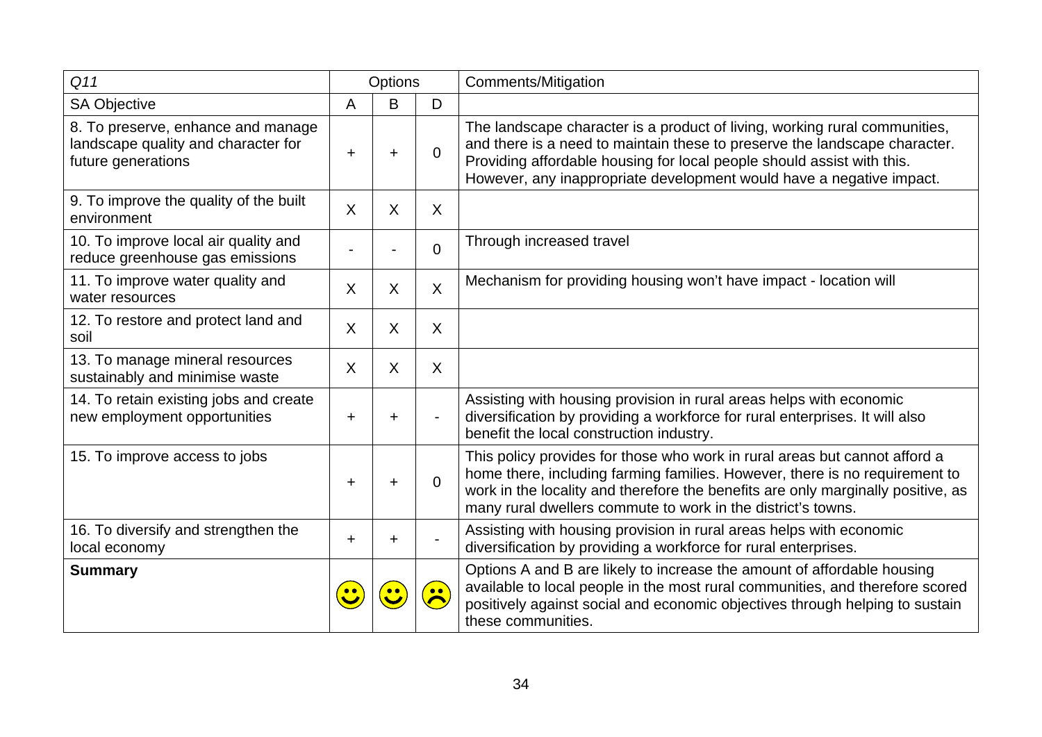| *Q11* | Options | | | Comments/Mitigation |
|---|---|---|---|---|
| SA Objective | A | B | D | |
| 8. To preserve, enhance and manage landscape quality and character for future generations | + | + | 0 | The landscape character is a product of living, working rural communities, and there is a need to maintain these to preserve the landscape character. Providing affordable housing for local people should assist with this. However, any inappropriate development would have a negative impact. |
| 9. To improve the quality of the built environment | X | X | X | |
| 10. To improve local air quality and reduce greenhouse gas emissions | - | - | 0 | Through increased travel |
| 11. To improve water quality and water resources | X | X | X | Mechanism for providing housing won't have impact - location will |
| 12. To restore and protect land and soil | X | X | X | |
| 13. To manage mineral resources sustainably and minimise waste | X | X | X | |
| 14. To retain existing jobs and create new employment opportunities | + | + | - | Assisting with housing provision in rural areas helps with economic diversification by providing a workforce for rural enterprises. It will also benefit the local construction industry. |
| 15. To improve access to jobs | + | + | 0 | This policy provides for those who work in rural areas but cannot afford a home there, including farming families. However, there is no requirement to work in the locality and therefore the benefits are only marginally positive, as many rural dwellers commute to work in the district's towns. |
| 16. To diversify and strengthen the local economy | + | + | - | Assisting with housing provision in rural areas helps with economic diversification by providing a workforce for rural enterprises. |
| **Summary** | ☺ | ☺ | ☹ | Options A and B are likely to increase the amount of affordable housing available to local people in the most rural communities, and therefore scored positively against social and economic objectives through helping to sustain these communities. |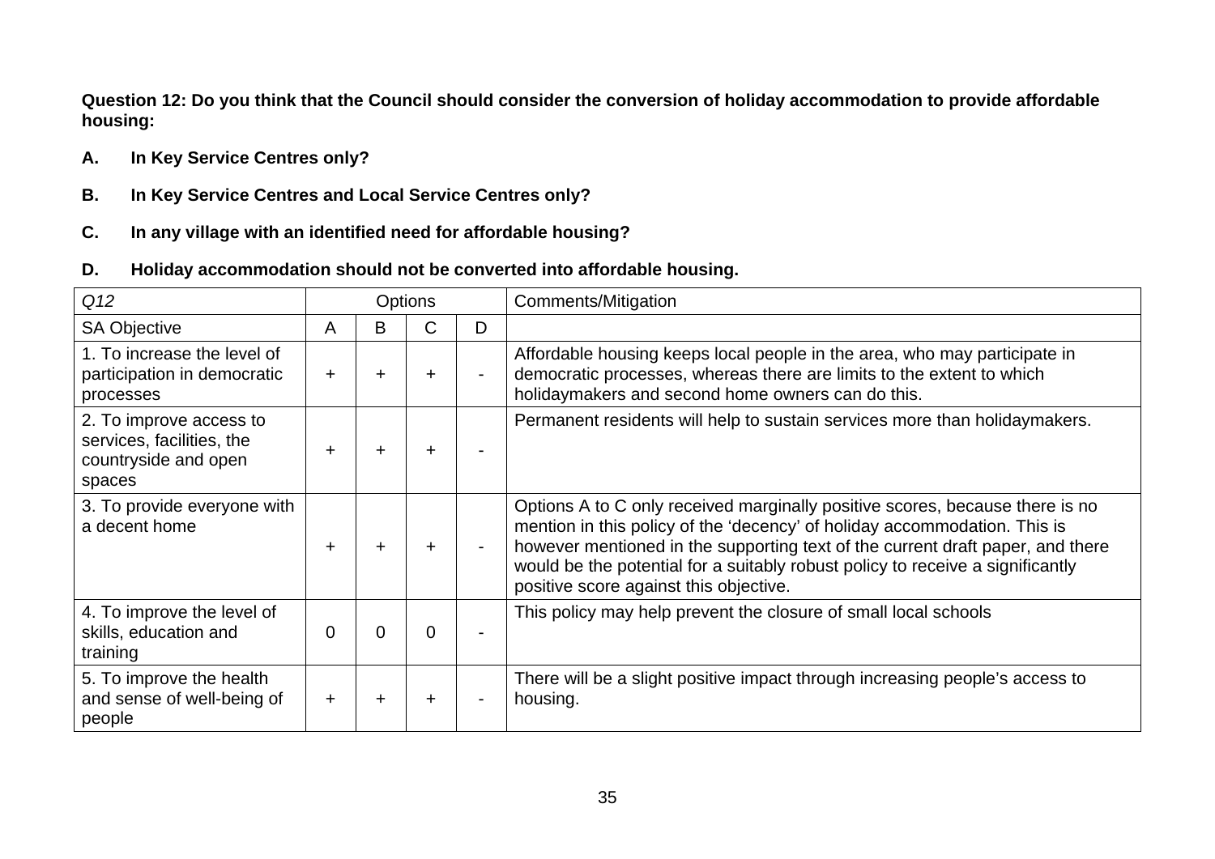**Question 12: Do you think that the Council should consider the conversion of holiday accommodation to provide affordable housing:**

**A. In Key Service Centres only?**

**B. In Key Service Centres and Local Service Centres only?**

**C. In any village with an identified need for affordable housing?**

**D. Holiday accommodation should not be converted into affordable housing.**

| *Q12* | Options | | | | Comments/Mitigation |
|---|---|---|---|---|---|
| SA Objective | A | B | C | D | |
| 1. To increase the level of participation in democratic processes | + | + | + | - | Affordable housing keeps local people in the area, who may participate in democratic processes, whereas there are limits to the extent to which holidaymakers and second home owners can do this. |
| 2. To improve access to services, facilities, the countryside and open spaces | + | + | + | - | Permanent residents will help to sustain services more than holidaymakers. |
| 3. To provide everyone with a decent home | + | + | + | - | Options A to C only received marginally positive scores, because there is no mention in this policy of the 'decency' of holiday accommodation. This is however mentioned in the supporting text of the current draft paper, and there would be the potential for a suitably robust policy to receive a significantly positive score against this objective. |
| 4. To improve the level of skills, education and training | 0 | 0 | 0 | - | This policy may help prevent the closure of small local schools |
| 5. To improve the health and sense of well-being of people | + | + | + | - | There will be a slight positive impact through increasing people's access to housing. |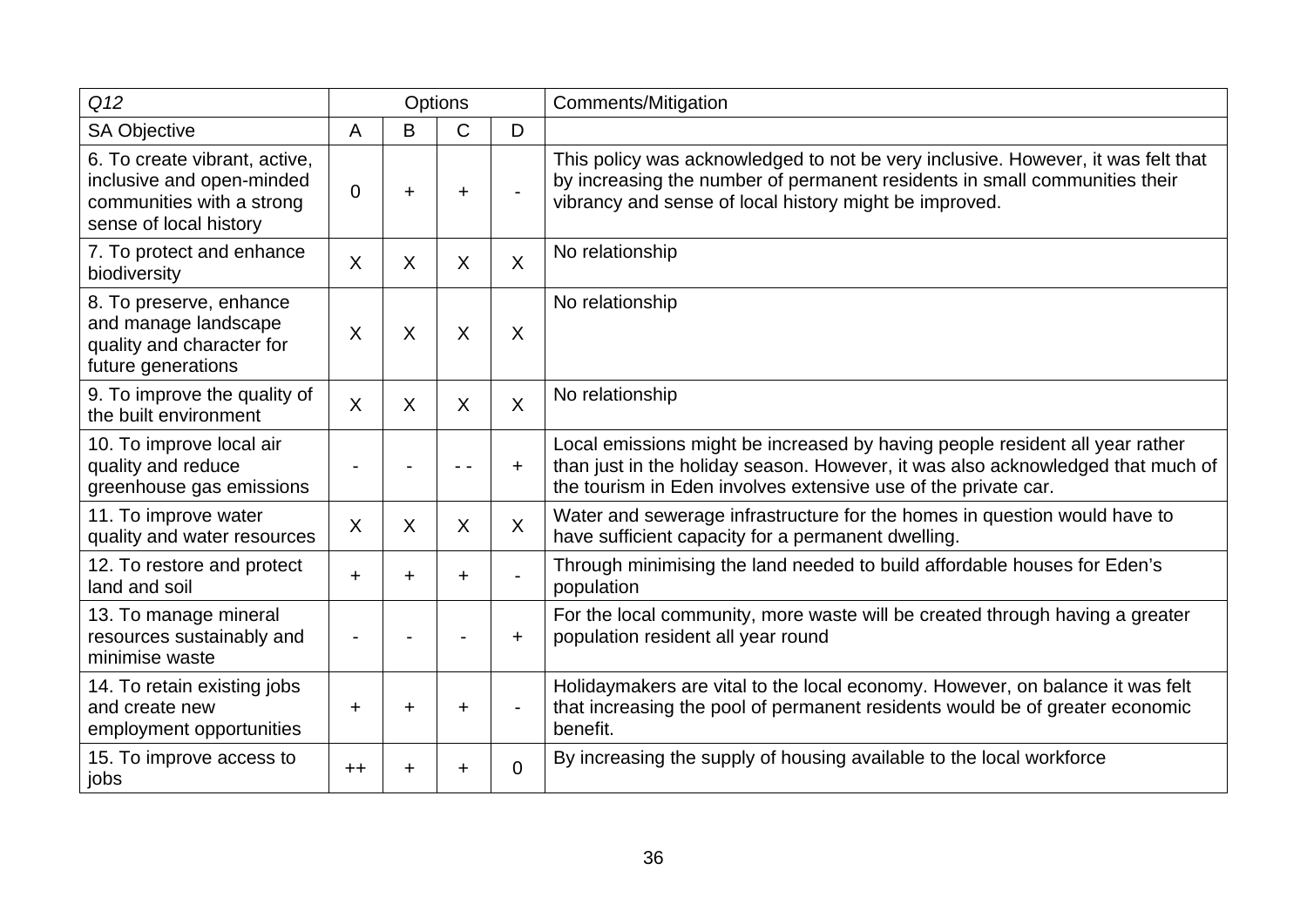| *Q12* | Options | | | | Comments/Mitigation |
|---|---|---|---|---|---|
| SA Objective | A | B | C | D | |
| 6. To create vibrant, active, inclusive and open-minded communities with a strong sense of local history | 0 | + | + | - | This policy was acknowledged to not be very inclusive. However, it was felt that by increasing the number of permanent residents in small communities their vibrancy and sense of local history might be improved. |
| 7. To protect and enhance biodiversity | X | X | X | X | No relationship |
| 8. To preserve, enhance and manage landscape quality and character for future generations | X | X | X | X | No relationship |
| 9. To improve the quality of the built environment | X | X | X | X | No relationship |
| 10. To improve local air quality and reduce greenhouse gas emissions | - | - | - - | + | Local emissions might be increased by having people resident all year rather than just in the holiday season. However, it was also acknowledged that much of the tourism in Eden involves extensive use of the private car. |
| 11. To improve water quality and water resources | X | X | X | X | Water and sewerage infrastructure for the homes in question would have to have sufficient capacity for a permanent dwelling. |
| 12. To restore and protect land and soil | + | + | + | - | Through minimising the land needed to build affordable houses for Eden's population |
| 13. To manage mineral resources sustainably and minimise waste | - | - | - | + | For the local community, more waste will be created through having a greater population resident all year round |
| 14. To retain existing jobs and create new employment opportunities | + | + | + | - | Holidaymakers are vital to the local economy. However, on balance it was felt that increasing the pool of permanent residents would be of greater economic benefit. |
| 15. To improve access to jobs | ++ | + | + | 0 | By increasing the supply of housing available to the local workforce |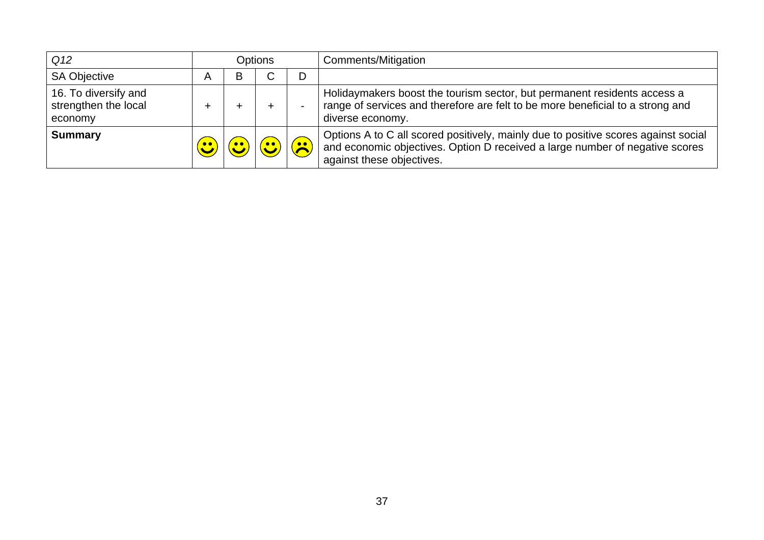| *Q12* | Options | | | | Comments/Mitigation |
|---|---|---|---|---|---|
| SA Objective | A | B | C | D | |
| 16. To diversify and strengthen the local economy | + | + | + | - | Holidaymakers boost the tourism sector, but permanent residents access a range of services and therefore are felt to be more beneficial to a strong and diverse economy. |
| **Summary** | ☺ | ☺ | ☺ | ☹ | Options A to C all scored positively, mainly due to positive scores against social and economic objectives. Option D received a large number of negative scores against these objectives. |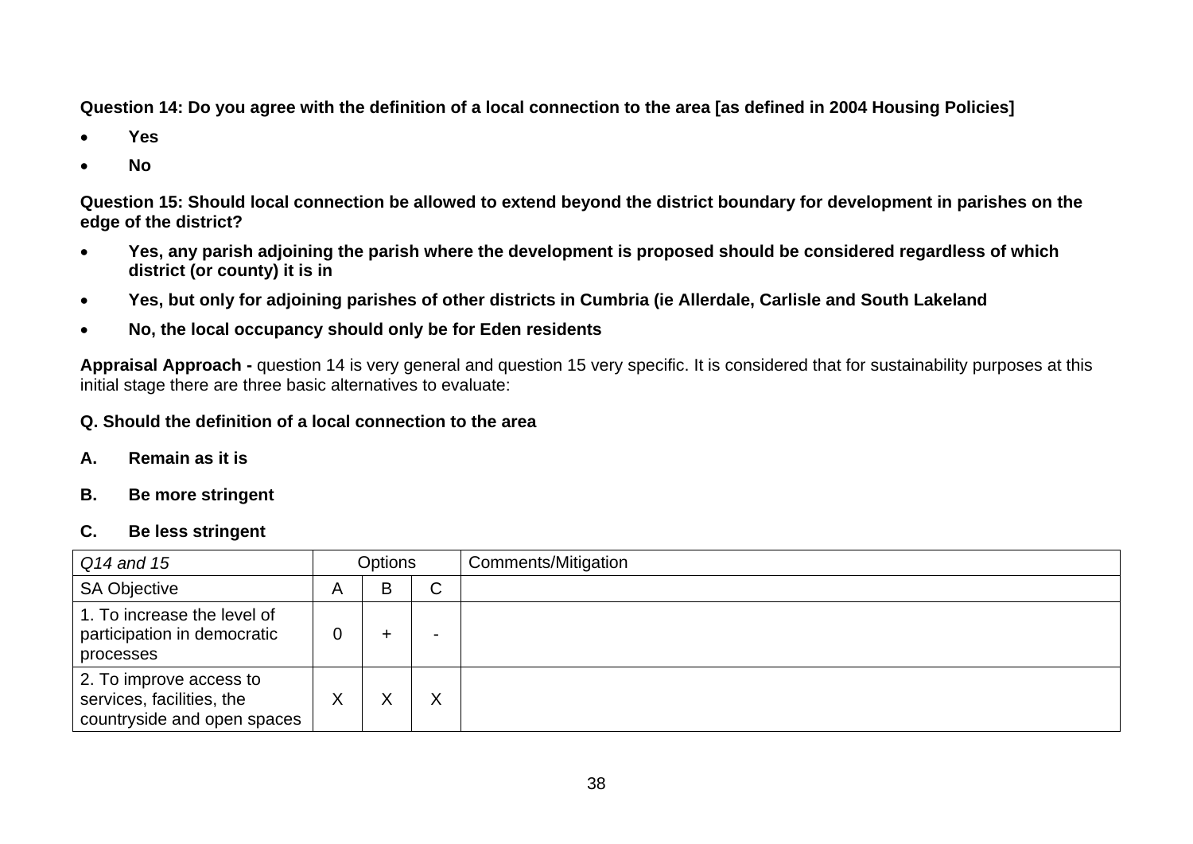**Question 14: Do you agree with the definition of a local connection to the area [as defined in 2004 Housing Policies]**

- **Yes**
- **No**

**Question 15: Should local connection be allowed to extend beyond the district boundary for development in parishes on the edge of the district?**

- **Yes, any parish adjoining the parish where the development is proposed should be considered regardless of which district (or county) it is in**
- **Yes, but only for adjoining parishes of other districts in Cumbria (ie Allerdale, Carlisle and South Lakeland**
- **No, the local occupancy should only be for Eden residents**

**Appraisal Approach -** question 14 is very general and question 15 very specific. It is considered that for sustainability purposes at this initial stage there are three basic alternatives to evaluate:

**Q. Should the definition of a local connection to the area**

**A. Remain as it is**

**B. Be more stringent**

**C. Be less stringent**

| *Q14 and 15* | Options | | | Comments/Mitigation |
|---|---|---|---|---|
| SA Objective | A | B | C | |
| 1. To increase the level of participation in democratic processes | 0 | + | - | |
| 2. To improve access to services, facilities, the countryside and open spaces | X | X | X | |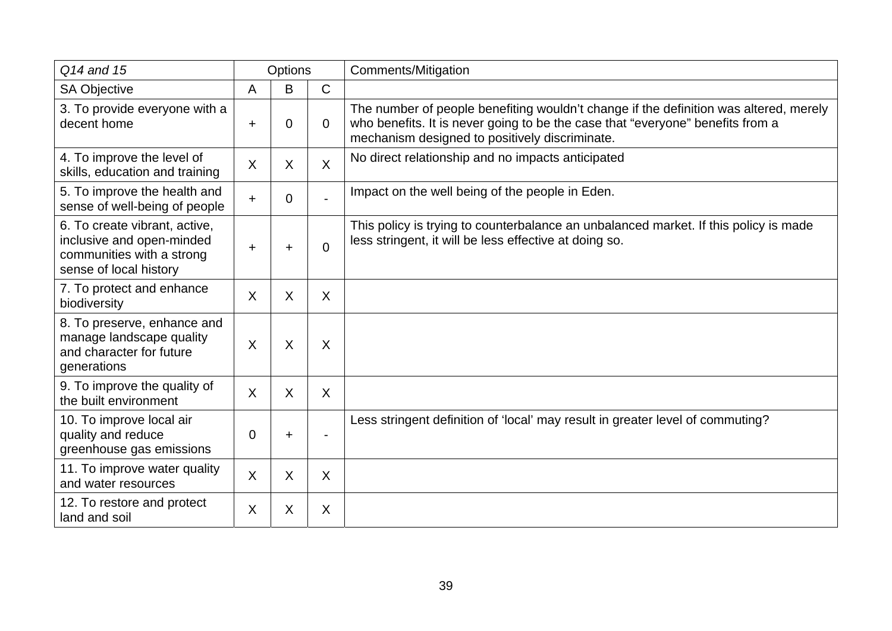| *Q14 and 15* | Options | | | Comments/Mitigation |
|---|---|---|---|---|
| SA Objective | A | B | C | |
| 3. To provide everyone with a decent home | + | 0 | 0 | The number of people benefiting wouldn't change if the definition was altered, merely who benefits. It is never going to be the case that "everyone" benefits from a mechanism designed to positively discriminate. |
| 4. To improve the level of skills, education and training | X | X | X | No direct relationship and no impacts anticipated |
| 5. To improve the health and sense of well-being of people | + | 0 | - | Impact on the well being of the people in Eden. |
| 6. To create vibrant, active, inclusive and open-minded communities with a strong sense of local history | + | + | 0 | This policy is trying to counterbalance an unbalanced market. If this policy is made less stringent, it will be less effective at doing so. |
| 7. To protect and enhance biodiversity | X | X | X | |
| 8. To preserve, enhance and manage landscape quality and character for future generations | X | X | X | |
| 9. To improve the quality of the built environment | X | X | X | |
| 10. To improve local air quality and reduce greenhouse gas emissions | 0 | + | - | Less stringent definition of 'local' may result in greater level of commuting? |
| 11. To improve water quality and water resources | X | X | X | |
| 12. To restore and protect land and soil | X | X | X | |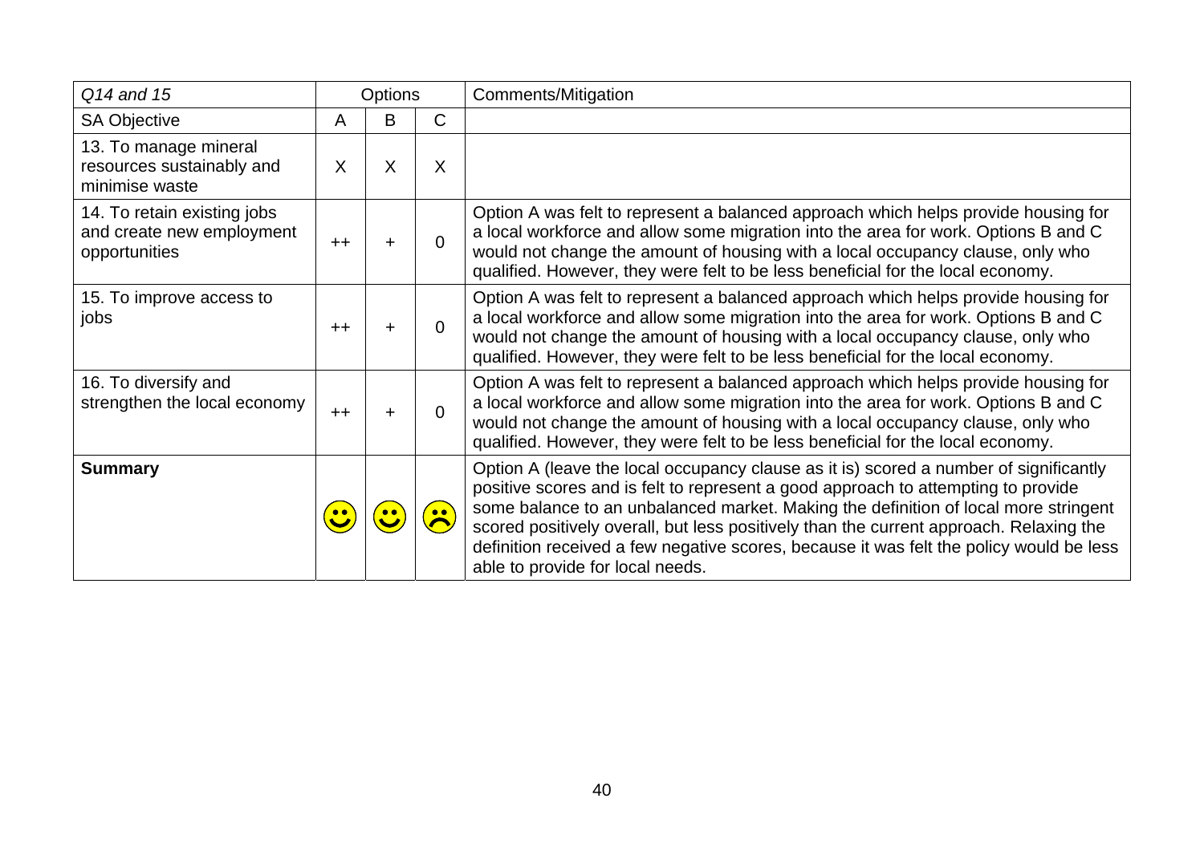| *Q14 and 15* | Options | | | Comments/Mitigation |
|---|---|---|---|---|
| SA Objective | A | B | C | |
| 13. To manage mineral resources sustainably and minimise waste | X | X | X | |
| 14. To retain existing jobs and create new employment opportunities | ++ | + | 0 | Option A was felt to represent a balanced approach which helps provide housing for a local workforce and allow some migration into the area for work. Options B and C would not change the amount of housing with a local occupancy clause, only who qualified. However, they were felt to be less beneficial for the local economy. |
| 15. To improve access to jobs | ++ | + | 0 | Option A was felt to represent a balanced approach which helps provide housing for a local workforce and allow some migration into the area for work. Options B and C would not change the amount of housing with a local occupancy clause, only who qualified. However, they were felt to be less beneficial for the local economy. |
| 16. To diversify and strengthen the local economy | ++ | + | 0 | Option A was felt to represent a balanced approach which helps provide housing for a local workforce and allow some migration into the area for work. Options B and C would not change the amount of housing with a local occupancy clause, only who qualified. However, they were felt to be less beneficial for the local economy. |
| **Summary** | ☺ | ☺ | ☹ | Option A (leave the local occupancy clause as it is) scored a number of significantly positive scores and is felt to represent a good approach to attempting to provide some balance to an unbalanced market. Making the definition of local more stringent scored positively overall, but less positively than the current approach. Relaxing the definition received a few negative scores, because it was felt the policy would be less able to provide for local needs. |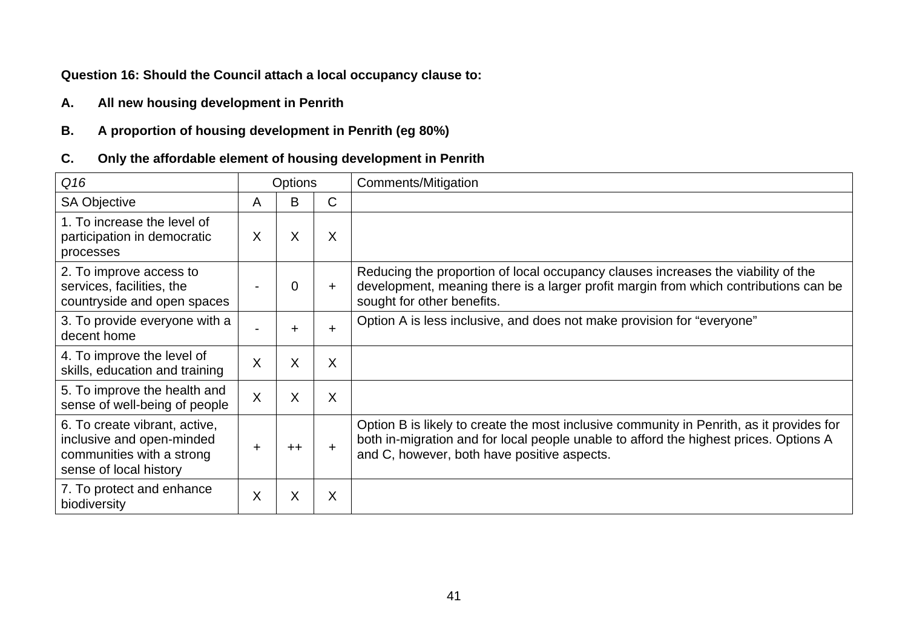**Question 16: Should the Council attach a local occupancy clause to:**

**A. All new housing development in Penrith**

**B. A proportion of housing development in Penrith (eg 80%)**

**C. Only the affordable element of housing development in Penrith**

| *Q16* | Options | | | Comments/Mitigation |
|---|---|---|---|---|
| SA Objective | A | B | C | |
| 1. To increase the level of participation in democratic processes | X | X | X | |
| 2. To improve access to services, facilities, the countryside and open spaces | - | 0 | + | Reducing the proportion of local occupancy clauses increases the viability of the development, meaning there is a larger profit margin from which contributions can be sought for other benefits. |
| 3. To provide everyone with a decent home | - | + | + | Option A is less inclusive, and does not make provision for "everyone" |
| 4. To improve the level of skills, education and training | X | X | X | |
| 5. To improve the health and sense of well-being of people | X | X | X | |
| 6. To create vibrant, active, inclusive and open-minded communities with a strong sense of local history | + | ++ | + | Option B is likely to create the most inclusive community in Penrith, as it provides for both in-migration and for local people unable to afford the highest prices. Options A and C, however, both have positive aspects. |
| 7. To protect and enhance biodiversity | X | X | X | |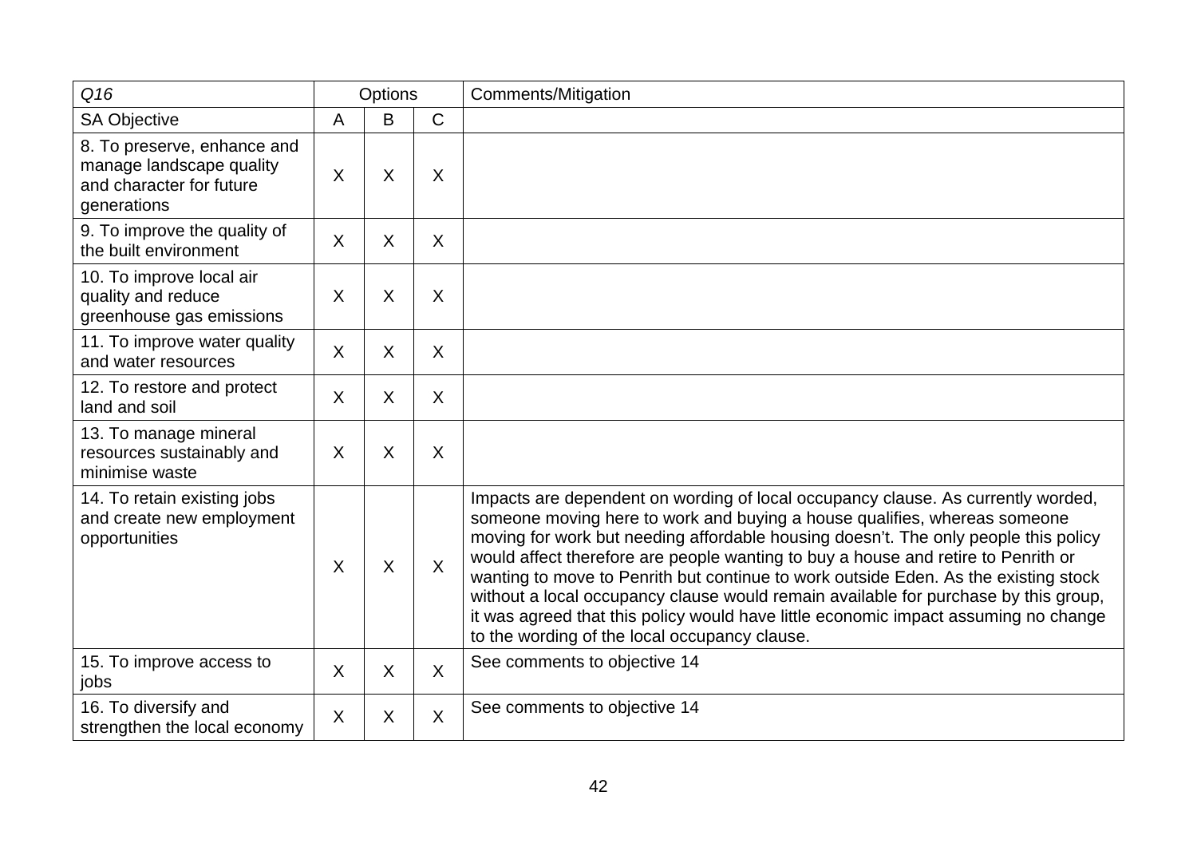| *Q16* | Options | | | Comments/Mitigation |
|---|---|---|---|---|
| SA Objective | A | B | C | |
| 8. To preserve, enhance and manage landscape quality and character for future generations | X | X | X | |
| 9. To improve the quality of the built environment | X | X | X | |
| 10. To improve local air quality and reduce greenhouse gas emissions | X | X | X | |
| 11. To improve water quality and water resources | X | X | X | |
| 12. To restore and protect land and soil | X | X | X | |
| 13. To manage mineral resources sustainably and minimise waste | X | X | X | |
| 14. To retain existing jobs and create new employment opportunities | X | X | X | Impacts are dependent on wording of local occupancy clause. As currently worded, someone moving here to work and buying a house qualifies, whereas someone moving for work but needing affordable housing doesn't. The only people this policy would affect therefore are people wanting to buy a house and retire to Penrith or wanting to move to Penrith but continue to work outside Eden. As the existing stock without a local occupancy clause would remain available for purchase by this group, it was agreed that this policy would have little economic impact assuming no change to the wording of the local occupancy clause. |
| 15. To improve access to jobs | X | X | X | See comments to objective 14 |
| 16. To diversify and strengthen the local economy | X | X | X | See comments to objective 14 |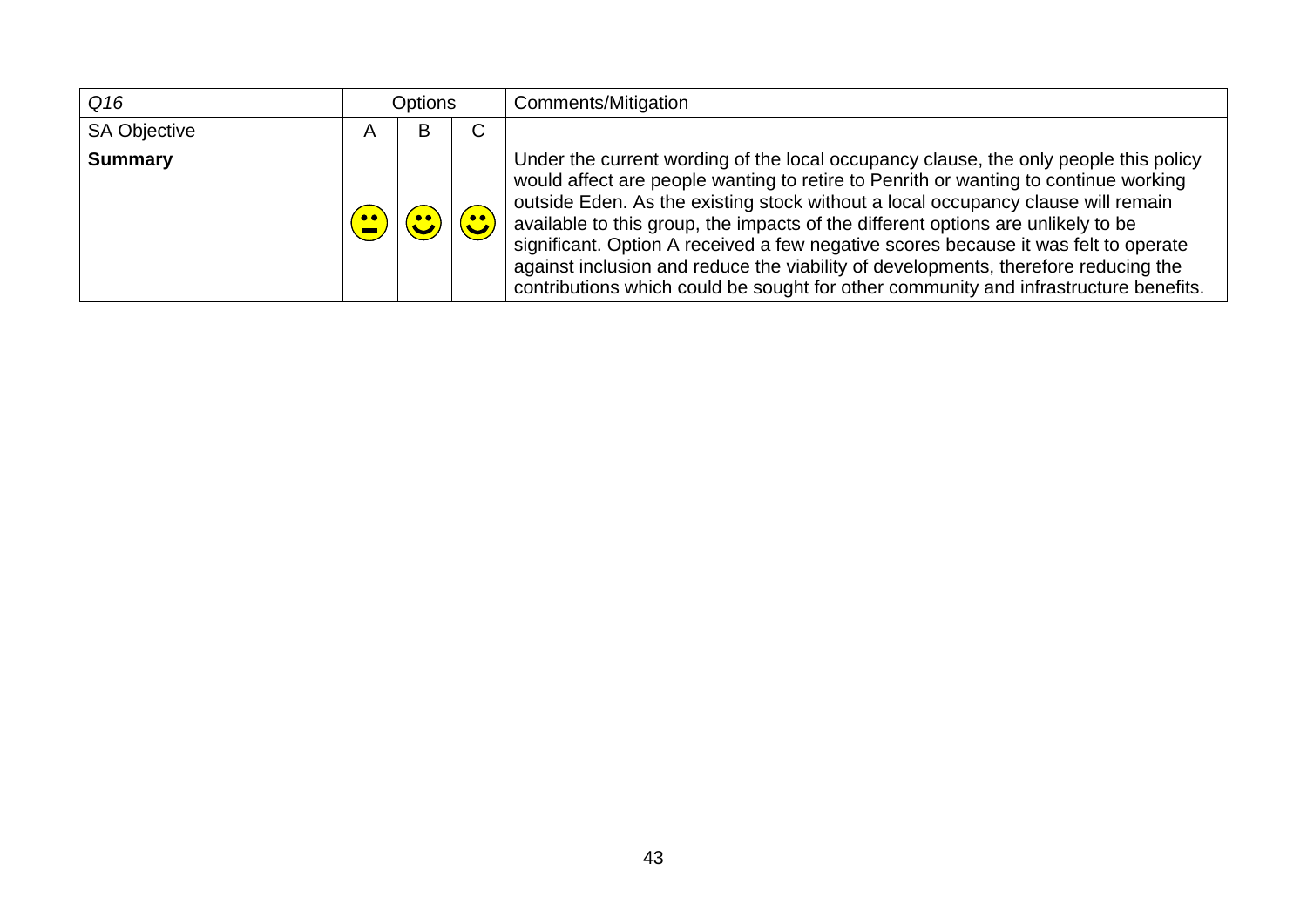| *Q16* | Options | | | Comments/Mitigation |
|---|---|---|---|---|
| SA Objective | A | B | C | |
| **Summary** | 😐 | 🙂 | 🙂 | Under the current wording of the local occupancy clause, the only people this policy would affect are people wanting to retire to Penrith or wanting to continue working outside Eden. As the existing stock without a local occupancy clause will remain available to this group, the impacts of the different options are unlikely to be significant. Option A received a few negative scores because it was felt to operate against inclusion and reduce the viability of developments, therefore reducing the contributions which could be sought for other community and infrastructure benefits. |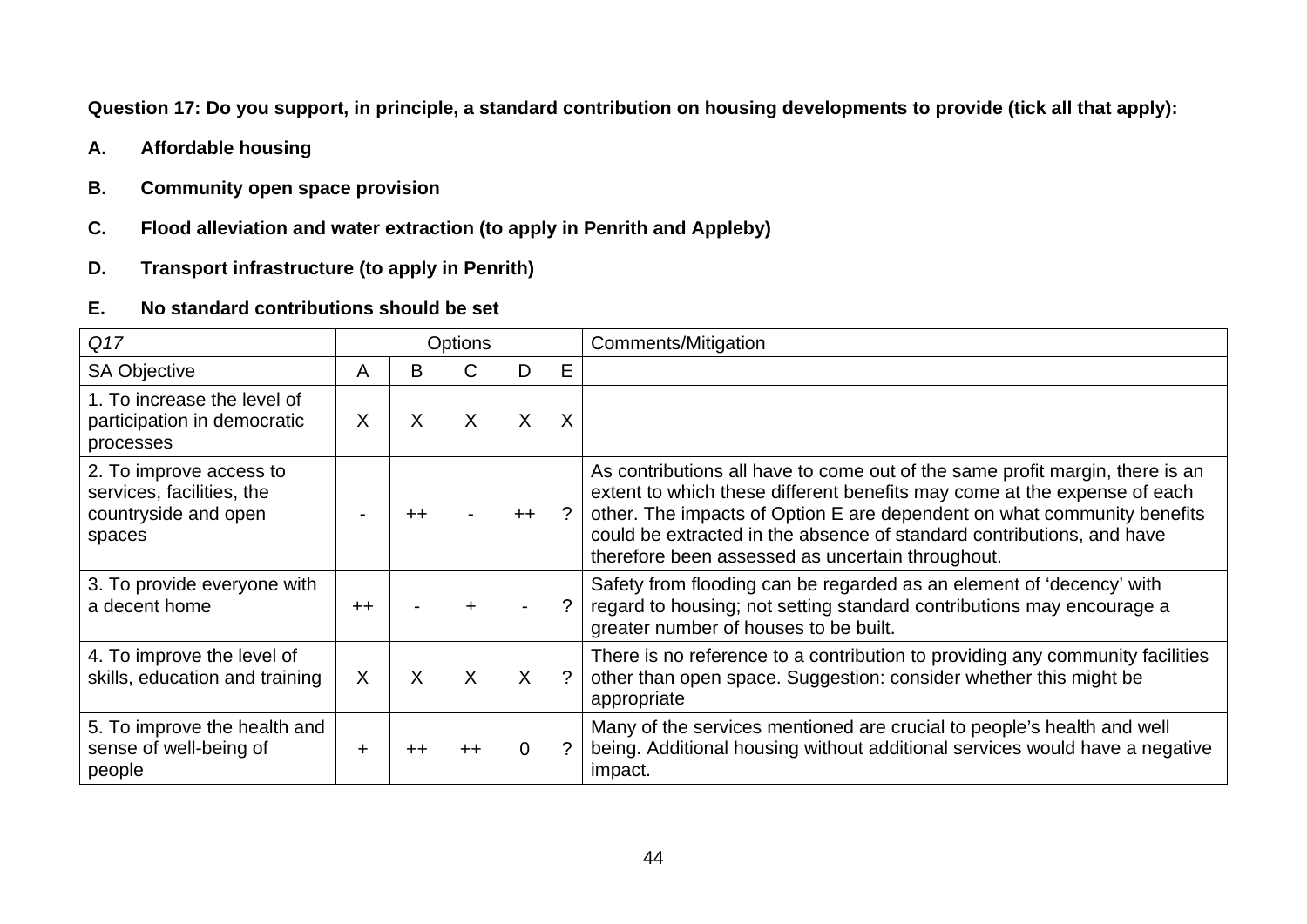**Question 17: Do you support, in principle, a standard contribution on housing developments to provide (tick all that apply):**

**A. Affordable housing**

**B. Community open space provision**

**C. Flood alleviation and water extraction (to apply in Penrith and Appleby)**

**D. Transport infrastructure (to apply in Penrith)**

**E. No standard contributions should be set**

| *Q17* | Options | | | | | Comments/Mitigation |
|---|---|---|---|---|---|---|
| SA Objective | A | B | C | D | E | |
| 1. To increase the level of participation in democratic processes | X | X | X | X | X | |
| 2. To improve access to services, facilities, the countryside and open spaces | - | ++ | - | ++ | ? | As contributions all have to come out of the same profit margin, there is an extent to which these different benefits may come at the expense of each other. The impacts of Option E are dependent on what community benefits could be extracted in the absence of standard contributions, and have therefore been assessed as uncertain throughout. |
| 3. To provide everyone with a decent home | ++ | - | + | - | ? | Safety from flooding can be regarded as an element of 'decency' with regard to housing; not setting standard contributions may encourage a greater number of houses to be built. |
| 4. To improve the level of skills, education and training | X | X | X | X | ? | There is no reference to a contribution to providing any community facilities other than open space. Suggestion: consider whether this might be appropriate |
| 5. To improve the health and sense of well-being of people | + | ++ | ++ | 0 | ? | Many of the services mentioned are crucial to people's health and well being. Additional housing without additional services would have a negative impact. |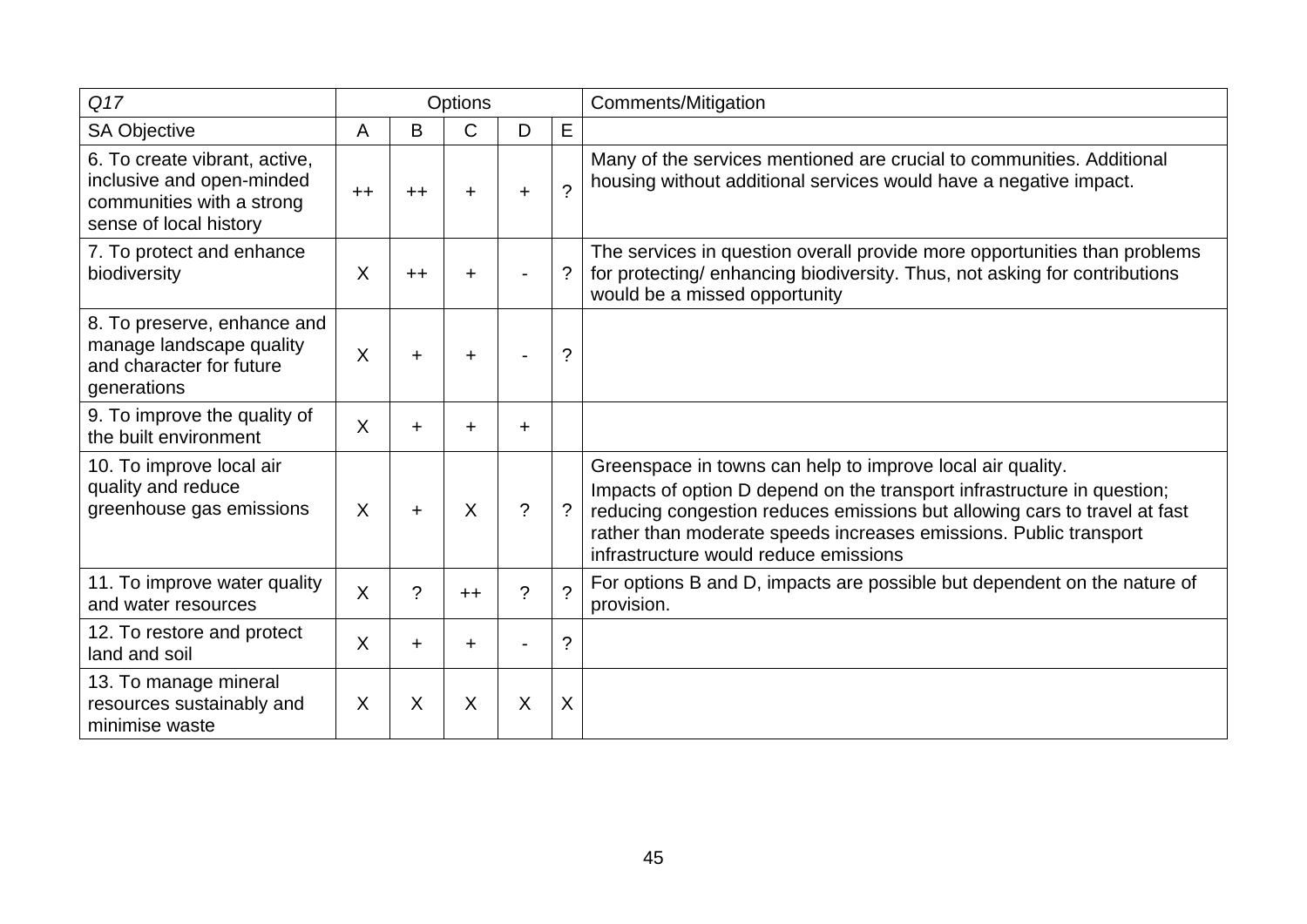| Q17 | Options | | | | | Comments/Mitigation |
|---|---|---|---|---|---|---|
| SA Objective | A | B | C | D | E | |
| 6. To create vibrant, active, inclusive and open-minded communities with a strong sense of local history | ++ | ++ | + | + | ? | Many of the services mentioned are crucial to communities. Additional housing without additional services would have a negative impact. |
| 7. To protect and enhance biodiversity | X | ++ | + | - | ? | The services in question overall provide more opportunities than problems for protecting/ enhancing biodiversity. Thus, not asking for contributions would be a missed opportunity |
| 8. To preserve, enhance and manage landscape quality and character for future generations | X | + | + | - | ? | |
| 9. To improve the quality of the built environment | X | + | + | + | | |
| 10. To improve local air quality and reduce greenhouse gas emissions | X | + | X | ? | ? | Greenspace in towns can help to improve local air quality.<br>Impacts of option D depend on the transport infrastructure in question; reducing congestion reduces emissions but allowing cars to travel at fast rather than moderate speeds increases emissions. Public transport infrastructure would reduce emissions |
| 11. To improve water quality and water resources | X | ? | ++ | ? | ? | For options B and D, impacts are possible but dependent on the nature of provision. |
| 12. To restore and protect land and soil | X | + | + | - | ? | |
| 13. To manage mineral resources sustainably and minimise waste | X | X | X | X | X | |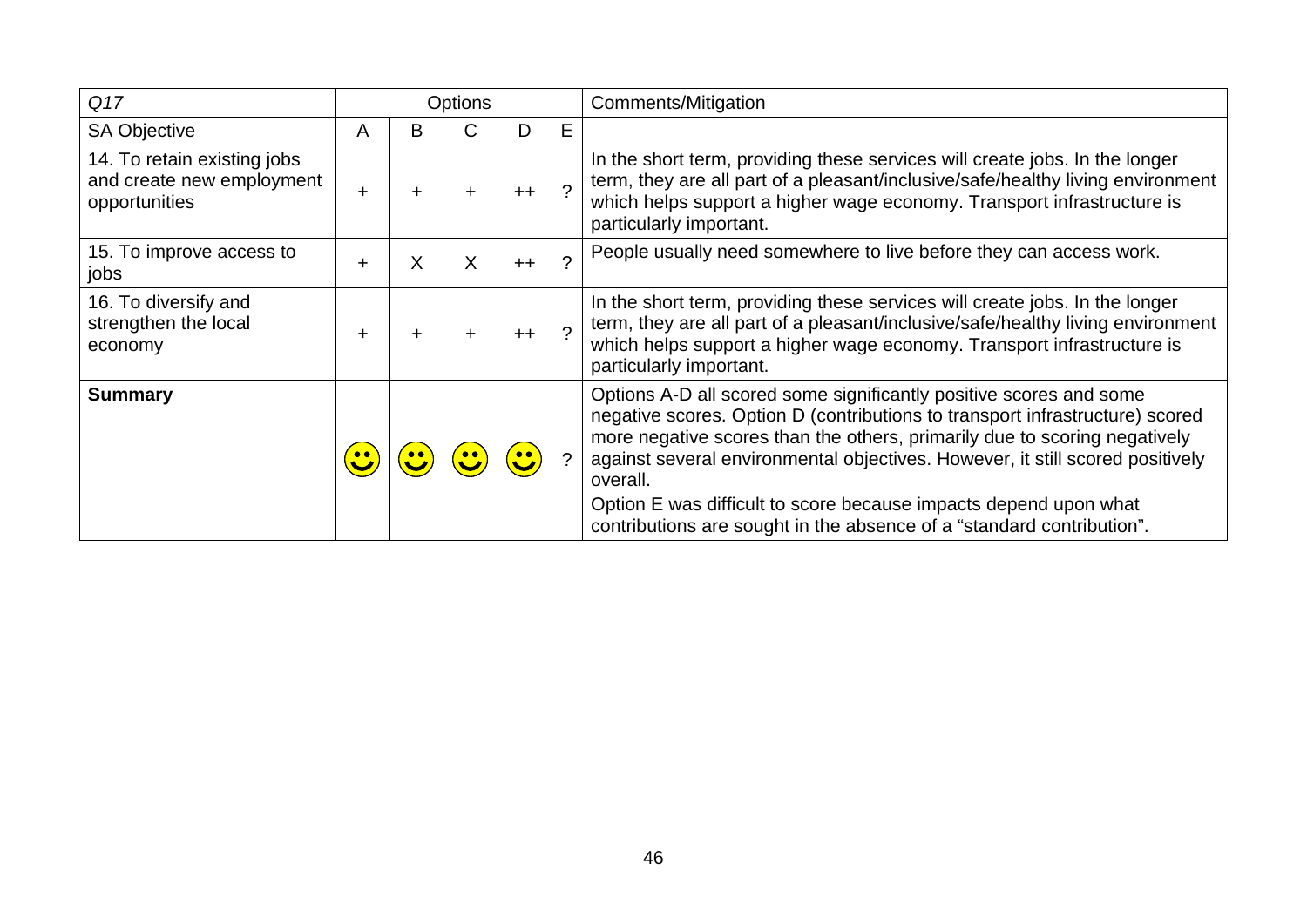| *Q17* | Options | | | | | Comments/Mitigation |
|---|---|---|---|---|---|---|
| SA Objective | A | B | C | D | E | |
| 14. To retain existing jobs and create new employment opportunities | + | + | + | ++ | ? | In the short term, providing these services will create jobs. In the longer term, they are all part of a pleasant/inclusive/safe/healthy living environment which helps support a higher wage economy. Transport infrastructure is particularly important. |
| 15. To improve access to jobs | + | X | X | ++ | ? | People usually need somewhere to live before they can access work. |
| 16. To diversify and strengthen the local economy | + | + | + | ++ | ? | In the short term, providing these services will create jobs. In the longer term, they are all part of a pleasant/inclusive/safe/healthy living environment which helps support a higher wage economy. Transport infrastructure is particularly important. |
| **Summary** | ☺ | ☺ | ☺ | ☺ | ? | Options A-D all scored some significantly positive scores and some negative scores. Option D (contributions to transport infrastructure) scored more negative scores than the others, primarily due to scoring negatively against several environmental objectives. However, it still scored positively overall.<br>Option E was difficult to score because impacts depend upon what contributions are sought in the absence of a "standard contribution". |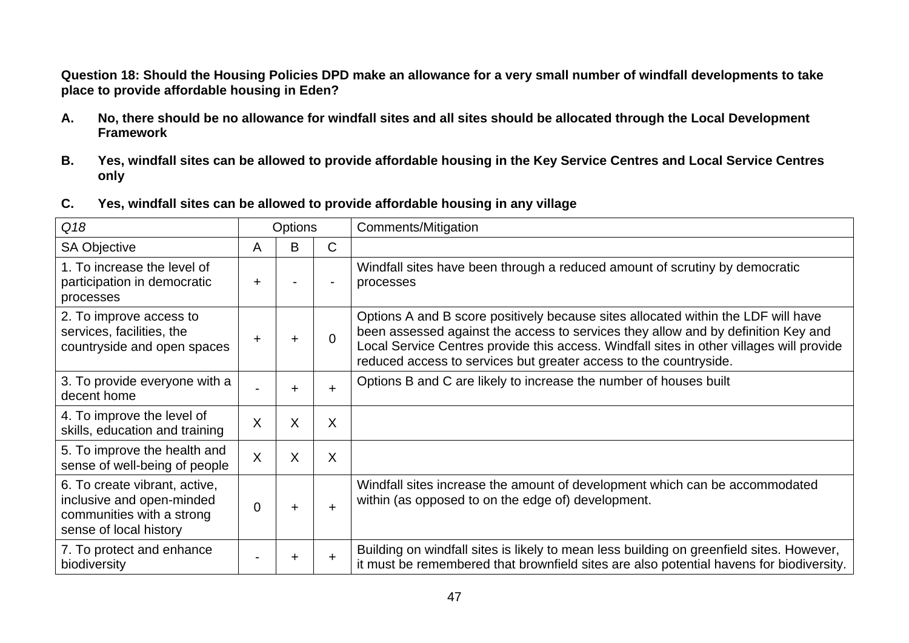**Question 18: Should the Housing Policies DPD make an allowance for a very small number of windfall developments to take place to provide affordable housing in Eden?**

**A. No, there should be no allowance for windfall sites and all sites should be allocated through the Local Development Framework**

**B. Yes, windfall sites can be allowed to provide affordable housing in the Key Service Centres and Local Service Centres only**

**C. Yes, windfall sites can be allowed to provide affordable housing in any village**

| *Q18* | Options | | | Comments/Mitigation |
|---|---|---|---|---|
| SA Objective | A | B | C | |
| 1. To increase the level of participation in democratic processes | + | - | - | Windfall sites have been through a reduced amount of scrutiny by democratic processes |
| 2. To improve access to services, facilities, the countryside and open spaces | + | + | 0 | Options A and B score positively because sites allocated within the LDF will have been assessed against the access to services they allow and by definition Key and Local Service Centres provide this access. Windfall sites in other villages will provide reduced access to services but greater access to the countryside. |
| 3. To provide everyone with a decent home | - | + | + | Options B and C are likely to increase the number of houses built |
| 4. To improve the level of skills, education and training | X | X | X | |
| 5. To improve the health and sense of well-being of people | X | X | X | |
| 6. To create vibrant, active, inclusive and open-minded communities with a strong sense of local history | 0 | + | + | Windfall sites increase the amount of development which can be accommodated within (as opposed to on the edge of) development. |
| 7. To protect and enhance biodiversity | - | + | + | Building on windfall sites is likely to mean less building on greenfield sites. However, it must be remembered that brownfield sites are also potential havens for biodiversity. |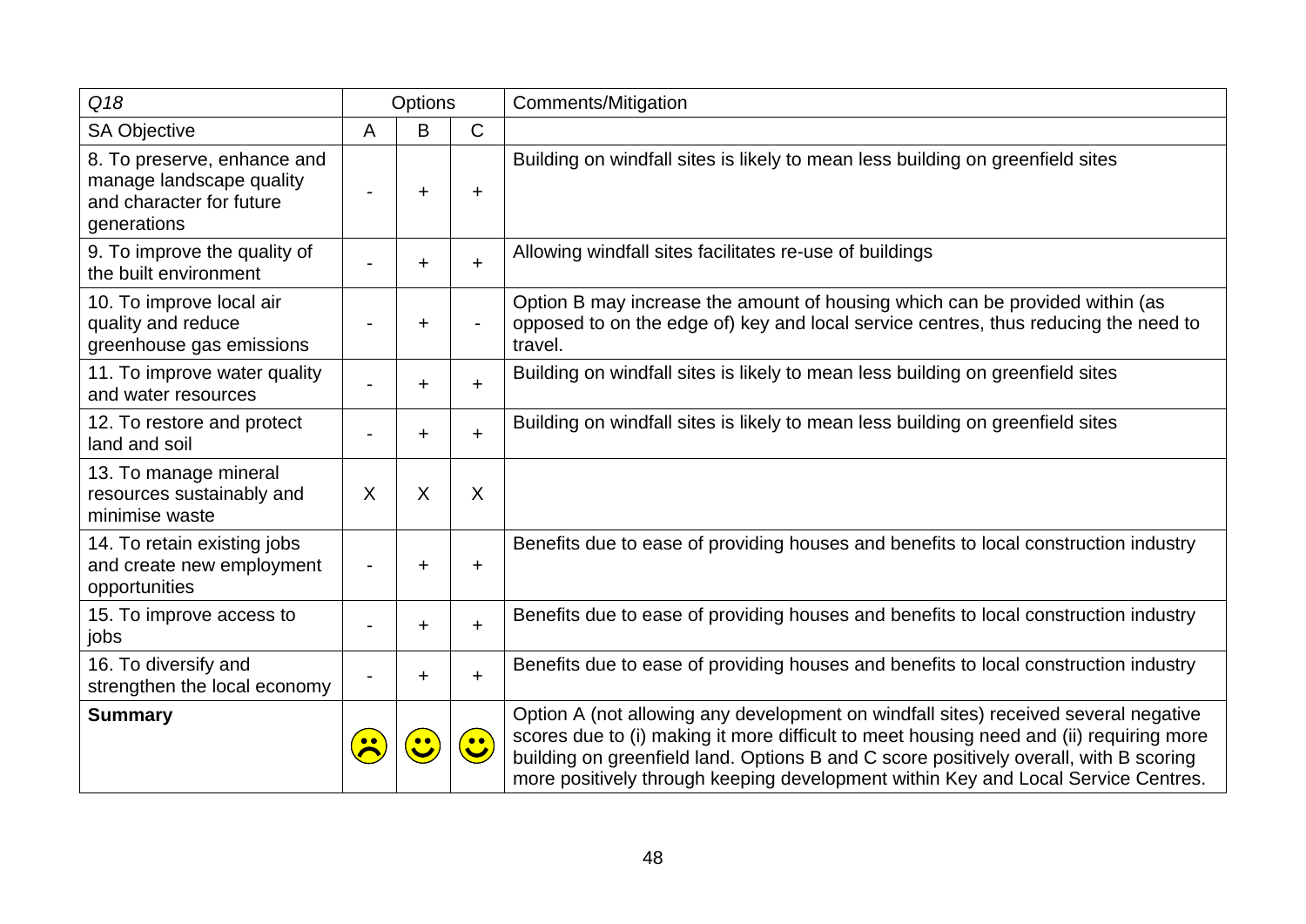| *Q18* | Options | | | Comments/Mitigation |
|---|---|---|---|---|
| SA Objective | A | B | C | |
| 8. To preserve, enhance and manage landscape quality and character for future generations | - | + | + | Building on windfall sites is likely to mean less building on greenfield sites |
| 9. To improve the quality of the built environment | - | + | + | Allowing windfall sites facilitates re-use of buildings |
| 10. To improve local air quality and reduce greenhouse gas emissions | - | + | - | Option B may increase the amount of housing which can be provided within (as opposed to on the edge of) key and local service centres, thus reducing the need to travel. |
| 11. To improve water quality and water resources | - | + | + | Building on windfall sites is likely to mean less building on greenfield sites |
| 12. To restore and protect land and soil | - | + | + | Building on windfall sites is likely to mean less building on greenfield sites |
| 13. To manage mineral resources sustainably and minimise waste | X | X | X | |
| 14. To retain existing jobs and create new employment opportunities | - | + | + | Benefits due to ease of providing houses and benefits to local construction industry |
| 15. To improve access to jobs | - | + | + | Benefits due to ease of providing houses and benefits to local construction industry |
| 16. To diversify and strengthen the local economy | - | + | + | Benefits due to ease of providing houses and benefits to local construction industry |
| **Summary** | ☹ | ☺ | ☺ | Option A (not allowing any development on windfall sites) received several negative scores due to (i) making it more difficult to meet housing need and (ii) requiring more building on greenfield land. Options B and C score positively overall, with B scoring more positively through keeping development within Key and Local Service Centres. |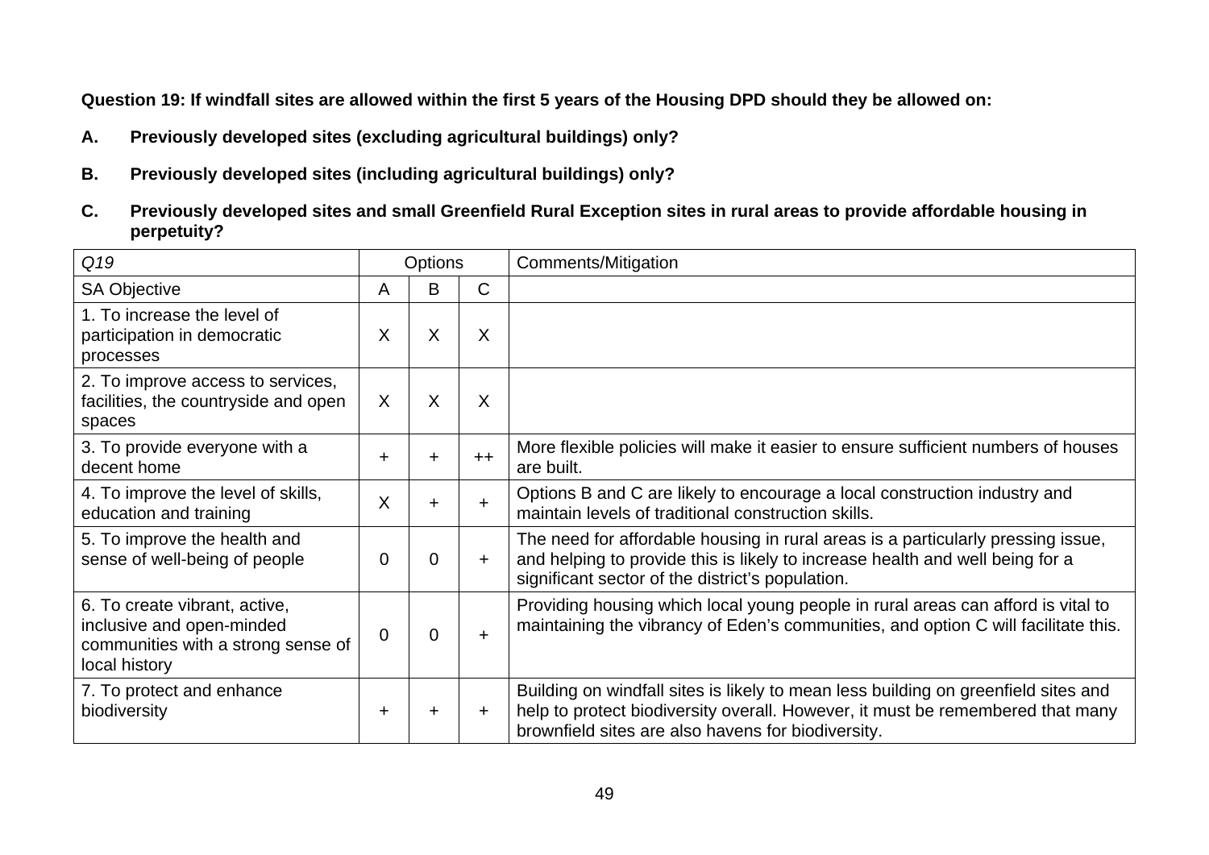**Question 19: If windfall sites are allowed within the first 5 years of the Housing DPD should they be allowed on:**

**A. Previously developed sites (excluding agricultural buildings) only?**

**B. Previously developed sites (including agricultural buildings) only?**

**C. Previously developed sites and small Greenfield Rural Exception sites in rural areas to provide affordable housing in perpetuity?**

| *Q19* | Options | | | Comments/Mitigation |
|---|---|---|---|---|
| SA Objective | A | B | C | |
| 1. To increase the level of participation in democratic processes | X | X | X | |
| 2. To improve access to services, facilities, the countryside and open spaces | X | X | X | |
| 3. To provide everyone with a decent home | + | + | ++ | More flexible policies will make it easier to ensure sufficient numbers of houses are built. |
| 4. To improve the level of skills, education and training | X | + | + | Options B and C are likely to encourage a local construction industry and maintain levels of traditional construction skills. |
| 5. To improve the health and sense of well-being of people | 0 | 0 | + | The need for affordable housing in rural areas is a particularly pressing issue, and helping to provide this is likely to increase health and well being for a significant sector of the district's population. |
| 6. To create vibrant, active, inclusive and open-minded communities with a strong sense of local history | 0 | 0 | + | Providing housing which local young people in rural areas can afford is vital to maintaining the vibrancy of Eden's communities, and option C will facilitate this. |
| 7. To protect and enhance biodiversity | + | + | + | Building on windfall sites is likely to mean less building on greenfield sites and help to protect biodiversity overall. However, it must be remembered that many brownfield sites are also havens for biodiversity. |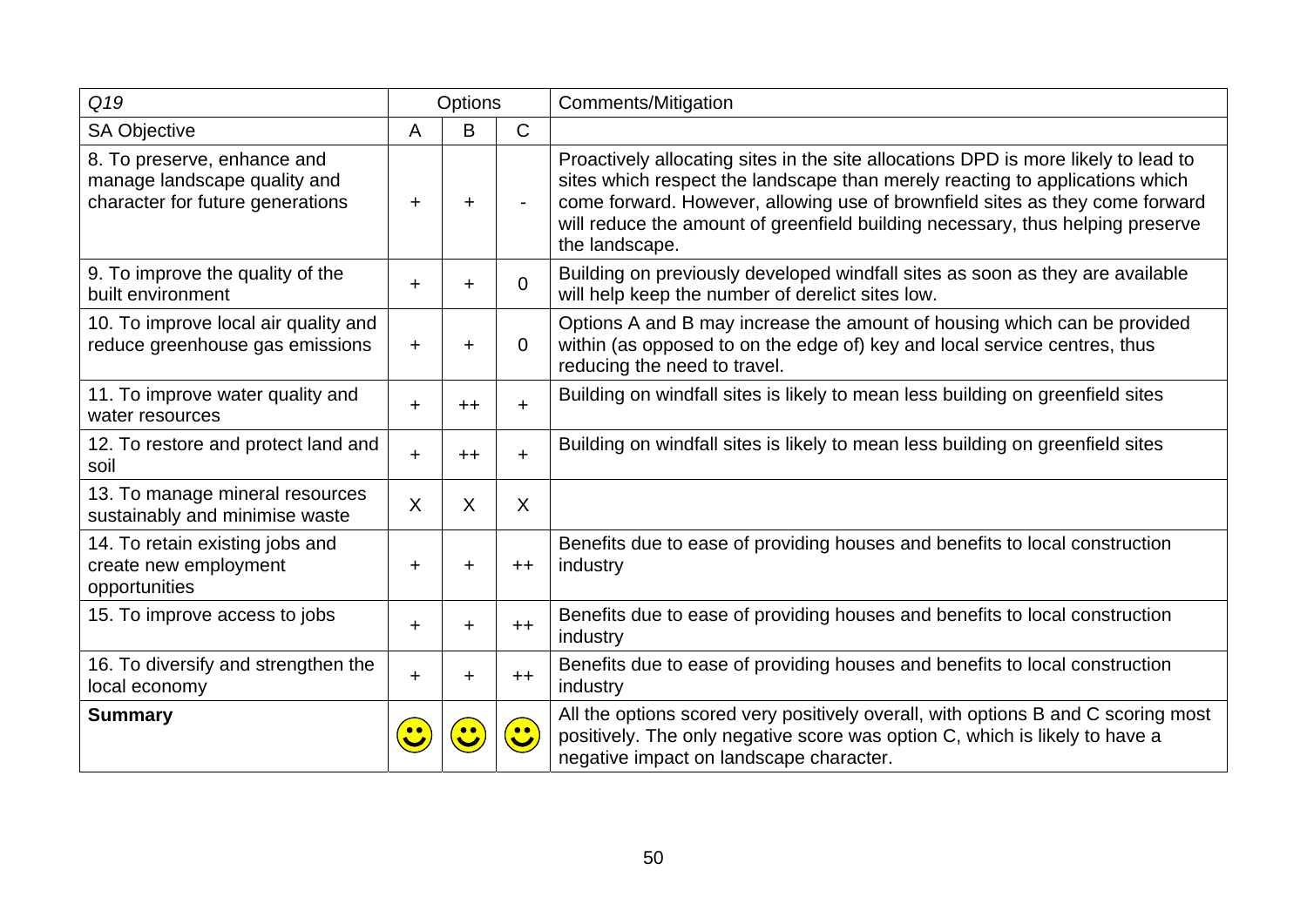| *Q19* | Options | | | Comments/Mitigation |
|---|---|---|---|---|
| SA Objective | A | B | C | |
| 8. To preserve, enhance and manage landscape quality and character for future generations | + | + | - | Proactively allocating sites in the site allocations DPD is more likely to lead to sites which respect the landscape than merely reacting to applications which come forward. However, allowing use of brownfield sites as they come forward will reduce the amount of greenfield building necessary, thus helping preserve the landscape. |
| 9. To improve the quality of the built environment | + | + | 0 | Building on previously developed windfall sites as soon as they are available will help keep the number of derelict sites low. |
| 10. To improve local air quality and reduce greenhouse gas emissions | + | + | 0 | Options A and B may increase the amount of housing which can be provided within (as opposed to on the edge of) key and local service centres, thus reducing the need to travel. |
| 11. To improve water quality and water resources | + | ++ | + | Building on windfall sites is likely to mean less building on greenfield sites |
| 12. To restore and protect land and soil | + | ++ | + | Building on windfall sites is likely to mean less building on greenfield sites |
| 13. To manage mineral resources sustainably and minimise waste | X | X | X | |
| 14. To retain existing jobs and create new employment opportunities | + | + | ++ | Benefits due to ease of providing houses and benefits to local construction industry |
| 15. To improve access to jobs | + | + | ++ | Benefits due to ease of providing houses and benefits to local construction industry |
| 16. To diversify and strengthen the local economy | + | + | ++ | Benefits due to ease of providing houses and benefits to local construction industry |
| **Summary** | ☺ | ☺ | ☺ | All the options scored very positively overall, with options B and C scoring most positively. The only negative score was option C, which is likely to have a negative impact on landscape character. |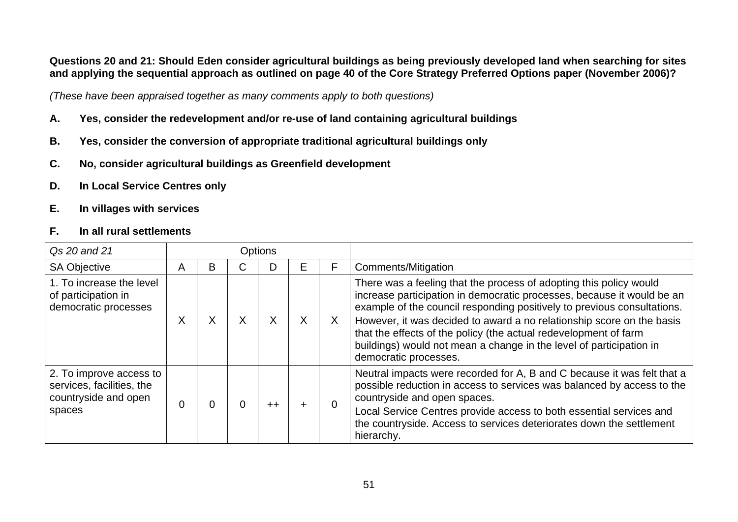**Questions 20 and 21: Should Eden consider agricultural buildings as being previously developed land when searching for sites and applying the sequential approach as outlined on page 40 of the Core Strategy Preferred Options paper (November 2006)?**

*(These have been appraised together as many comments apply to both questions)*

**A. Yes, consider the redevelopment and/or re-use of land containing agricultural buildings**

**B. Yes, consider the conversion of appropriate traditional agricultural buildings only**

**C. No, consider agricultural buildings as Greenfield development**

**D. In Local Service Centres only**

**E. In villages with services**

**F. In all rural settlements**

| *Qs 20 and 21* | Options | | | | | | |
|---|---|---|---|---|---|---|---|
| SA Objective | A | B | C | D | E | F | Comments/Mitigation |
| 1. To increase the level of participation in democratic processes | X | X | X | X | X | X | There was a feeling that the process of adopting this policy would increase participation in democratic processes, because it would be an example of the council responding positively to previous consultations. However, it was decided to award a no relationship score on the basis that the effects of the policy (the actual redevelopment of farm buildings) would not mean a change in the level of participation in democratic processes. |
| 2. To improve access to services, facilities, the countryside and open spaces | 0 | 0 | 0 | ++ | + | 0 | Neutral impacts were recorded for A, B and C because it was felt that a possible reduction in access to services was balanced by access to the countryside and open spaces. Local Service Centres provide access to both essential services and the countryside. Access to services deteriorates down the settlement hierarchy. |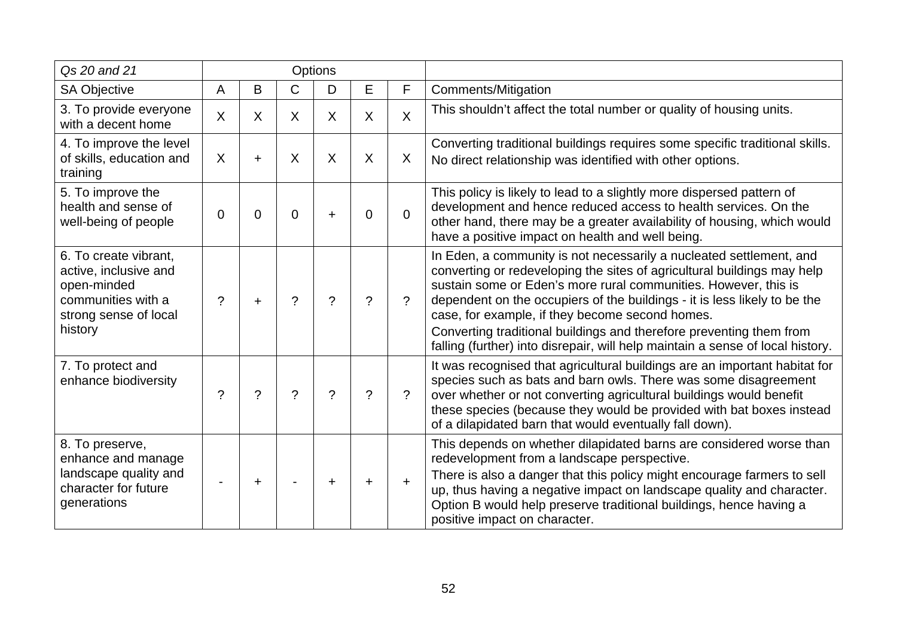| *Qs 20 and 21* | Options | | | | | | |
|---|---|---|---|---|---|---|---|
| SA Objective | A | B | C | D | E | F | Comments/Mitigation |
| 3. To provide everyone with a decent home | X | X | X | X | X | X | This shouldn't affect the total number or quality of housing units. |
| 4. To improve the level of skills, education and training | X | + | X | X | X | X | Converting traditional buildings requires some specific traditional skills. No direct relationship was identified with other options. |
| 5. To improve the health and sense of well-being of people | 0 | 0 | 0 | + | 0 | 0 | This policy is likely to lead to a slightly more dispersed pattern of development and hence reduced access to health services. On the other hand, there may be a greater availability of housing, which would have a positive impact on health and well being. |
| 6. To create vibrant, active, inclusive and open-minded communities with a strong sense of local history | ? | + | ? | ? | ? | ? | In Eden, a community is not necessarily a nucleated settlement, and converting or redeveloping the sites of agricultural buildings may help sustain some or Eden's more rural communities. However, this is dependent on the occupiers of the buildings - it is less likely to be the case, for example, if they become second homes. Converting traditional buildings and therefore preventing them from falling (further) into disrepair, will help maintain a sense of local history. |
| 7. To protect and enhance biodiversity | ? | ? | ? | ? | ? | ? | It was recognised that agricultural buildings are an important habitat for species such as bats and barn owls. There was some disagreement over whether or not converting agricultural buildings would benefit these species (because they would be provided with bat boxes instead of a dilapidated barn that would eventually fall down). |
| 8. To preserve, enhance and manage landscape quality and character for future generations | - | + | - | + | + | + | This depends on whether dilapidated barns are considered worse than redevelopment from a landscape perspective. There is also a danger that this policy might encourage farmers to sell up, thus having a negative impact on landscape quality and character. Option B would help preserve traditional buildings, hence having a positive impact on character. |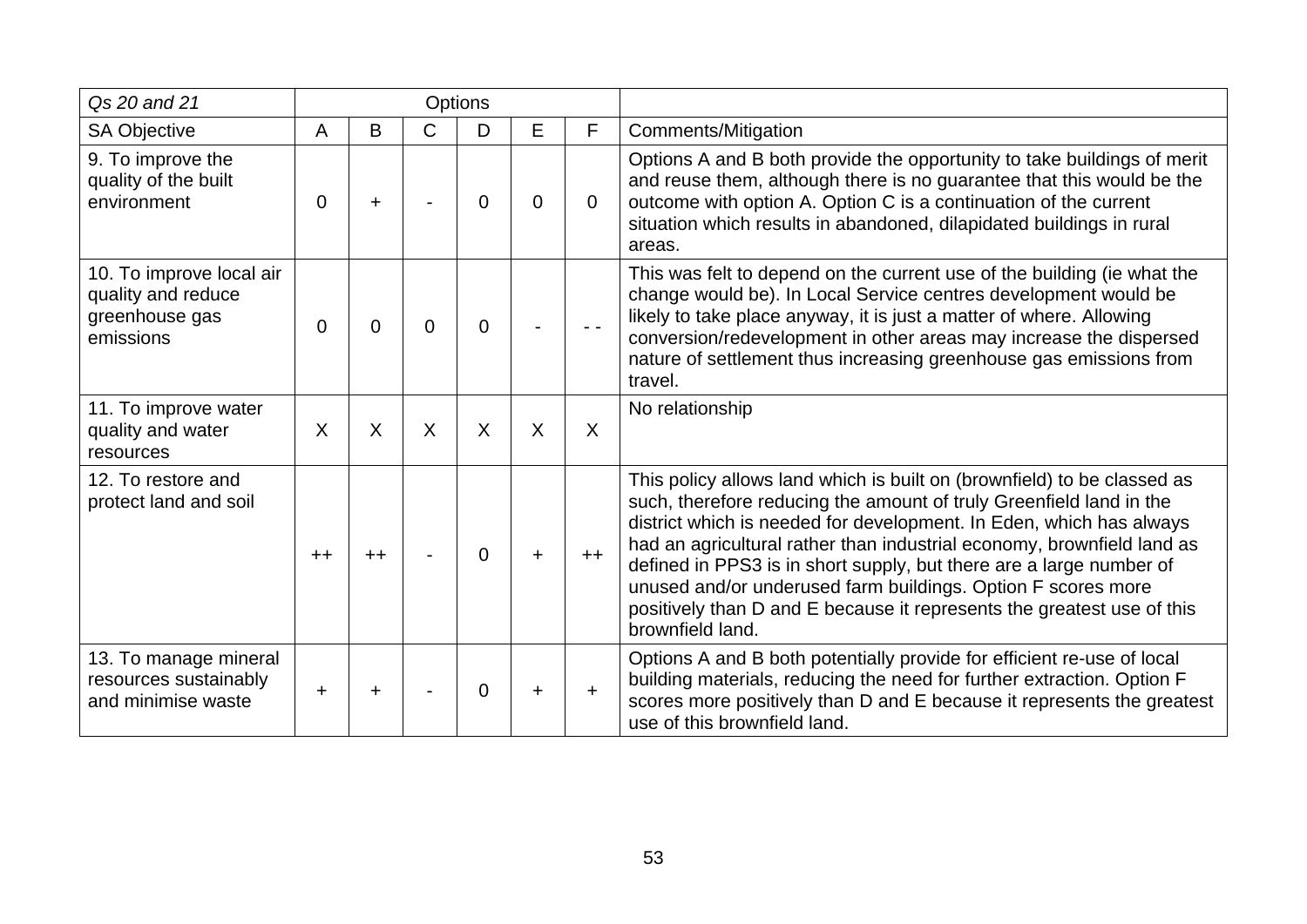| *Qs 20 and 21* | Options | | | | | | |
|---|---|---|---|---|---|---|---|
| SA Objective | A | B | C | D | E | F | Comments/Mitigation |
| 9. To improve the quality of the built environment | 0 | + | - | 0 | 0 | 0 | Options A and B both provide the opportunity to take buildings of merit and reuse them, although there is no guarantee that this would be the outcome with option A. Option C is a continuation of the current situation which results in abandoned, dilapidated buildings in rural areas. |
| 10. To improve local air quality and reduce greenhouse gas emissions | 0 | 0 | 0 | 0 | - | - - | This was felt to depend on the current use of the building (ie what the change would be). In Local Service centres development would be likely to take place anyway, it is just a matter of where. Allowing conversion/redevelopment in other areas may increase the dispersed nature of settlement thus increasing greenhouse gas emissions from travel. |
| 11. To improve water quality and water resources | X | X | X | X | X | X | No relationship |
| 12. To restore and protect land and soil | ++ | ++ | - | 0 | + | ++ | This policy allows land which is built on (brownfield) to be classed as such, therefore reducing the amount of truly Greenfield land in the district which is needed for development. In Eden, which has always had an agricultural rather than industrial economy, brownfield land as defined in PPS3 is in short supply, but there are a large number of unused and/or underused farm buildings. Option F scores more positively than D and E because it represents the greatest use of this brownfield land. |
| 13. To manage mineral resources sustainably and minimise waste | + | + | - | 0 | + | + | Options A and B both potentially provide for efficient re-use of local building materials, reducing the need for further extraction. Option F scores more positively than D and E because it represents the greatest use of this brownfield land. |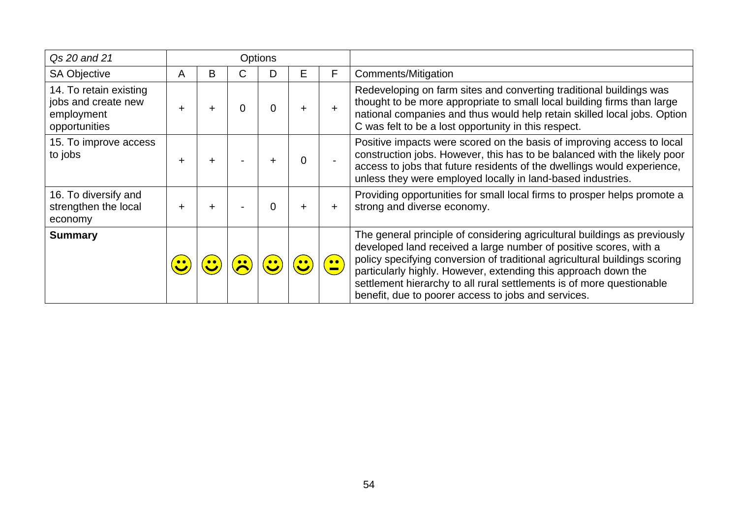| *Qs 20 and 21* | Options | | | | | | |
|---|---|---|---|---|---|---|---|
| SA Objective | A | B | C | D | E | F | Comments/Mitigation |
| 14. To retain existing jobs and create new employment opportunities | + | + | 0 | 0 | + | + | Redeveloping on farm sites and converting traditional buildings was thought to be more appropriate to small local building firms than large national companies and thus would help retain skilled local jobs. Option C was felt to be a lost opportunity in this respect. |
| 15. To improve access to jobs | + | + | - | + | 0 | - | Positive impacts were scored on the basis of improving access to local construction jobs. However, this has to be balanced with the likely poor access to jobs that future residents of the dwellings would experience, unless they were employed locally in land-based industries. |
| 16. To diversify and strengthen the local economy | + | + | - | 0 | + | + | Providing opportunities for small local firms to prosper helps promote a strong and diverse economy. |
| **Summary** | ☺ | ☺ | ☹ | ☺ | ☺ | 😐 | The general principle of considering agricultural buildings as previously developed land received a large number of positive scores, with a policy specifying conversion of traditional agricultural buildings scoring particularly highly. However, extending this approach down the settlement hierarchy to all rural settlements is of more questionable benefit, due to poorer access to jobs and services. |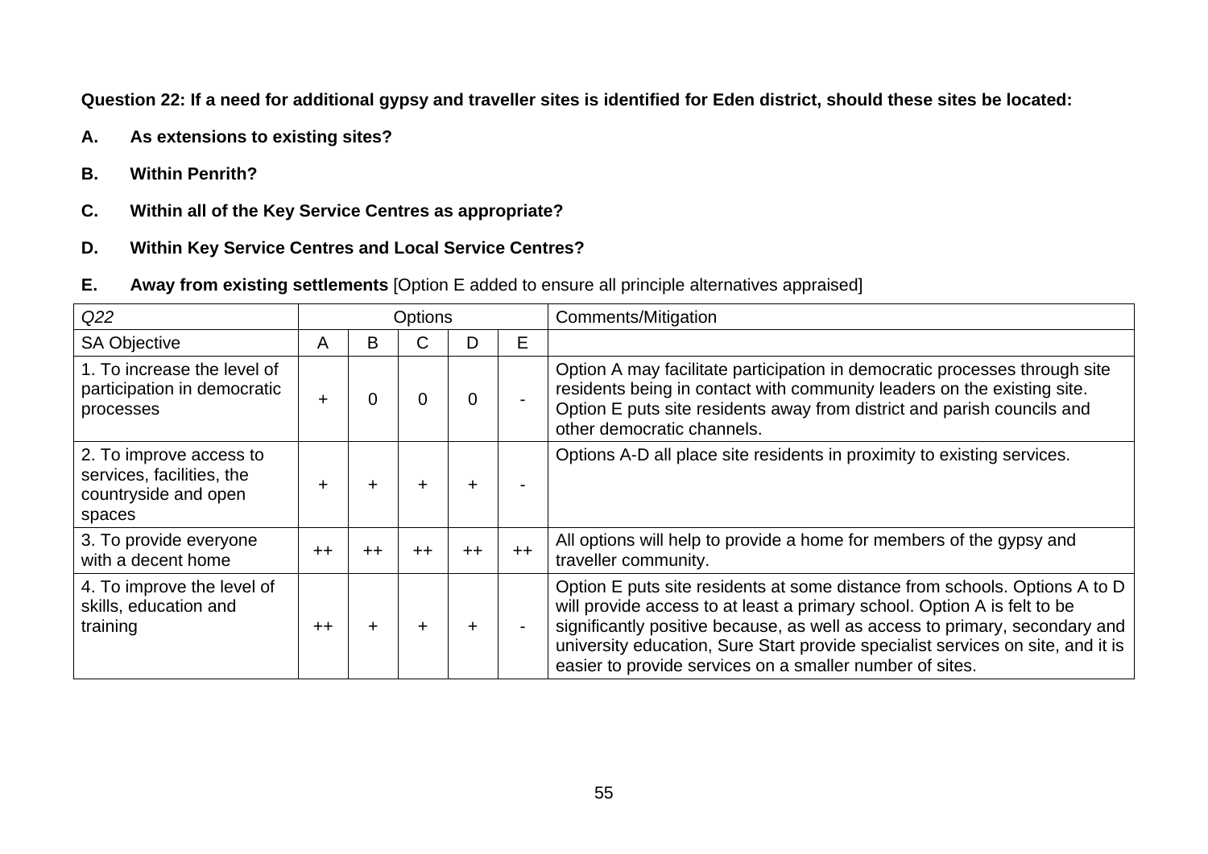**Question 22: If a need for additional gypsy and traveller sites is identified for Eden district, should these sites be located:**

**A. As extensions to existing sites?**

**B. Within Penrith?**

**C. Within all of the Key Service Centres as appropriate?**

**D. Within Key Service Centres and Local Service Centres?**

**E. Away from existing settlements** [Option E added to ensure all principle alternatives appraised]

| *Q22* | Options | | | | | Comments/Mitigation |
|---|---|---|---|---|---|---|
| SA Objective | A | B | C | D | E | |
| 1. To increase the level of participation in democratic processes | + | 0 | 0 | 0 | - | Option A may facilitate participation in democratic processes through site residents being in contact with community leaders on the existing site. Option E puts site residents away from district and parish councils and other democratic channels. |
| 2. To improve access to services, facilities, the countryside and open spaces | + | + | + | + | - | Options A-D all place site residents in proximity to existing services. |
| 3. To provide everyone with a decent home | ++ | ++ | ++ | ++ | ++ | All options will help to provide a home for members of the gypsy and traveller community. |
| 4. To improve the level of skills, education and training | ++ | + | + | + | - | Option E puts site residents at some distance from schools. Options A to D will provide access to at least a primary school. Option A is felt to be significantly positive because, as well as access to primary, secondary and university education, Sure Start provide specialist services on site, and it is easier to provide services on a smaller number of sites. |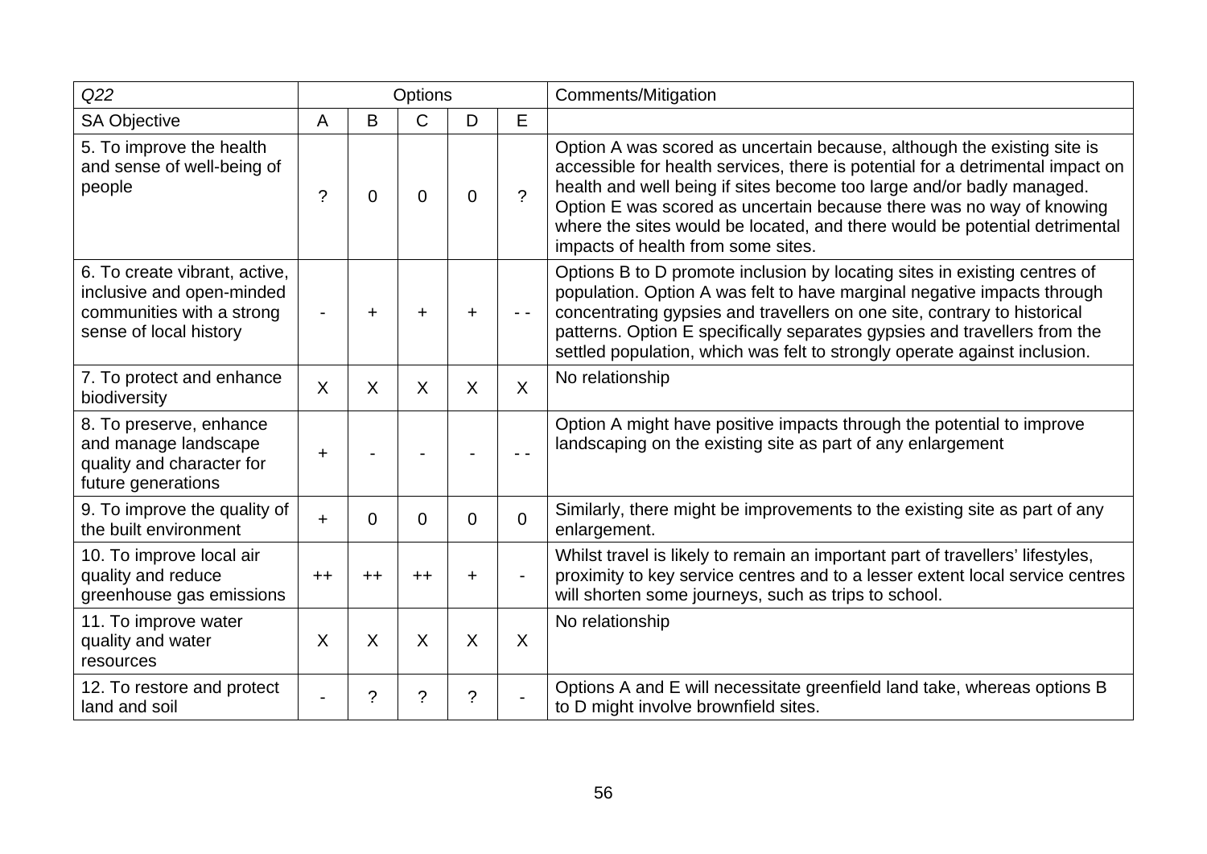| *Q22* | Options | | | | | Comments/Mitigation |
|---|---|---|---|---|---|---|
| SA Objective | A | B | C | D | E | |
| 5. To improve the health and sense of well-being of people | ? | 0 | 0 | 0 | ? | Option A was scored as uncertain because, although the existing site is accessible for health services, there is potential for a detrimental impact on health and well being if sites become too large and/or badly managed. Option E was scored as uncertain because there was no way of knowing where the sites would be located, and there would be potential detrimental impacts of health from some sites. |
| 6. To create vibrant, active, inclusive and open-minded communities with a strong sense of local history | - | + | + | + | - - | Options B to D promote inclusion by locating sites in existing centres of population. Option A was felt to have marginal negative impacts through concentrating gypsies and travellers on one site, contrary to historical patterns. Option E specifically separates gypsies and travellers from the settled population, which was felt to strongly operate against inclusion. |
| 7. To protect and enhance biodiversity | X | X | X | X | X | No relationship |
| 8. To preserve, enhance and manage landscape quality and character for future generations | + | - | - | - | - - | Option A might have positive impacts through the potential to improve landscaping on the existing site as part of any enlargement |
| 9. To improve the quality of the built environment | + | 0 | 0 | 0 | 0 | Similarly, there might be improvements to the existing site as part of any enlargement. |
| 10. To improve local air quality and reduce greenhouse gas emissions | ++ | ++ | ++ | + | - | Whilst travel is likely to remain an important part of travellers' lifestyles, proximity to key service centres and to a lesser extent local service centres will shorten some journeys, such as trips to school. |
| 11. To improve water quality and water resources | X | X | X | X | X | No relationship |
| 12. To restore and protect land and soil | - | ? | ? | ? | - | Options A and E will necessitate greenfield land take, whereas options B to D might involve brownfield sites. |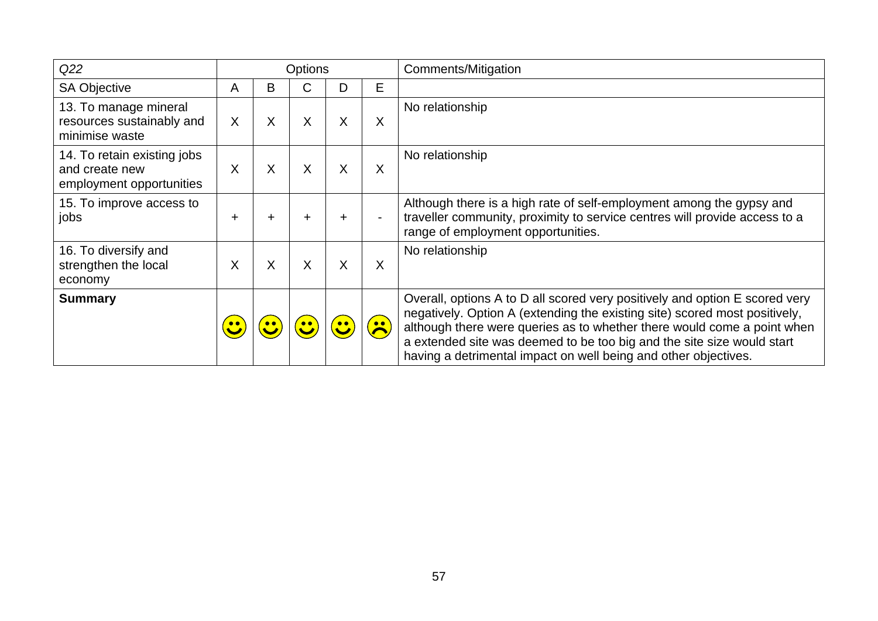| *Q22* | Options | | | | | Comments/Mitigation |
|---|---|---|---|---|---|---|
| SA Objective | A | B | C | D | E | |
| 13. To manage mineral resources sustainably and minimise waste | X | X | X | X | X | No relationship |
| 14. To retain existing jobs and create new employment opportunities | X | X | X | X | X | No relationship |
| 15. To improve access to jobs | + | + | + | + | - | Although there is a high rate of self-employment among the gypsy and traveller community, proximity to service centres will provide access to a range of employment opportunities. |
| 16. To diversify and strengthen the local economy | X | X | X | X | X | No relationship |
| **Summary** | ☺ | ☺ | ☺ | ☺ | ☹ | Overall, options A to D all scored very positively and option E scored very negatively. Option A (extending the existing site) scored most positively, although there were queries as to whether there would come a point when a extended site was deemed to be too big and the site size would start having a detrimental impact on well being and other objectives. |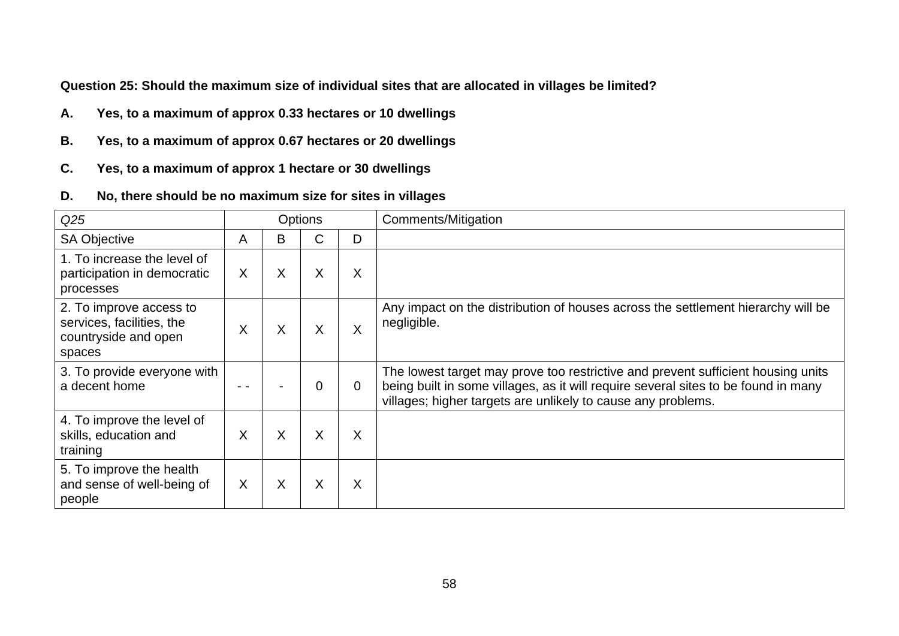**Question 25: Should the maximum size of individual sites that are allocated in villages be limited?**

**A. Yes, to a maximum of approx 0.33 hectares or 10 dwellings**

**B. Yes, to a maximum of approx 0.67 hectares or 20 dwellings**

**C. Yes, to a maximum of approx 1 hectare or 30 dwellings**

**D. No, there should be no maximum size for sites in villages**

| *Q25* | Options | | | | Comments/Mitigation |
|---|---|---|---|---|---|
| SA Objective | A | B | C | D | |
| 1. To increase the level of participation in democratic processes | X | X | X | X | |
| 2. To improve access to services, facilities, the countryside and open spaces | X | X | X | X | Any impact on the distribution of houses across the settlement hierarchy will be negligible. |
| 3. To provide everyone with a decent home | - - | - | 0 | 0 | The lowest target may prove too restrictive and prevent sufficient housing units being built in some villages, as it will require several sites to be found in many villages; higher targets are unlikely to cause any problems. |
| 4. To improve the level of skills, education and training | X | X | X | X | |
| 5. To improve the health and sense of well-being of people | X | X | X | X | |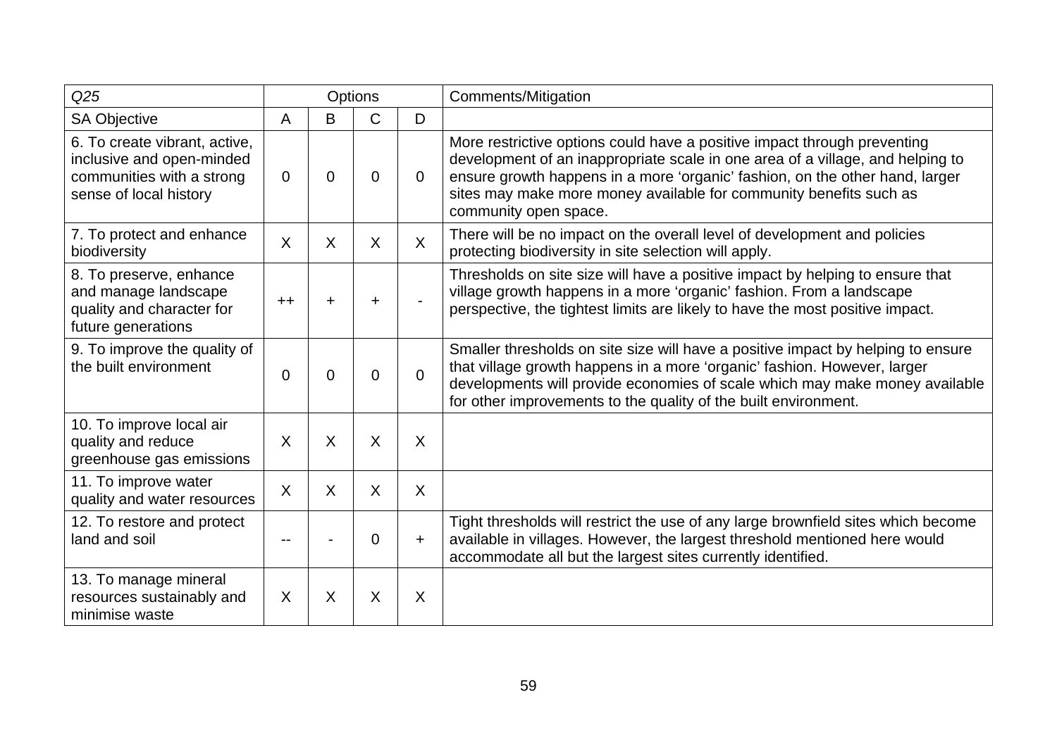| *Q25* | Options | | | | Comments/Mitigation |
|---|---|---|---|---|---|
| SA Objective | A | B | C | D | |
| 6. To create vibrant, active, inclusive and open-minded communities with a strong sense of local history | 0 | 0 | 0 | 0 | More restrictive options could have a positive impact through preventing development of an inappropriate scale in one area of a village, and helping to ensure growth happens in a more 'organic' fashion, on the other hand, larger sites may make more money available for community benefits such as community open space. |
| 7. To protect and enhance biodiversity | X | X | X | X | There will be no impact on the overall level of development and policies protecting biodiversity in site selection will apply. |
| 8. To preserve, enhance and manage landscape quality and character for future generations | ++ | + | + | - | Thresholds on site size will have a positive impact by helping to ensure that village growth happens in a more 'organic' fashion. From a landscape perspective, the tightest limits are likely to have the most positive impact. |
| 9. To improve the quality of the built environment | 0 | 0 | 0 | 0 | Smaller thresholds on site size will have a positive impact by helping to ensure that village growth happens in a more 'organic' fashion. However, larger developments will provide economies of scale which may make money available for other improvements to the quality of the built environment. |
| 10. To improve local air quality and reduce greenhouse gas emissions | X | X | X | X | |
| 11. To improve water quality and water resources | X | X | X | X | |
| 12. To restore and protect land and soil | -- | - | 0 | + | Tight thresholds will restrict the use of any large brownfield sites which become available in villages. However, the largest threshold mentioned here would accommodate all but the largest sites currently identified. |
| 13. To manage mineral resources sustainably and minimise waste | X | X | X | X | |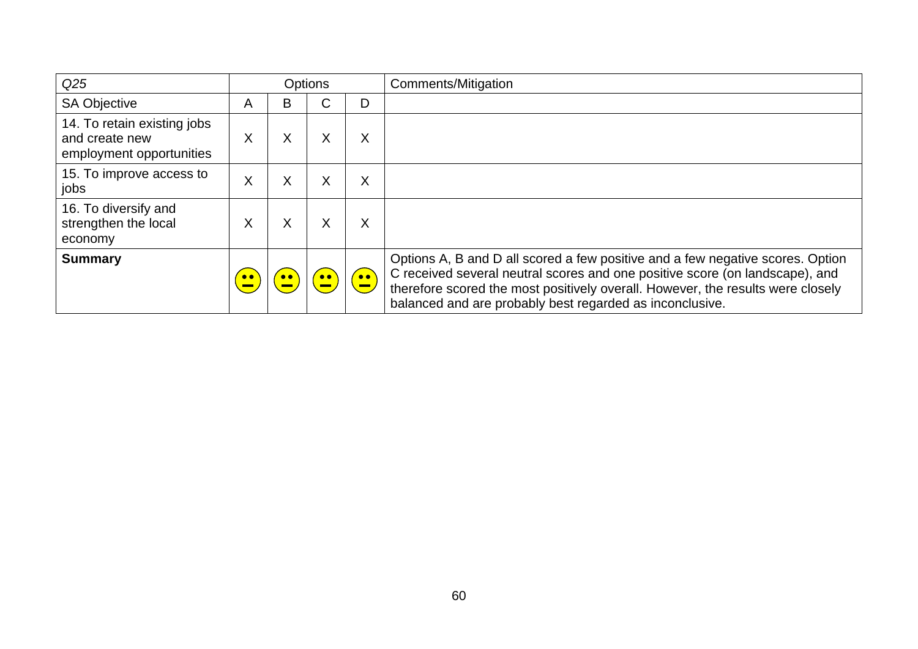| *Q25* | Options | | | | Comments/Mitigation |
|---|---|---|---|---|---|
| SA Objective | A | B | C | D | |
| 14. To retain existing jobs and create new employment opportunities | X | X | X | X | |
| 15. To improve access to jobs | X | X | X | X | |
| 16. To diversify and strengthen the local economy | X | X | X | X | |
| **Summary** | 😐 | 😐 | 😐 | 😐 | Options A, B and D all scored a few positive and a few negative scores. Option C received several neutral scores and one positive score (on landscape), and therefore scored the most positively overall. However, the results were closely balanced and are probably best regarded as inconclusive. |